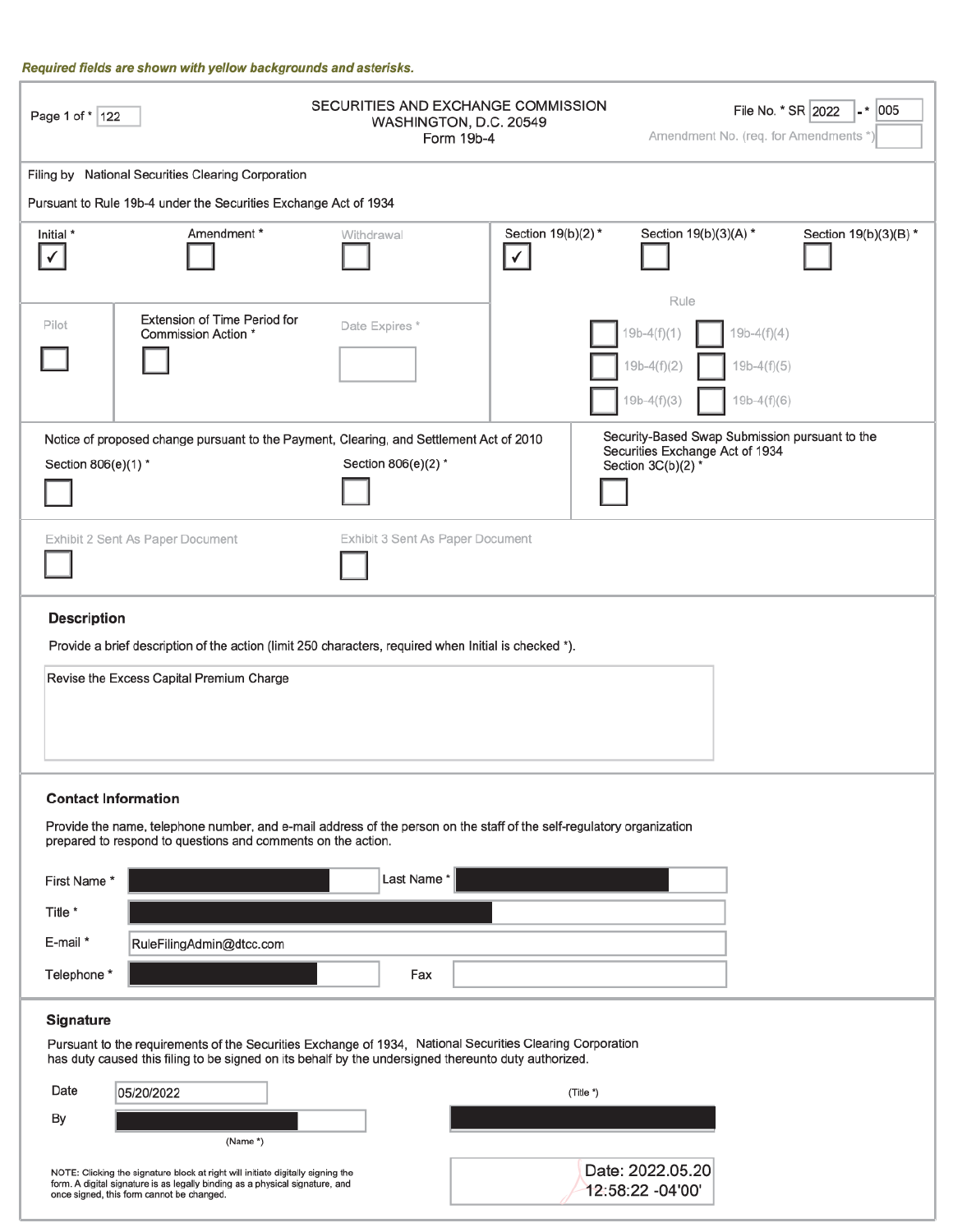*Required fields are shown with yellow backgrounds and asterisks.*

Page 1 of * 122

SECURITIES AND EXCHANGE COMMISSION
WASHINGTON, D.C. 20549
Form 19b-4

File No. * SR 2022 - * 005
Amendment No. (req. for Amendments *)

Filing by National Securities Clearing Corporation

Pursuant to Rule 19b-4 under the Securities Exchange Act of 1934

| Initial * | Amendment * | Withdrawal | Section 19(b)(2) * | Section 19(b)(3)(A) * | Section 19(b)(3)(B) * |
|---|---|---|---|---|---|
| ☑ | ☐ | ☐ | ☑ | ☐ | ☐ |

| Pilot | Extension of Time Period for Commission Action * | Date Expires * |
|---|---|---|
| ☐ | ☐ | |

Rule

☐ 19b-4(f)(1) ☐ 19b-4(f)(4)
☐ 19b-4(f)(2) ☐ 19b-4(f)(5)
☐ 19b-4(f)(3) ☐ 19b-4(f)(6)

Notice of proposed change pursuant to the Payment, Clearing, and Settlement Act of 2010

Section 806(e)(1) * ☐  Section 806(e)(2) * ☐

Security-Based Swap Submission pursuant to the Securities Exchange Act of 1934
Section 3C(b)(2) * ☐

Exhibit 2 Sent As Paper Document ☐  Exhibit 3 Sent As Paper Document ☐

## Description

Provide a brief description of the action (limit 250 characters, required when Initial is checked *).

Revise the Excess Capital Premium Charge

## Contact Information

Provide the name, telephone number, and e-mail address of the person on the staff of the self-regulatory organization prepared to respond to questions and comments on the action.

First Name * [redacted] Last Name * [redacted]

Title * [redacted]

E-mail * RuleFilingAdmin@dtcc.com

Telephone * [redacted] Fax

## Signature

Pursuant to the requirements of the Securities Exchange of 1934, National Securities Clearing Corporation has duty caused this filing to be signed on its behalf by the undersigned thereunto duty authorized.

Date 05/20/2022

By [redacted]
(Name *)

(Title *) [redacted]

NOTE: Clicking the signature block at right will initiate digitally signing the form. A digital signature is as legally binding as a physical signature, and once signed, this form cannot be changed.

Date: 2022.05.20 12:58:22 -04'00'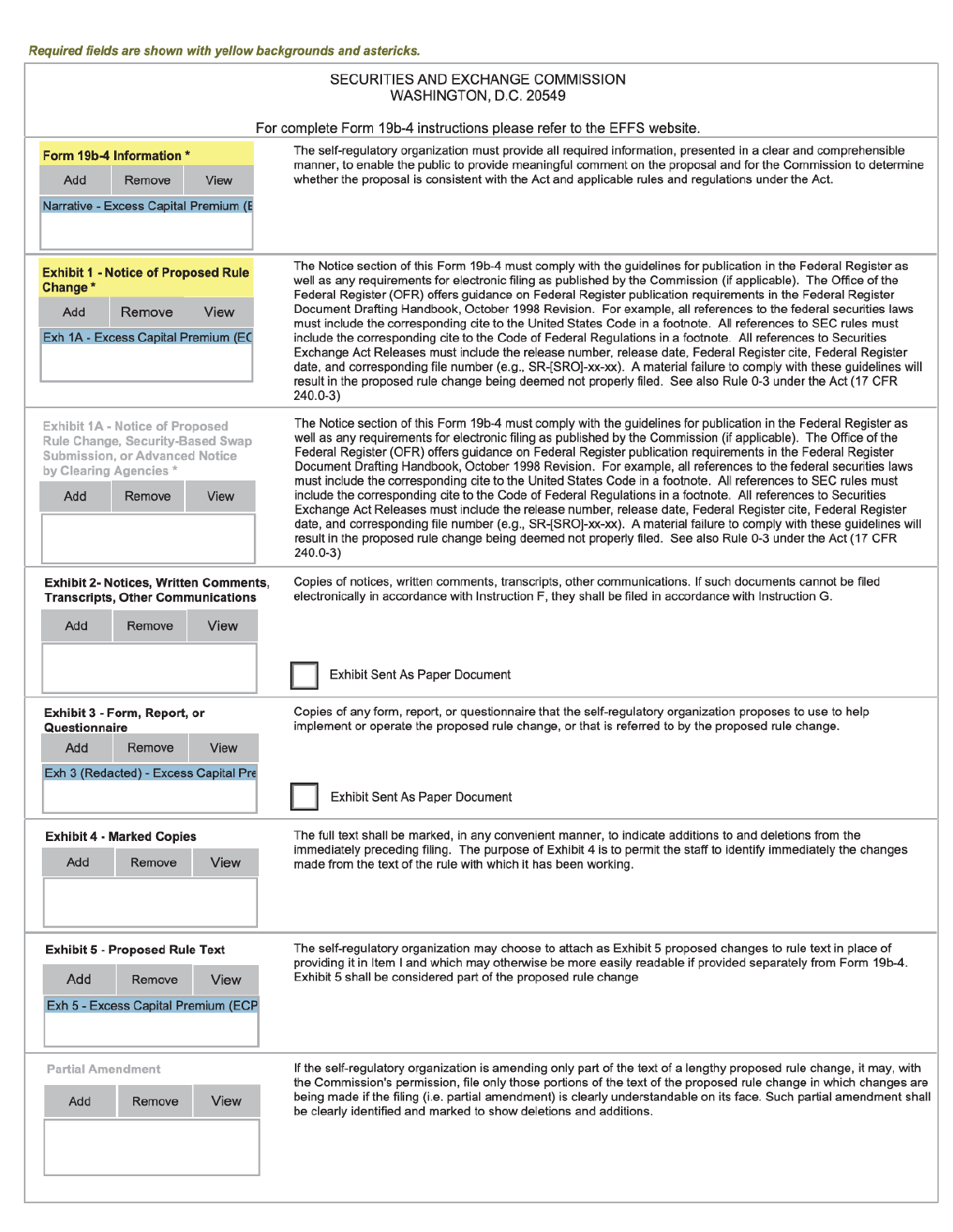*Required fields are shown with yellow backgrounds and astericks.*

SECURITIES AND EXCHANGE COMMISSION
WASHINGTON, D.C. 20549

For complete Form 19b-4 instructions please refer to the EFFS website.

| | |
|---|---|
| **Form 19b-4 Information \*** <br> Add Remove View <br> Narrative - Excess Capital Premium (E | The self-regulatory organization must provide all required information, presented in a clear and comprehensible manner, to enable the public to provide meaningful comment on the proposal and for the Commission to determine whether the proposal is consistent with the Act and applicable rules and regulations under the Act. |
| **Exhibit 1 - Notice of Proposed Rule Change \*** <br> Add Remove View <br> Exh 1A - Excess Capital Premium (EC | The Notice section of this Form 19b-4 must comply with the guidelines for publication in the Federal Register as well as any requirements for electronic filing as published by the Commission (if applicable). The Office of the Federal Register (OFR) offers guidance on Federal Register publication requirements in the Federal Register Document Drafting Handbook, October 1998 Revision. For example, all references to the federal securities laws must include the corresponding cite to the United States Code in a footnote. All references to SEC rules must include the corresponding cite to the Code of Federal Regulations in a footnote. All references to Securities Exchange Act Releases must include the release number, release date, Federal Register cite, Federal Register date, and corresponding file number (e.g., SR-[SRO]-xx-xx). A material failure to comply with these guidelines will result in the proposed rule change being deemed not properly filed. See also Rule 0-3 under the Act (17 CFR 240.0-3) |
| **Exhibit 1A - Notice of Proposed Rule Change, Security-Based Swap Submission, or Advanced Notice by Clearing Agencies \*** <br> Add Remove View | The Notice section of this Form 19b-4 must comply with the guidelines for publication in the Federal Register as well as any requirements for electronic filing as published by the Commission (if applicable). The Office of the Federal Register (OFR) offers guidance on Federal Register publication requirements in the Federal Register Document Drafting Handbook, October 1998 Revision. For example, all references to the federal securities laws must include the corresponding cite to the United States Code in a footnote. All references to SEC rules must include the corresponding cite to the Code of Federal Regulations in a footnote. All references to Securities Exchange Act Releases must include the release number, release date, Federal Register cite, Federal Register date, and corresponding file number (e.g., SR-[SRO]-xx-xx). A material failure to comply with these guidelines will result in the proposed rule change being deemed not properly filed. See also Rule 0-3 under the Act (17 CFR 240.0-3) |
| **Exhibit 2- Notices, Written Comments, Transcripts, Other Communications** <br> Add Remove View | Copies of notices, written comments, transcripts, other communications. If such documents cannot be filed electronically in accordance with Instruction F, they shall be filed in accordance with Instruction G. <br> ☐ Exhibit Sent As Paper Document |
| **Exhibit 3 - Form, Report, or Questionnaire** <br> Add Remove View <br> Exh 3 (Redacted) - Excess Capital Pre | Copies of any form, report, or questionnaire that the self-regulatory organization proposes to use to help implement or operate the proposed rule change, or that is referred to by the proposed rule change. <br> ☐ Exhibit Sent As Paper Document |
| **Exhibit 4 - Marked Copies** <br> Add Remove View | The full text shall be marked, in any convenient manner, to indicate additions to and deletions from the immediately preceding filing. The purpose of Exhibit 4 is to permit the staff to identify immediately the changes made from the text of the rule with which it has been working. |
| **Exhibit 5 - Proposed Rule Text** <br> Add Remove View <br> Exh 5 - Excess Capital Premium (ECP | The self-regulatory organization may choose to attach as Exhibit 5 proposed changes to rule text in place of providing it in Item I and which may otherwise be more easily readable if provided separately from Form 19b-4. Exhibit 5 shall be considered part of the proposed rule change |
| **Partial Amendment** <br> Add Remove View | If the self-regulatory organization is amending only part of the text of a lengthy proposed rule change, it may, with the Commission's permission, file only those portions of the text of the proposed rule change in which changes are being made if the filing (i.e. partial amendment) is clearly understandable on its face. Such partial amendment shall be clearly identified and marked to show deletions and additions. |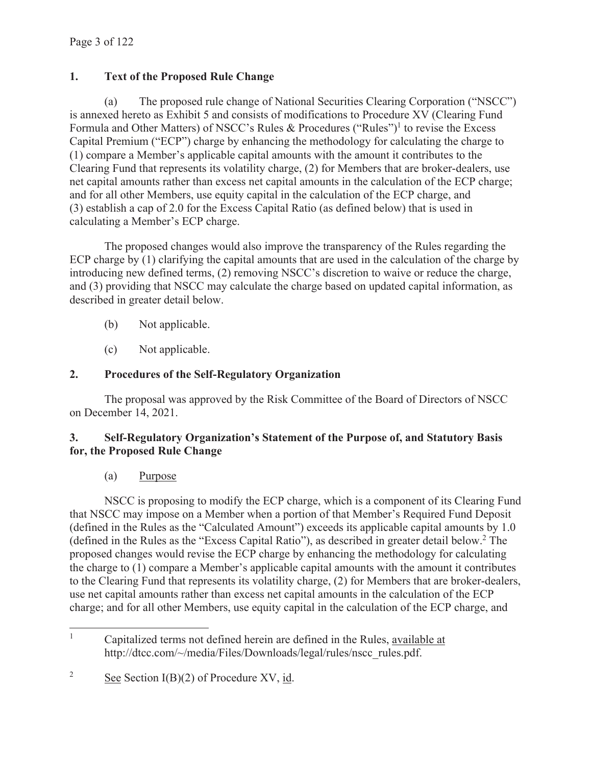## 1. Text of the Proposed Rule Change

(a) The proposed rule change of National Securities Clearing Corporation ("NSCC") is annexed hereto as Exhibit 5 and consists of modifications to Procedure XV (Clearing Fund Formula and Other Matters) of NSCC's Rules & Procedures ("Rules")[1] to revise the Excess Capital Premium ("ECP") charge by enhancing the methodology for calculating the charge to (1) compare a Member's applicable capital amounts with the amount it contributes to the Clearing Fund that represents its volatility charge, (2) for Members that are broker-dealers, use net capital amounts rather than excess net capital amounts in the calculation of the ECP charge; and for all other Members, use equity capital in the calculation of the ECP charge, and (3) establish a cap of 2.0 for the Excess Capital Ratio (as defined below) that is used in calculating a Member's ECP charge.

The proposed changes would also improve the transparency of the Rules regarding the ECP charge by (1) clarifying the capital amounts that are used in the calculation of the charge by introducing new defined terms, (2) removing NSCC's discretion to waive or reduce the charge, and (3) providing that NSCC may calculate the charge based on updated capital information, as described in greater detail below.

(b) Not applicable.

(c) Not applicable.

## 2. Procedures of the Self-Regulatory Organization

The proposal was approved by the Risk Committee of the Board of Directors of NSCC on December 14, 2021.

## 3. Self-Regulatory Organization's Statement of the Purpose of, and Statutory Basis for, the Proposed Rule Change

(a) Purpose

NSCC is proposing to modify the ECP charge, which is a component of its Clearing Fund that NSCC may impose on a Member when a portion of that Member's Required Fund Deposit (defined in the Rules as the "Calculated Amount") exceeds its applicable capital amounts by 1.0 (defined in the Rules as the "Excess Capital Ratio"), as described in greater detail below.[2] The proposed changes would revise the ECP charge by enhancing the methodology for calculating the charge to (1) compare a Member's applicable capital amounts with the amount it contributes to the Clearing Fund that represents its volatility charge, (2) for Members that are broker-dealers, use net capital amounts rather than excess net capital amounts in the calculation of the ECP charge; and for all other Members, use equity capital in the calculation of the ECP charge, and

---

[1] Capitalized terms not defined herein are defined in the Rules, available at http://dtcc.com/~/media/Files/Downloads/legal/rules/nscc_rules.pdf.

[2] See Section I(B)(2) of Procedure XV, id.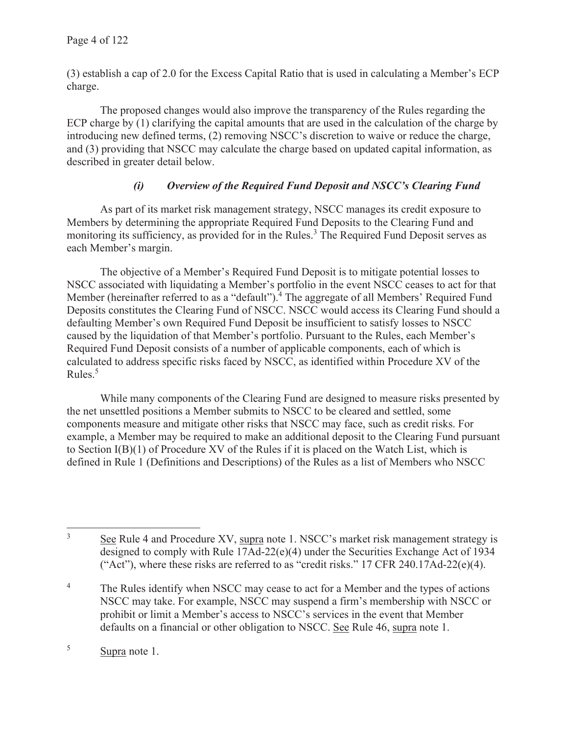(3) establish a cap of 2.0 for the Excess Capital Ratio that is used in calculating a Member's ECP charge.

The proposed changes would also improve the transparency of the Rules regarding the ECP charge by (1) clarifying the capital amounts that are used in the calculation of the charge by introducing new defined terms, (2) removing NSCC's discretion to waive or reduce the charge, and (3) providing that NSCC may calculate the charge based on updated capital information, as described in greater detail below.

### *(i) Overview of the Required Fund Deposit and NSCC's Clearing Fund*

As part of its market risk management strategy, NSCC manages its credit exposure to Members by determining the appropriate Required Fund Deposits to the Clearing Fund and monitoring its sufficiency, as provided for in the Rules.[3] The Required Fund Deposit serves as each Member's margin.

The objective of a Member's Required Fund Deposit is to mitigate potential losses to NSCC associated with liquidating a Member's portfolio in the event NSCC ceases to act for that Member (hereinafter referred to as a "default").[4] The aggregate of all Members' Required Fund Deposits constitutes the Clearing Fund of NSCC. NSCC would access its Clearing Fund should a defaulting Member's own Required Fund Deposit be insufficient to satisfy losses to NSCC caused by the liquidation of that Member's portfolio. Pursuant to the Rules, each Member's Required Fund Deposit consists of a number of applicable components, each of which is calculated to address specific risks faced by NSCC, as identified within Procedure XV of the Rules.[5]

While many components of the Clearing Fund are designed to measure risks presented by the net unsettled positions a Member submits to NSCC to be cleared and settled, some components measure and mitigate other risks that NSCC may face, such as credit risks. For example, a Member may be required to make an additional deposit to the Clearing Fund pursuant to Section I(B)(1) of Procedure XV of the Rules if it is placed on the Watch List, which is defined in Rule 1 (Definitions and Descriptions) of the Rules as a list of Members who NSCC

---

[3] See Rule 4 and Procedure XV, supra note 1. NSCC's market risk management strategy is designed to comply with Rule 17Ad-22(e)(4) under the Securities Exchange Act of 1934 ("Act"), where these risks are referred to as "credit risks." 17 CFR 240.17Ad-22(e)(4).

[4] The Rules identify when NSCC may cease to act for a Member and the types of actions NSCC may take. For example, NSCC may suspend a firm's membership with NSCC or prohibit or limit a Member's access to NSCC's services in the event that Member defaults on a financial or other obligation to NSCC. See Rule 46, supra note 1.

[5] Supra note 1.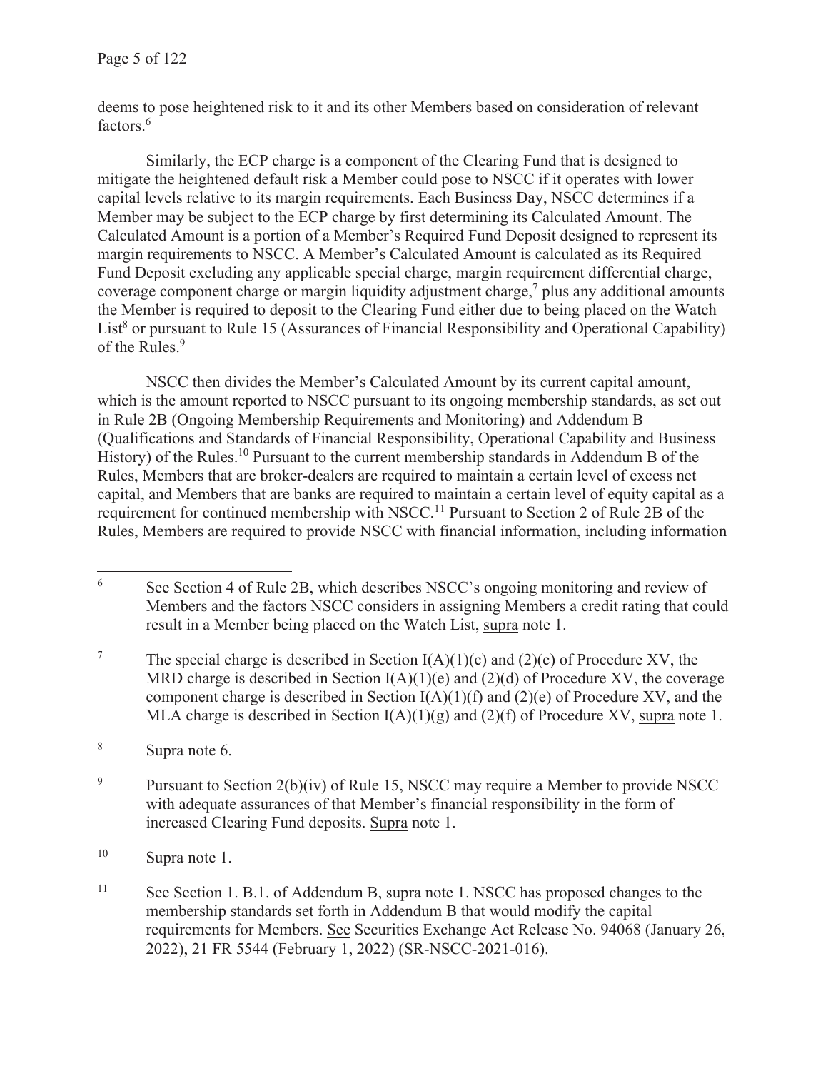deems to pose heightened risk to it and its other Members based on consideration of relevant factors.[6]

Similarly, the ECP charge is a component of the Clearing Fund that is designed to mitigate the heightened default risk a Member could pose to NSCC if it operates with lower capital levels relative to its margin requirements. Each Business Day, NSCC determines if a Member may be subject to the ECP charge by first determining its Calculated Amount. The Calculated Amount is a portion of a Member's Required Fund Deposit designed to represent its margin requirements to NSCC. A Member's Calculated Amount is calculated as its Required Fund Deposit excluding any applicable special charge, margin requirement differential charge, coverage component charge or margin liquidity adjustment charge,[7] plus any additional amounts the Member is required to deposit to the Clearing Fund either due to being placed on the Watch List[8] or pursuant to Rule 15 (Assurances of Financial Responsibility and Operational Capability) of the Rules.[9]

NSCC then divides the Member's Calculated Amount by its current capital amount, which is the amount reported to NSCC pursuant to its ongoing membership standards, as set out in Rule 2B (Ongoing Membership Requirements and Monitoring) and Addendum B (Qualifications and Standards of Financial Responsibility, Operational Capability and Business History) of the Rules.[10] Pursuant to the current membership standards in Addendum B of the Rules, Members that are broker-dealers are required to maintain a certain level of excess net capital, and Members that are banks are required to maintain a certain level of equity capital as a requirement for continued membership with NSCC.[11] Pursuant to Section 2 of Rule 2B of the Rules, Members are required to provide NSCC with financial information, including information

---

[6] See Section 4 of Rule 2B, which describes NSCC's ongoing monitoring and review of Members and the factors NSCC considers in assigning Members a credit rating that could result in a Member being placed on the Watch List, supra note 1.

[7] The special charge is described in Section I(A)(1)(c) and (2)(c) of Procedure XV, the MRD charge is described in Section I(A)(1)(e) and (2)(d) of Procedure XV, the coverage component charge is described in Section I(A)(1)(f) and (2)(e) of Procedure XV, and the MLA charge is described in Section I(A)(1)(g) and (2)(f) of Procedure XV, supra note 1.

[8] Supra note 6.

[9] Pursuant to Section 2(b)(iv) of Rule 15, NSCC may require a Member to provide NSCC with adequate assurances of that Member's financial responsibility in the form of increased Clearing Fund deposits. Supra note 1.

[10] Supra note 1.

[11] See Section 1. B.1. of Addendum B, supra note 1. NSCC has proposed changes to the membership standards set forth in Addendum B that would modify the capital requirements for Members. See Securities Exchange Act Release No. 94068 (January 26, 2022), 21 FR 5544 (February 1, 2022) (SR-NSCC-2021-016).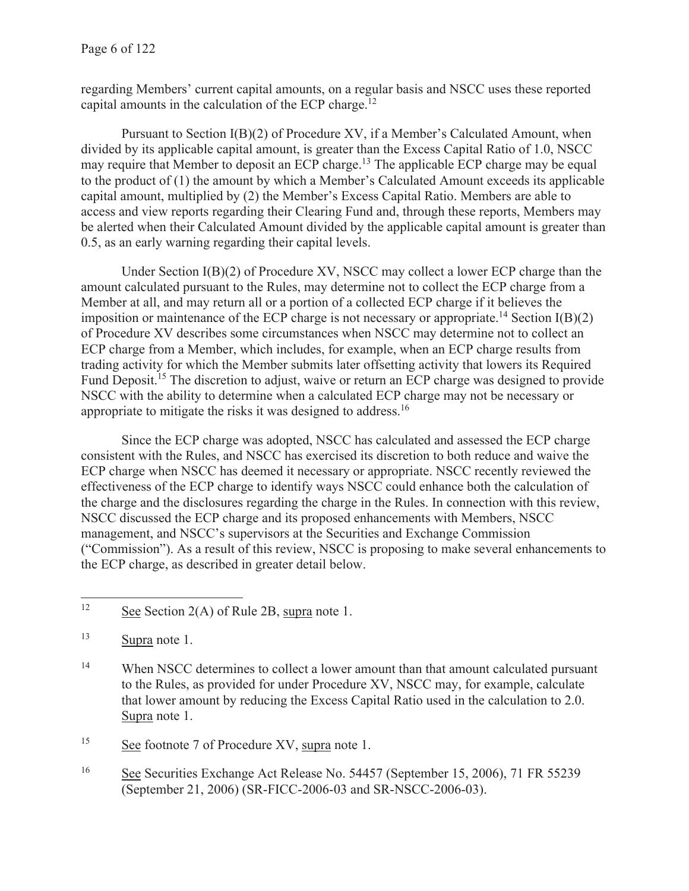regarding Members' current capital amounts, on a regular basis and NSCC uses these reported capital amounts in the calculation of the ECP charge.[12]

Pursuant to Section I(B)(2) of Procedure XV, if a Member's Calculated Amount, when divided by its applicable capital amount, is greater than the Excess Capital Ratio of 1.0, NSCC may require that Member to deposit an ECP charge.[13] The applicable ECP charge may be equal to the product of (1) the amount by which a Member's Calculated Amount exceeds its applicable capital amount, multiplied by (2) the Member's Excess Capital Ratio. Members are able to access and view reports regarding their Clearing Fund and, through these reports, Members may be alerted when their Calculated Amount divided by the applicable capital amount is greater than 0.5, as an early warning regarding their capital levels.

Under Section I(B)(2) of Procedure XV, NSCC may collect a lower ECP charge than the amount calculated pursuant to the Rules, may determine not to collect the ECP charge from a Member at all, and may return all or a portion of a collected ECP charge if it believes the imposition or maintenance of the ECP charge is not necessary or appropriate.[14] Section I(B)(2) of Procedure XV describes some circumstances when NSCC may determine not to collect an ECP charge from a Member, which includes, for example, when an ECP charge results from trading activity for which the Member submits later offsetting activity that lowers its Required Fund Deposit.[15] The discretion to adjust, waive or return an ECP charge was designed to provide NSCC with the ability to determine when a calculated ECP charge may not be necessary or appropriate to mitigate the risks it was designed to address.[16]

Since the ECP charge was adopted, NSCC has calculated and assessed the ECP charge consistent with the Rules, and NSCC has exercised its discretion to both reduce and waive the ECP charge when NSCC has deemed it necessary or appropriate. NSCC recently reviewed the effectiveness of the ECP charge to identify ways NSCC could enhance both the calculation of the charge and the disclosures regarding the charge in the Rules. In connection with this review, NSCC discussed the ECP charge and its proposed enhancements with Members, NSCC management, and NSCC's supervisors at the Securities and Exchange Commission ("Commission"). As a result of this review, NSCC is proposing to make several enhancements to the ECP charge, as described in greater detail below.

---

[12] See Section 2(A) of Rule 2B, supra note 1.

[13] Supra note 1.

[14] When NSCC determines to collect a lower amount than that amount calculated pursuant to the Rules, as provided for under Procedure XV, NSCC may, for example, calculate that lower amount by reducing the Excess Capital Ratio used in the calculation to 2.0. Supra note 1.

[15] See footnote 7 of Procedure XV, supra note 1.

[16] See Securities Exchange Act Release No. 54457 (September 15, 2006), 71 FR 55239 (September 21, 2006) (SR-FICC-2006-03 and SR-NSCC-2006-03).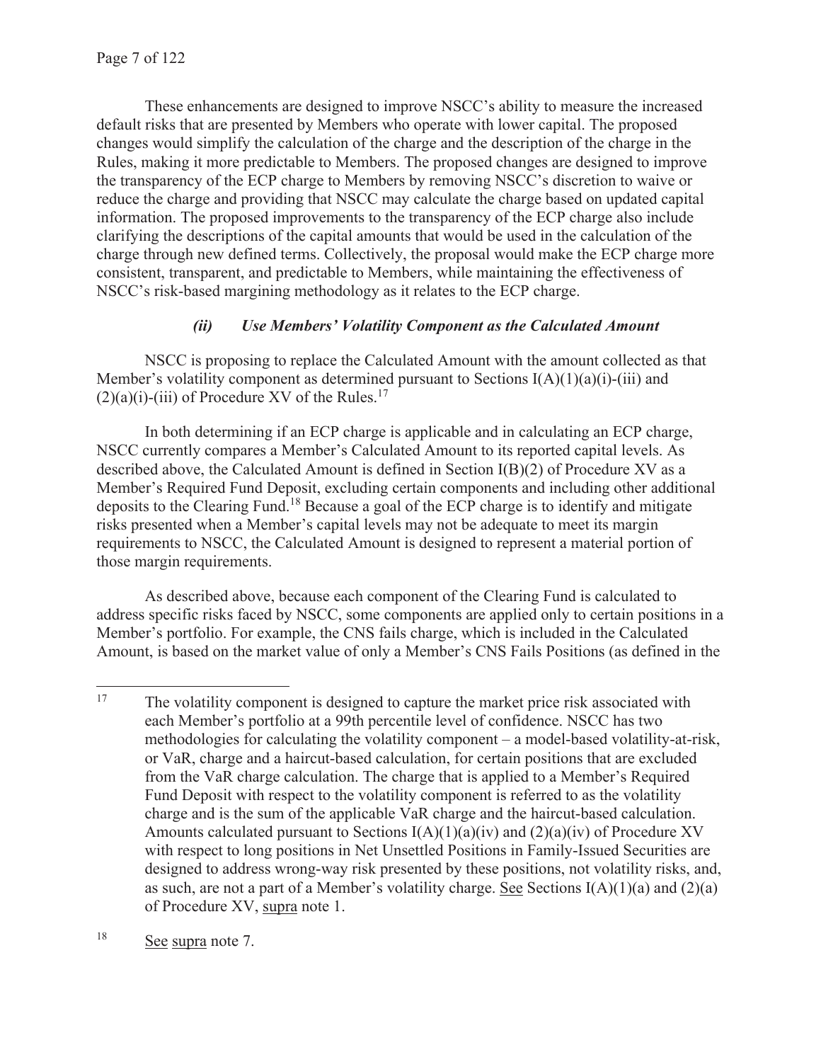These enhancements are designed to improve NSCC's ability to measure the increased default risks that are presented by Members who operate with lower capital. The proposed changes would simplify the calculation of the charge and the description of the charge in the Rules, making it more predictable to Members. The proposed changes are designed to improve the transparency of the ECP charge to Members by removing NSCC's discretion to waive or reduce the charge and providing that NSCC may calculate the charge based on updated capital information. The proposed improvements to the transparency of the ECP charge also include clarifying the descriptions of the capital amounts that would be used in the calculation of the charge through new defined terms. Collectively, the proposal would make the ECP charge more consistent, transparent, and predictable to Members, while maintaining the effectiveness of NSCC's risk-based margining methodology as it relates to the ECP charge.

### *(ii) Use Members' Volatility Component as the Calculated Amount*

NSCC is proposing to replace the Calculated Amount with the amount collected as that Member's volatility component as determined pursuant to Sections I(A)(1)(a)(i)-(iii) and (2)(a)(i)-(iii) of Procedure XV of the Rules.[17]

In both determining if an ECP charge is applicable and in calculating an ECP charge, NSCC currently compares a Member's Calculated Amount to its reported capital levels. As described above, the Calculated Amount is defined in Section I(B)(2) of Procedure XV as a Member's Required Fund Deposit, excluding certain components and including other additional deposits to the Clearing Fund.[18] Because a goal of the ECP charge is to identify and mitigate risks presented when a Member's capital levels may not be adequate to meet its margin requirements to NSCC, the Calculated Amount is designed to represent a material portion of those margin requirements.

As described above, because each component of the Clearing Fund is calculated to address specific risks faced by NSCC, some components are applied only to certain positions in a Member's portfolio. For example, the CNS fails charge, which is included in the Calculated Amount, is based on the market value of only a Member's CNS Fails Positions (as defined in the

---

[17] The volatility component is designed to capture the market price risk associated with each Member's portfolio at a 99th percentile level of confidence. NSCC has two methodologies for calculating the volatility component – a model-based volatility-at-risk, or VaR, charge and a haircut-based calculation, for certain positions that are excluded from the VaR charge calculation. The charge that is applied to a Member's Required Fund Deposit with respect to the volatility component is referred to as the volatility charge and is the sum of the applicable VaR charge and the haircut-based calculation. Amounts calculated pursuant to Sections I(A)(1)(a)(iv) and (2)(a)(iv) of Procedure XV with respect to long positions in Net Unsettled Positions in Family-Issued Securities are designed to address wrong-way risk presented by these positions, not volatility risks, and, as such, are not a part of a Member's volatility charge. See Sections I(A)(1)(a) and (2)(a) of Procedure XV, supra note 1.

[18] See supra note 7.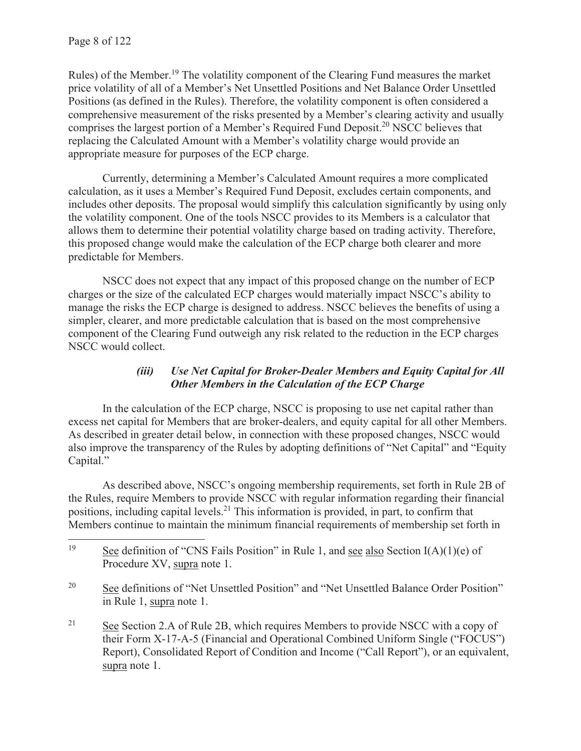Rules) of the Member.[19] The volatility component of the Clearing Fund measures the market price volatility of all of a Member's Net Unsettled Positions and Net Balance Order Unsettled Positions (as defined in the Rules). Therefore, the volatility component is often considered a comprehensive measurement of the risks presented by a Member's clearing activity and usually comprises the largest portion of a Member's Required Fund Deposit.[20] NSCC believes that replacing the Calculated Amount with a Member's volatility charge would provide an appropriate measure for purposes of the ECP charge.

Currently, determining a Member's Calculated Amount requires a more complicated calculation, as it uses a Member's Required Fund Deposit, excludes certain components, and includes other deposits. The proposal would simplify this calculation significantly by using only the volatility component. One of the tools NSCC provides to its Members is a calculator that allows them to determine their potential volatility charge based on trading activity. Therefore, this proposed change would make the calculation of the ECP charge both clearer and more predictable for Members.

NSCC does not expect that any impact of this proposed change on the number of ECP charges or the size of the calculated ECP charges would materially impact NSCC's ability to manage the risks the ECP charge is designed to address. NSCC believes the benefits of using a simpler, clearer, and more predictable calculation that is based on the most comprehensive component of the Clearing Fund outweigh any risk related to the reduction in the ECP charges NSCC would collect.

#### *(iii) Use Net Capital for Broker-Dealer Members and Equity Capital for All Other Members in the Calculation of the ECP Charge*

In the calculation of the ECP charge, NSCC is proposing to use net capital rather than excess net capital for Members that are broker-dealers, and equity capital for all other Members. As described in greater detail below, in connection with these proposed changes, NSCC would also improve the transparency of the Rules by adopting definitions of "Net Capital" and "Equity Capital."

As described above, NSCC's ongoing membership requirements, set forth in Rule 2B of the Rules, require Members to provide NSCC with regular information regarding their financial positions, including capital levels.[21] This information is provided, in part, to confirm that Members continue to maintain the minimum financial requirements of membership set forth in

---

[19] See definition of "CNS Fails Position" in Rule 1, and see also Section I(A)(1)(e) of Procedure XV, supra note 1.

[20] See definitions of "Net Unsettled Position" and "Net Unsettled Balance Order Position" in Rule 1, supra note 1.

[21] See Section 2.A of Rule 2B, which requires Members to provide NSCC with a copy of their Form X-17-A-5 (Financial and Operational Combined Uniform Single ("FOCUS") Report), Consolidated Report of Condition and Income ("Call Report"), or an equivalent, supra note 1.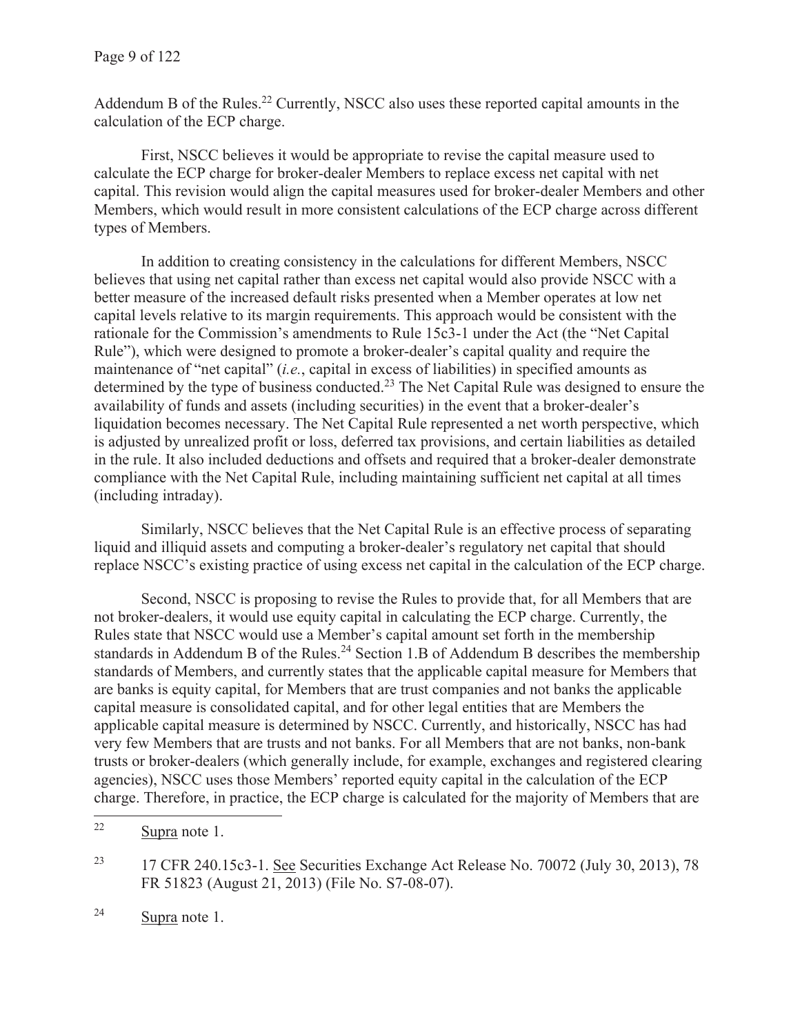Addendum B of the Rules.[22] Currently, NSCC also uses these reported capital amounts in the calculation of the ECP charge.

First, NSCC believes it would be appropriate to revise the capital measure used to calculate the ECP charge for broker-dealer Members to replace excess net capital with net capital. This revision would align the capital measures used for broker-dealer Members and other Members, which would result in more consistent calculations of the ECP charge across different types of Members.

In addition to creating consistency in the calculations for different Members, NSCC believes that using net capital rather than excess net capital would also provide NSCC with a better measure of the increased default risks presented when a Member operates at low net capital levels relative to its margin requirements. This approach would be consistent with the rationale for the Commission's amendments to Rule 15c3-1 under the Act (the "Net Capital Rule"), which were designed to promote a broker-dealer's capital quality and require the maintenance of "net capital" (*i.e.*, capital in excess of liabilities) in specified amounts as determined by the type of business conducted.[23] The Net Capital Rule was designed to ensure the availability of funds and assets (including securities) in the event that a broker-dealer's liquidation becomes necessary. The Net Capital Rule represented a net worth perspective, which is adjusted by unrealized profit or loss, deferred tax provisions, and certain liabilities as detailed in the rule. It also included deductions and offsets and required that a broker-dealer demonstrate compliance with the Net Capital Rule, including maintaining sufficient net capital at all times (including intraday).

Similarly, NSCC believes that the Net Capital Rule is an effective process of separating liquid and illiquid assets and computing a broker-dealer's regulatory net capital that should replace NSCC's existing practice of using excess net capital in the calculation of the ECP charge.

Second, NSCC is proposing to revise the Rules to provide that, for all Members that are not broker-dealers, it would use equity capital in calculating the ECP charge. Currently, the Rules state that NSCC would use a Member's capital amount set forth in the membership standards in Addendum B of the Rules.[24] Section 1.B of Addendum B describes the membership standards of Members, and currently states that the applicable capital measure for Members that are banks is equity capital, for Members that are trust companies and not banks the applicable capital measure is consolidated capital, and for other legal entities that are Members the applicable capital measure is determined by NSCC. Currently, and historically, NSCC has had very few Members that are trusts and not banks. For all Members that are not banks, non-bank trusts or broker-dealers (which generally include, for example, exchanges and registered clearing agencies), NSCC uses those Members' reported equity capital in the calculation of the ECP charge. Therefore, in practice, the ECP charge is calculated for the majority of Members that are

---

[22] Supra note 1.

[23] 17 CFR 240.15c3-1. See Securities Exchange Act Release No. 70072 (July 30, 2013), 78 FR 51823 (August 21, 2013) (File No. S7-08-07).

[24] Supra note 1.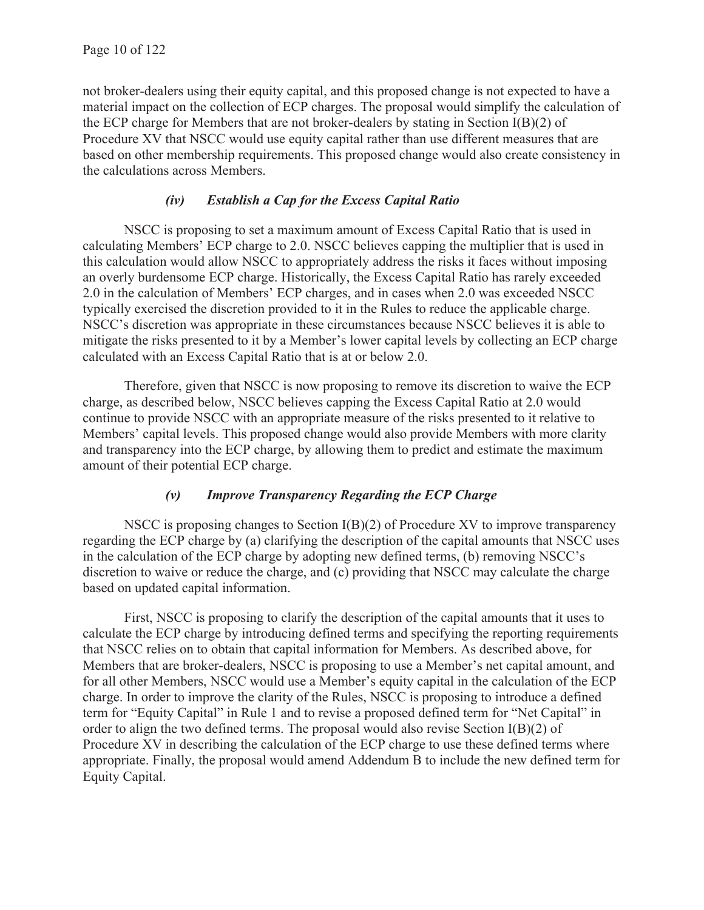not broker-dealers using their equity capital, and this proposed change is not expected to have a material impact on the collection of ECP charges. The proposal would simplify the calculation of the ECP charge for Members that are not broker-dealers by stating in Section I(B)(2) of Procedure XV that NSCC would use equity capital rather than use different measures that are based on other membership requirements. This proposed change would also create consistency in the calculations across Members.

### *(iv) Establish a Cap for the Excess Capital Ratio*

NSCC is proposing to set a maximum amount of Excess Capital Ratio that is used in calculating Members' ECP charge to 2.0. NSCC believes capping the multiplier that is used in this calculation would allow NSCC to appropriately address the risks it faces without imposing an overly burdensome ECP charge. Historically, the Excess Capital Ratio has rarely exceeded 2.0 in the calculation of Members' ECP charges, and in cases when 2.0 was exceeded NSCC typically exercised the discretion provided to it in the Rules to reduce the applicable charge. NSCC's discretion was appropriate in these circumstances because NSCC believes it is able to mitigate the risks presented to it by a Member's lower capital levels by collecting an ECP charge calculated with an Excess Capital Ratio that is at or below 2.0.

Therefore, given that NSCC is now proposing to remove its discretion to waive the ECP charge, as described below, NSCC believes capping the Excess Capital Ratio at 2.0 would continue to provide NSCC with an appropriate measure of the risks presented to it relative to Members' capital levels. This proposed change would also provide Members with more clarity and transparency into the ECP charge, by allowing them to predict and estimate the maximum amount of their potential ECP charge.

### *(v) Improve Transparency Regarding the ECP Charge*

NSCC is proposing changes to Section I(B)(2) of Procedure XV to improve transparency regarding the ECP charge by (a) clarifying the description of the capital amounts that NSCC uses in the calculation of the ECP charge by adopting new defined terms, (b) removing NSCC's discretion to waive or reduce the charge, and (c) providing that NSCC may calculate the charge based on updated capital information.

First, NSCC is proposing to clarify the description of the capital amounts that it uses to calculate the ECP charge by introducing defined terms and specifying the reporting requirements that NSCC relies on to obtain that capital information for Members. As described above, for Members that are broker-dealers, NSCC is proposing to use a Member's net capital amount, and for all other Members, NSCC would use a Member's equity capital in the calculation of the ECP charge. In order to improve the clarity of the Rules, NSCC is proposing to introduce a defined term for "Equity Capital" in Rule 1 and to revise a proposed defined term for "Net Capital" in order to align the two defined terms. The proposal would also revise Section I(B)(2) of Procedure XV in describing the calculation of the ECP charge to use these defined terms where appropriate. Finally, the proposal would amend Addendum B to include the new defined term for Equity Capital.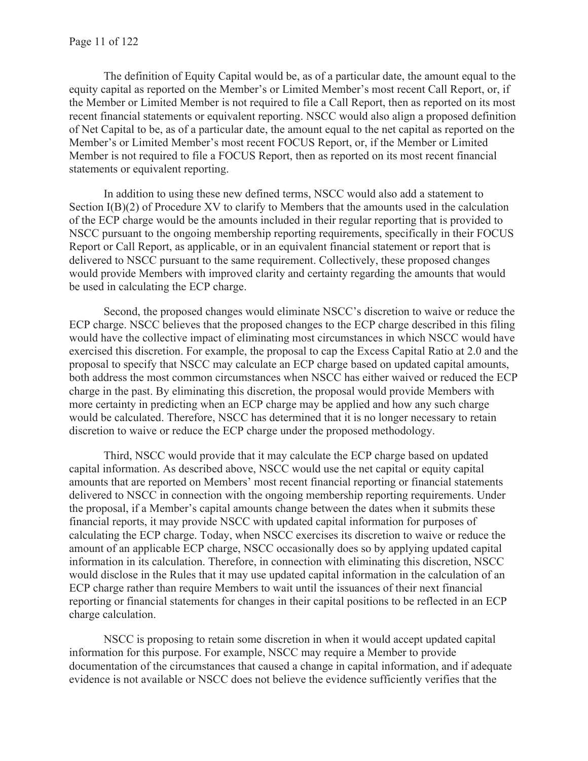The definition of Equity Capital would be, as of a particular date, the amount equal to the equity capital as reported on the Member's or Limited Member's most recent Call Report, or, if the Member or Limited Member is not required to file a Call Report, then as reported on its most recent financial statements or equivalent reporting. NSCC would also align a proposed definition of Net Capital to be, as of a particular date, the amount equal to the net capital as reported on the Member's or Limited Member's most recent FOCUS Report, or, if the Member or Limited Member is not required to file a FOCUS Report, then as reported on its most recent financial statements or equivalent reporting.

In addition to using these new defined terms, NSCC would also add a statement to Section I(B)(2) of Procedure XV to clarify to Members that the amounts used in the calculation of the ECP charge would be the amounts included in their regular reporting that is provided to NSCC pursuant to the ongoing membership reporting requirements, specifically in their FOCUS Report or Call Report, as applicable, or in an equivalent financial statement or report that is delivered to NSCC pursuant to the same requirement. Collectively, these proposed changes would provide Members with improved clarity and certainty regarding the amounts that would be used in calculating the ECP charge.

Second, the proposed changes would eliminate NSCC's discretion to waive or reduce the ECP charge. NSCC believes that the proposed changes to the ECP charge described in this filing would have the collective impact of eliminating most circumstances in which NSCC would have exercised this discretion. For example, the proposal to cap the Excess Capital Ratio at 2.0 and the proposal to specify that NSCC may calculate an ECP charge based on updated capital amounts, both address the most common circumstances when NSCC has either waived or reduced the ECP charge in the past. By eliminating this discretion, the proposal would provide Members with more certainty in predicting when an ECP charge may be applied and how any such charge would be calculated. Therefore, NSCC has determined that it is no longer necessary to retain discretion to waive or reduce the ECP charge under the proposed methodology.

Third, NSCC would provide that it may calculate the ECP charge based on updated capital information. As described above, NSCC would use the net capital or equity capital amounts that are reported on Members' most recent financial reporting or financial statements delivered to NSCC in connection with the ongoing membership reporting requirements. Under the proposal, if a Member's capital amounts change between the dates when it submits these financial reports, it may provide NSCC with updated capital information for purposes of calculating the ECP charge. Today, when NSCC exercises its discretion to waive or reduce the amount of an applicable ECP charge, NSCC occasionally does so by applying updated capital information in its calculation. Therefore, in connection with eliminating this discretion, NSCC would disclose in the Rules that it may use updated capital information in the calculation of an ECP charge rather than require Members to wait until the issuances of their next financial reporting or financial statements for changes in their capital positions to be reflected in an ECP charge calculation.

NSCC is proposing to retain some discretion in when it would accept updated capital information for this purpose. For example, NSCC may require a Member to provide documentation of the circumstances that caused a change in capital information, and if adequate evidence is not available or NSCC does not believe the evidence sufficiently verifies that the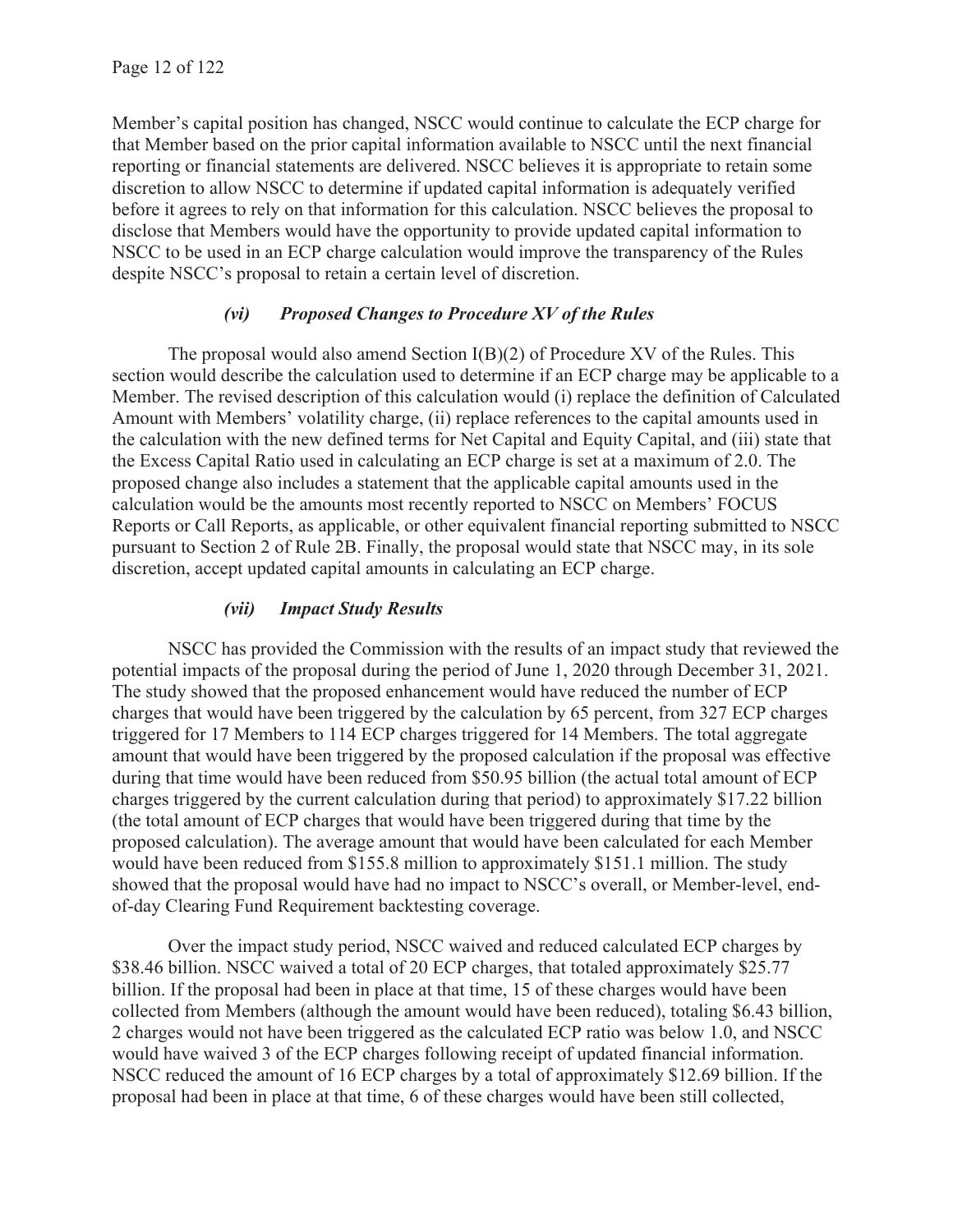Member's capital position has changed, NSCC would continue to calculate the ECP charge for that Member based on the prior capital information available to NSCC until the next financial reporting or financial statements are delivered. NSCC believes it is appropriate to retain some discretion to allow NSCC to determine if updated capital information is adequately verified before it agrees to rely on that information for this calculation. NSCC believes the proposal to disclose that Members would have the opportunity to provide updated capital information to NSCC to be used in an ECP charge calculation would improve the transparency of the Rules despite NSCC's proposal to retain a certain level of discretion.

### *(vi) Proposed Changes to Procedure XV of the Rules*

The proposal would also amend Section I(B)(2) of Procedure XV of the Rules. This section would describe the calculation used to determine if an ECP charge may be applicable to a Member. The revised description of this calculation would (i) replace the definition of Calculated Amount with Members' volatility charge, (ii) replace references to the capital amounts used in the calculation with the new defined terms for Net Capital and Equity Capital, and (iii) state that the Excess Capital Ratio used in calculating an ECP charge is set at a maximum of 2.0. The proposed change also includes a statement that the applicable capital amounts used in the calculation would be the amounts most recently reported to NSCC on Members' FOCUS Reports or Call Reports, as applicable, or other equivalent financial reporting submitted to NSCC pursuant to Section 2 of Rule 2B. Finally, the proposal would state that NSCC may, in its sole discretion, accept updated capital amounts in calculating an ECP charge.

### *(vii) Impact Study Results*

NSCC has provided the Commission with the results of an impact study that reviewed the potential impacts of the proposal during the period of June 1, 2020 through December 31, 2021. The study showed that the proposed enhancement would have reduced the number of ECP charges that would have been triggered by the calculation by 65 percent, from 327 ECP charges triggered for 17 Members to 114 ECP charges triggered for 14 Members. The total aggregate amount that would have been triggered by the proposed calculation if the proposal was effective during that time would have been reduced from $50.95 billion (the actual total amount of ECP charges triggered by the current calculation during that period) to approximately $17.22 billion (the total amount of ECP charges that would have been triggered during that time by the proposed calculation). The average amount that would have been calculated for each Member would have been reduced from $155.8 million to approximately $151.1 million. The study showed that the proposal would have had no impact to NSCC's overall, or Member-level, end-of-day Clearing Fund Requirement backtesting coverage.

Over the impact study period, NSCC waived and reduced calculated ECP charges by $38.46 billion. NSCC waived a total of 20 ECP charges, that totaled approximately $25.77 billion. If the proposal had been in place at that time, 15 of these charges would have been collected from Members (although the amount would have been reduced), totaling $6.43 billion, 2 charges would not have been triggered as the calculated ECP ratio was below 1.0, and NSCC would have waived 3 of the ECP charges following receipt of updated financial information. NSCC reduced the amount of 16 ECP charges by a total of approximately $12.69 billion. If the proposal had been in place at that time, 6 of these charges would have been still collected,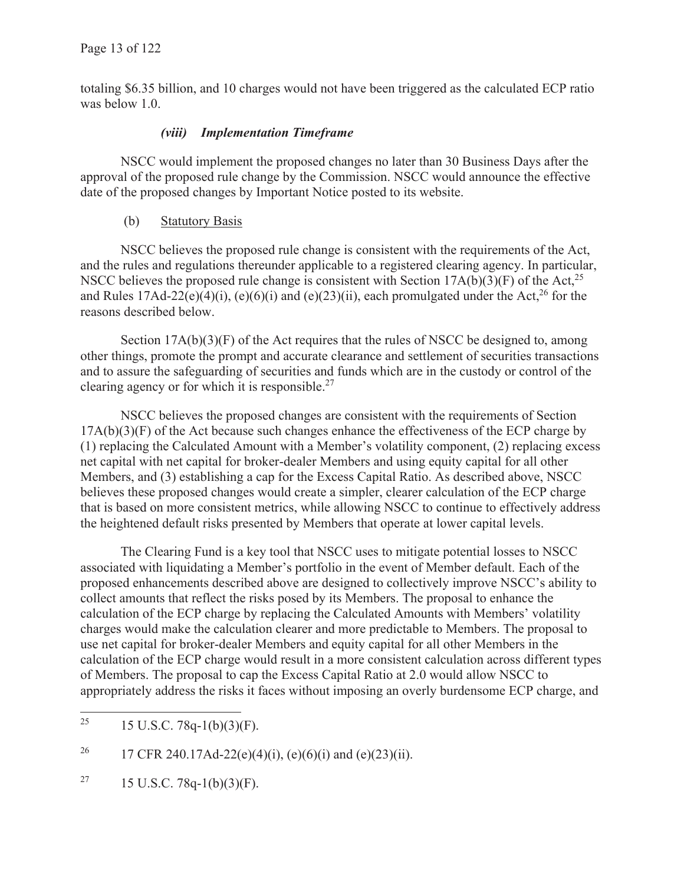totaling $6.35 billion, and 10 charges would not have been triggered as the calculated ECP ratio was below 1.0.

#### *(viii) Implementation Timeframe*

NSCC would implement the proposed changes no later than 30 Business Days after the approval of the proposed rule change by the Commission. NSCC would announce the effective date of the proposed changes by Important Notice posted to its website.

### (b) Statutory Basis

NSCC believes the proposed rule change is consistent with the requirements of the Act, and the rules and regulations thereunder applicable to a registered clearing agency. In particular, NSCC believes the proposed rule change is consistent with Section 17A(b)(3)(F) of the Act,[25] and Rules 17Ad-22(e)(4)(i), (e)(6)(i) and (e)(23)(ii), each promulgated under the Act,[26] for the reasons described below.

Section 17A(b)(3)(F) of the Act requires that the rules of NSCC be designed to, among other things, promote the prompt and accurate clearance and settlement of securities transactions and to assure the safeguarding of securities and funds which are in the custody or control of the clearing agency or for which it is responsible.[27]

NSCC believes the proposed changes are consistent with the requirements of Section 17A(b)(3)(F) of the Act because such changes enhance the effectiveness of the ECP charge by (1) replacing the Calculated Amount with a Member's volatility component, (2) replacing excess net capital with net capital for broker-dealer Members and using equity capital for all other Members, and (3) establishing a cap for the Excess Capital Ratio. As described above, NSCC believes these proposed changes would create a simpler, clearer calculation of the ECP charge that is based on more consistent metrics, while allowing NSCC to continue to effectively address the heightened default risks presented by Members that operate at lower capital levels.

The Clearing Fund is a key tool that NSCC uses to mitigate potential losses to NSCC associated with liquidating a Member's portfolio in the event of Member default. Each of the proposed enhancements described above are designed to collectively improve NSCC's ability to collect amounts that reflect the risks posed by its Members. The proposal to enhance the calculation of the ECP charge by replacing the Calculated Amounts with Members' volatility charges would make the calculation clearer and more predictable to Members. The proposal to use net capital for broker-dealer Members and equity capital for all other Members in the calculation of the ECP charge would result in a more consistent calculation across different types of Members. The proposal to cap the Excess Capital Ratio at 2.0 would allow NSCC to appropriately address the risks it faces without imposing an overly burdensome ECP charge, and

---

[25] 15 U.S.C. 78q-1(b)(3)(F).

[26] 17 CFR 240.17Ad-22(e)(4)(i), (e)(6)(i) and (e)(23)(ii).

[27] 15 U.S.C. 78q-1(b)(3)(F).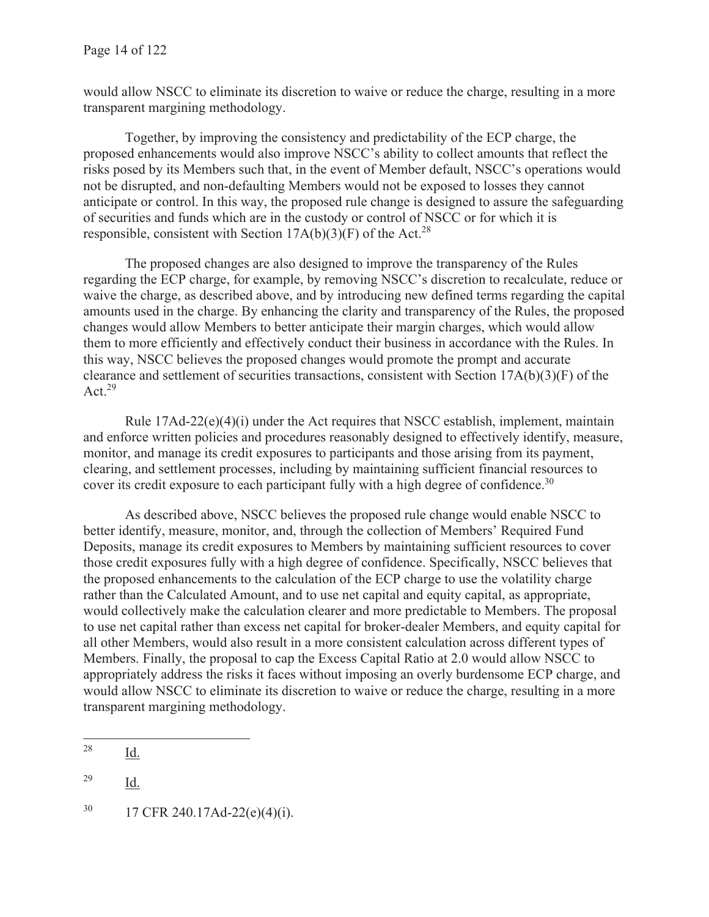would allow NSCC to eliminate its discretion to waive or reduce the charge, resulting in a more transparent margining methodology.

Together, by improving the consistency and predictability of the ECP charge, the proposed enhancements would also improve NSCC's ability to collect amounts that reflect the risks posed by its Members such that, in the event of Member default, NSCC's operations would not be disrupted, and non-defaulting Members would not be exposed to losses they cannot anticipate or control. In this way, the proposed rule change is designed to assure the safeguarding of securities and funds which are in the custody or control of NSCC or for which it is responsible, consistent with Section 17A(b)(3)(F) of the Act.[28]

The proposed changes are also designed to improve the transparency of the Rules regarding the ECP charge, for example, by removing NSCC's discretion to recalculate, reduce or waive the charge, as described above, and by introducing new defined terms regarding the capital amounts used in the charge. By enhancing the clarity and transparency of the Rules, the proposed changes would allow Members to better anticipate their margin charges, which would allow them to more efficiently and effectively conduct their business in accordance with the Rules. In this way, NSCC believes the proposed changes would promote the prompt and accurate clearance and settlement of securities transactions, consistent with Section 17A(b)(3)(F) of the Act.[29]

Rule 17Ad-22(e)(4)(i) under the Act requires that NSCC establish, implement, maintain and enforce written policies and procedures reasonably designed to effectively identify, measure, monitor, and manage its credit exposures to participants and those arising from its payment, clearing, and settlement processes, including by maintaining sufficient financial resources to cover its credit exposure to each participant fully with a high degree of confidence.[30]

As described above, NSCC believes the proposed rule change would enable NSCC to better identify, measure, monitor, and, through the collection of Members' Required Fund Deposits, manage its credit exposures to Members by maintaining sufficient resources to cover those credit exposures fully with a high degree of confidence. Specifically, NSCC believes that the proposed enhancements to the calculation of the ECP charge to use the volatility charge rather than the Calculated Amount, and to use net capital and equity capital, as appropriate, would collectively make the calculation clearer and more predictable to Members. The proposal to use net capital rather than excess net capital for broker-dealer Members, and equity capital for all other Members, would also result in a more consistent calculation across different types of Members. Finally, the proposal to cap the Excess Capital Ratio at 2.0 would allow NSCC to appropriately address the risks it faces without imposing an overly burdensome ECP charge, and would allow NSCC to eliminate its discretion to waive or reduce the charge, resulting in a more transparent margining methodology.

---

[28] Id.

[29] Id.

[30] 17 CFR 240.17Ad-22(e)(4)(i).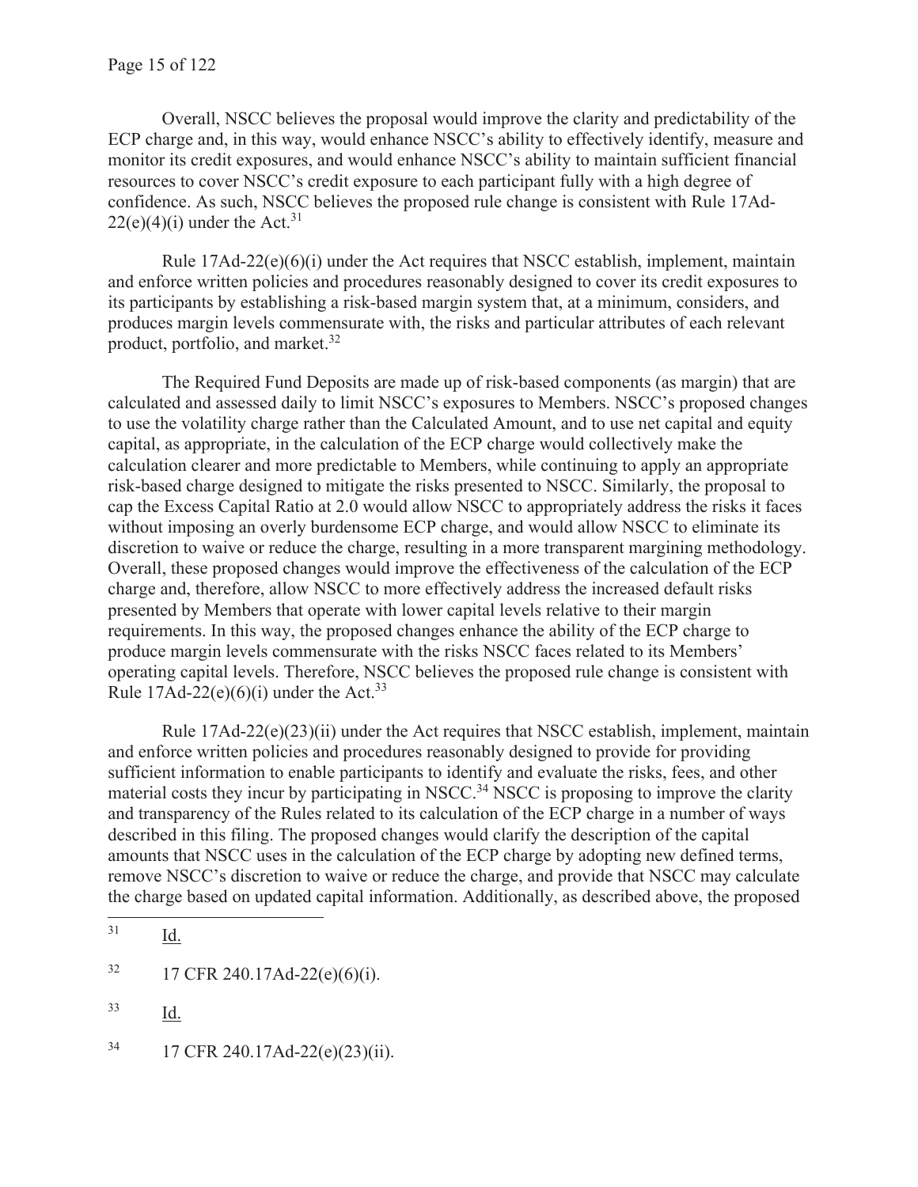Overall, NSCC believes the proposal would improve the clarity and predictability of the ECP charge and, in this way, would enhance NSCC's ability to effectively identify, measure and monitor its credit exposures, and would enhance NSCC's ability to maintain sufficient financial resources to cover NSCC's credit exposure to each participant fully with a high degree of confidence. As such, NSCC believes the proposed rule change is consistent with Rule 17Ad-22(e)(4)(i) under the Act.[31]

Rule 17Ad-22(e)(6)(i) under the Act requires that NSCC establish, implement, maintain and enforce written policies and procedures reasonably designed to cover its credit exposures to its participants by establishing a risk-based margin system that, at a minimum, considers, and produces margin levels commensurate with, the risks and particular attributes of each relevant product, portfolio, and market.[32]

The Required Fund Deposits are made up of risk-based components (as margin) that are calculated and assessed daily to limit NSCC's exposures to Members. NSCC's proposed changes to use the volatility charge rather than the Calculated Amount, and to use net capital and equity capital, as appropriate, in the calculation of the ECP charge would collectively make the calculation clearer and more predictable to Members, while continuing to apply an appropriate risk-based charge designed to mitigate the risks presented to NSCC. Similarly, the proposal to cap the Excess Capital Ratio at 2.0 would allow NSCC to appropriately address the risks it faces without imposing an overly burdensome ECP charge, and would allow NSCC to eliminate its discretion to waive or reduce the charge, resulting in a more transparent margining methodology. Overall, these proposed changes would improve the effectiveness of the calculation of the ECP charge and, therefore, allow NSCC to more effectively address the increased default risks presented by Members that operate with lower capital levels relative to their margin requirements. In this way, the proposed changes enhance the ability of the ECP charge to produce margin levels commensurate with the risks NSCC faces related to its Members' operating capital levels. Therefore, NSCC believes the proposed rule change is consistent with Rule 17Ad-22(e)(6)(i) under the Act.[33]

Rule 17Ad-22(e)(23)(ii) under the Act requires that NSCC establish, implement, maintain and enforce written policies and procedures reasonably designed to provide for providing sufficient information to enable participants to identify and evaluate the risks, fees, and other material costs they incur by participating in NSCC.[34] NSCC is proposing to improve the clarity and transparency of the Rules related to its calculation of the ECP charge in a number of ways described in this filing. The proposed changes would clarify the description of the capital amounts that NSCC uses in the calculation of the ECP charge by adopting new defined terms, remove NSCC's discretion to waive or reduce the charge, and provide that NSCC may calculate the charge based on updated capital information. Additionally, as described above, the proposed

---

[31] Id.

[32] 17 CFR 240.17Ad-22(e)(6)(i).

[33] Id.

[34] 17 CFR 240.17Ad-22(e)(23)(ii).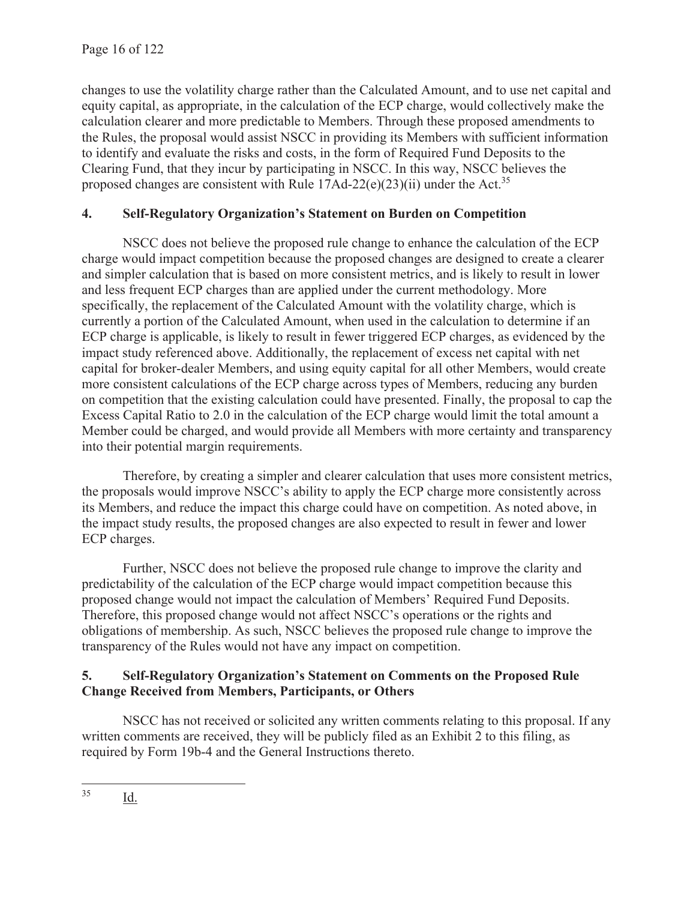changes to use the volatility charge rather than the Calculated Amount, and to use net capital and equity capital, as appropriate, in the calculation of the ECP charge, would collectively make the calculation clearer and more predictable to Members. Through these proposed amendments to the Rules, the proposal would assist NSCC in providing its Members with sufficient information to identify and evaluate the risks and costs, in the form of Required Fund Deposits to the Clearing Fund, that they incur by participating in NSCC. In this way, NSCC believes the proposed changes are consistent with Rule 17Ad-22(e)(23)(ii) under the Act.[35]

## 4. Self-Regulatory Organization's Statement on Burden on Competition

NSCC does not believe the proposed rule change to enhance the calculation of the ECP charge would impact competition because the proposed changes are designed to create a clearer and simpler calculation that is based on more consistent metrics, and is likely to result in lower and less frequent ECP charges than are applied under the current methodology. More specifically, the replacement of the Calculated Amount with the volatility charge, which is currently a portion of the Calculated Amount, when used in the calculation to determine if an ECP charge is applicable, is likely to result in fewer triggered ECP charges, as evidenced by the impact study referenced above. Additionally, the replacement of excess net capital with net capital for broker-dealer Members, and using equity capital for all other Members, would create more consistent calculations of the ECP charge across types of Members, reducing any burden on competition that the existing calculation could have presented. Finally, the proposal to cap the Excess Capital Ratio to 2.0 in the calculation of the ECP charge would limit the total amount a Member could be charged, and would provide all Members with more certainty and transparency into their potential margin requirements.

Therefore, by creating a simpler and clearer calculation that uses more consistent metrics, the proposals would improve NSCC's ability to apply the ECP charge more consistently across its Members, and reduce the impact this charge could have on competition. As noted above, in the impact study results, the proposed changes are also expected to result in fewer and lower ECP charges.

Further, NSCC does not believe the proposed rule change to improve the clarity and predictability of the calculation of the ECP charge would impact competition because this proposed change would not impact the calculation of Members' Required Fund Deposits. Therefore, this proposed change would not affect NSCC's operations or the rights and obligations of membership. As such, NSCC believes the proposed rule change to improve the transparency of the Rules would not have any impact on competition.

## 5. Self-Regulatory Organization's Statement on Comments on the Proposed Rule Change Received from Members, Participants, or Others

NSCC has not received or solicited any written comments relating to this proposal. If any written comments are received, they will be publicly filed as an Exhibit 2 to this filing, as required by Form 19b-4 and the General Instructions thereto.

---

[35] Id.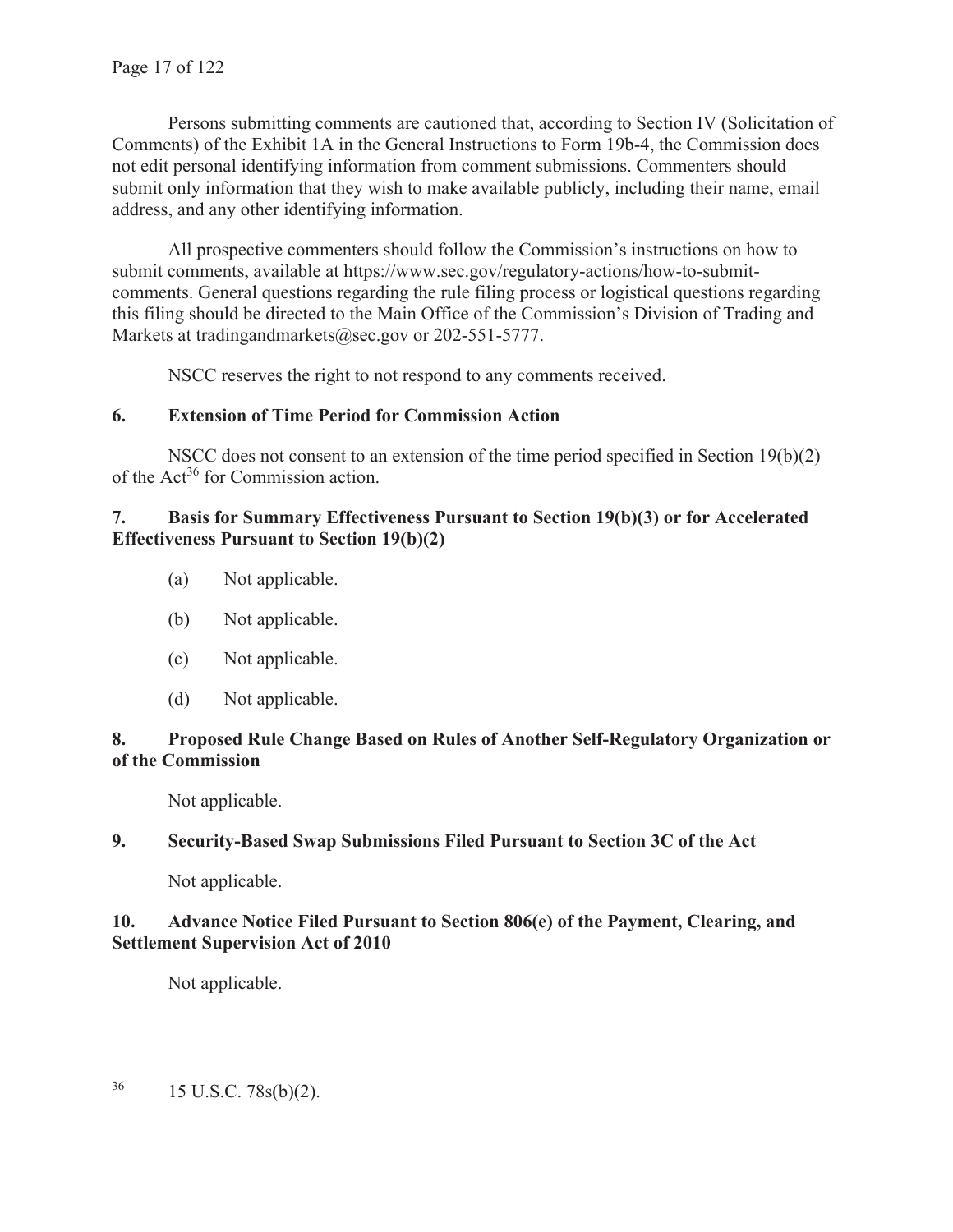Persons submitting comments are cautioned that, according to Section IV (Solicitation of Comments) of the Exhibit 1A in the General Instructions to Form 19b-4, the Commission does not edit personal identifying information from comment submissions. Commenters should submit only information that they wish to make available publicly, including their name, email address, and any other identifying information.

All prospective commenters should follow the Commission's instructions on how to submit comments, available at https://www.sec.gov/regulatory-actions/how-to-submit-comments. General questions regarding the rule filing process or logistical questions regarding this filing should be directed to the Main Office of the Commission's Division of Trading and Markets at tradingandmarkets@sec.gov or 202-551-5777.

NSCC reserves the right to not respond to any comments received.

## 6. Extension of Time Period for Commission Action

NSCC does not consent to an extension of the time period specified in Section 19(b)(2) of the Act[36] for Commission action.

## 7. Basis for Summary Effectiveness Pursuant to Section 19(b)(3) or for Accelerated Effectiveness Pursuant to Section 19(b)(2)

(a) Not applicable.

(b) Not applicable.

(c) Not applicable.

(d) Not applicable.

## 8. Proposed Rule Change Based on Rules of Another Self-Regulatory Organization or of the Commission

Not applicable.

## 9. Security-Based Swap Submissions Filed Pursuant to Section 3C of the Act

Not applicable.

## 10. Advance Notice Filed Pursuant to Section 806(e) of the Payment, Clearing, and Settlement Supervision Act of 2010

Not applicable.

---

[36] 15 U.S.C. 78s(b)(2).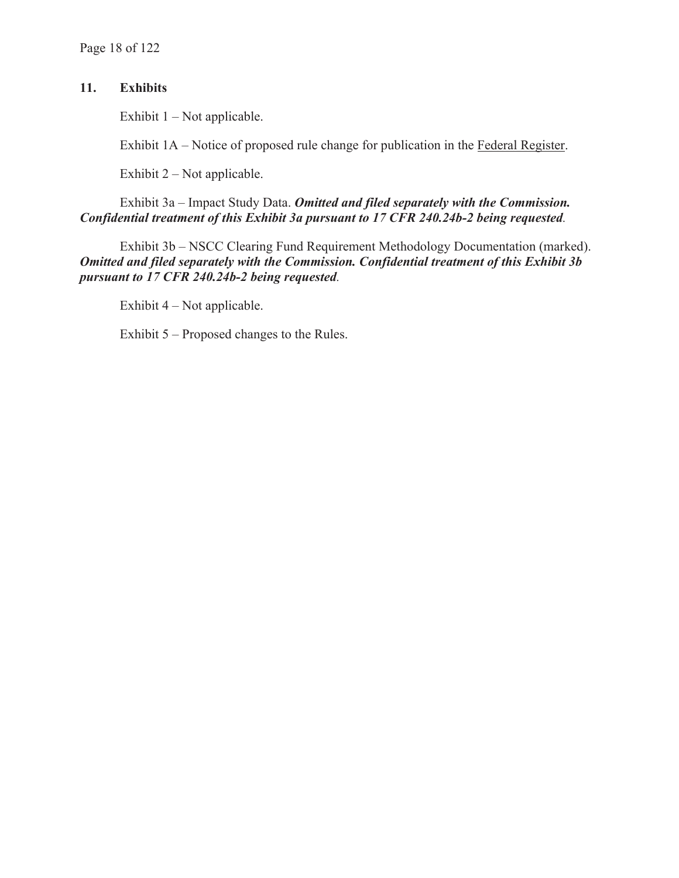## 11. Exhibits

Exhibit 1 – Not applicable.

Exhibit 1A – Notice of proposed rule change for publication in the Federal Register.

Exhibit 2 – Not applicable.

Exhibit 3a – Impact Study Data. ***Omitted and filed separately with the Commission. Confidential treatment of this Exhibit 3a pursuant to 17 CFR 240.24b-2 being requested***.

Exhibit 3b – NSCC Clearing Fund Requirement Methodology Documentation (marked). ***Omitted and filed separately with the Commission. Confidential treatment of this Exhibit 3b pursuant to 17 CFR 240.24b-2 being requested***.

Exhibit 4 – Not applicable.

Exhibit 5 – Proposed changes to the Rules.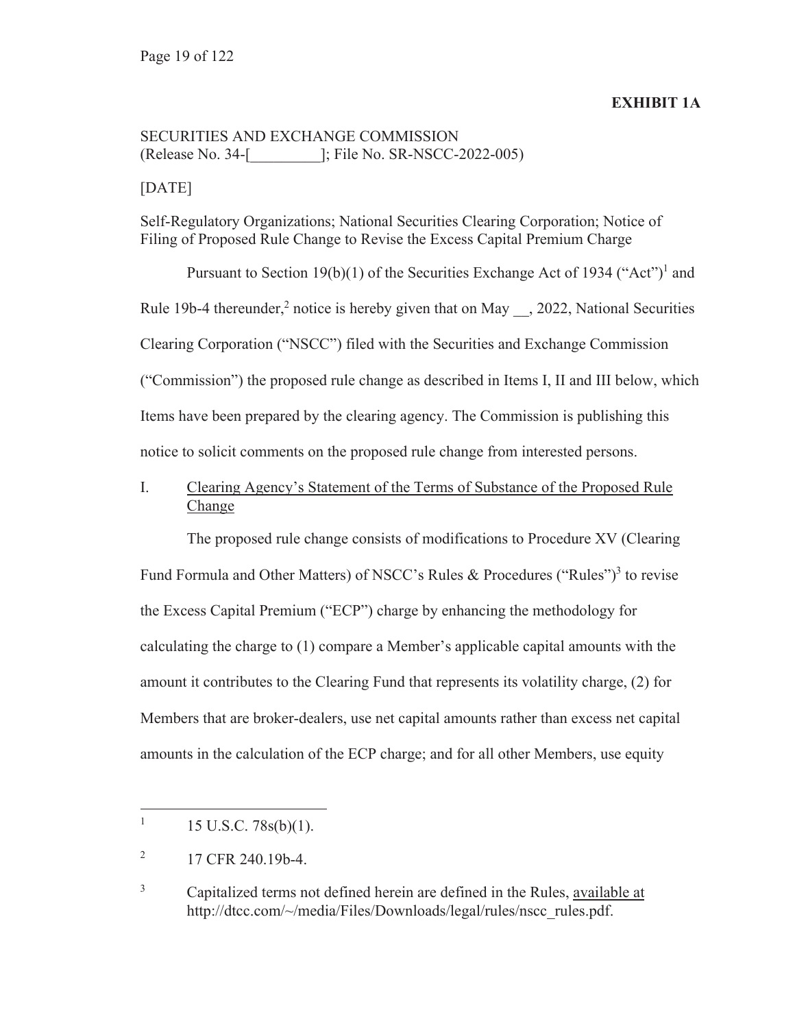**EXHIBIT 1A**

SECURITIES AND EXCHANGE COMMISSION
(Release No. 34-[_________]; File No. SR-NSCC-2022-005)

[DATE]

Self-Regulatory Organizations; National Securities Clearing Corporation; Notice of Filing of Proposed Rule Change to Revise the Excess Capital Premium Charge

Pursuant to Section 19(b)(1) of the Securities Exchange Act of 1934 ("Act")[1] and Rule 19b-4 thereunder,[2] notice is hereby given that on May __, 2022, National Securities Clearing Corporation ("NSCC") filed with the Securities and Exchange Commission ("Commission") the proposed rule change as described in Items I, II and III below, which Items have been prepared by the clearing agency. The Commission is publishing this notice to solicit comments on the proposed rule change from interested persons.

I. Clearing Agency's Statement of the Terms of Substance of the Proposed Rule Change

The proposed rule change consists of modifications to Procedure XV (Clearing Fund Formula and Other Matters) of NSCC's Rules & Procedures ("Rules")[3] to revise the Excess Capital Premium ("ECP") charge by enhancing the methodology for calculating the charge to (1) compare a Member's applicable capital amounts with the amount it contributes to the Clearing Fund that represents its volatility charge, (2) for Members that are broker-dealers, use net capital amounts rather than excess net capital amounts in the calculation of the ECP charge; and for all other Members, use equity

---

[1] 15 U.S.C. 78s(b)(1).

[2] 17 CFR 240.19b-4.

[3] Capitalized terms not defined herein are defined in the Rules, available at http://dtcc.com/~/media/Files/Downloads/legal/rules/nscc_rules.pdf.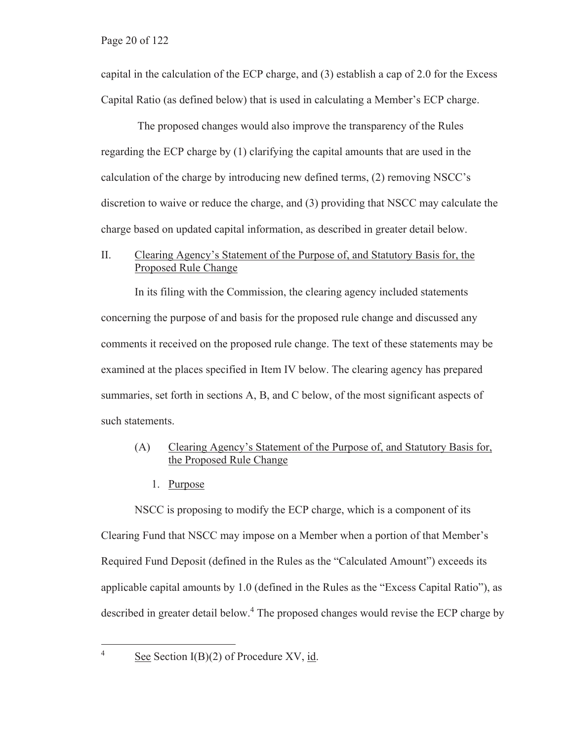capital in the calculation of the ECP charge, and (3) establish a cap of 2.0 for the Excess Capital Ratio (as defined below) that is used in calculating a Member's ECP charge.

The proposed changes would also improve the transparency of the Rules regarding the ECP charge by (1) clarifying the capital amounts that are used in the calculation of the charge by introducing new defined terms, (2) removing NSCC's discretion to waive or reduce the charge, and (3) providing that NSCC may calculate the charge based on updated capital information, as described in greater detail below.

## II. Clearing Agency's Statement of the Purpose of, and Statutory Basis for, the Proposed Rule Change

In its filing with the Commission, the clearing agency included statements concerning the purpose of and basis for the proposed rule change and discussed any comments it received on the proposed rule change. The text of these statements may be examined at the places specified in Item IV below. The clearing agency has prepared summaries, set forth in sections A, B, and C below, of the most significant aspects of such statements.

### (A) Clearing Agency's Statement of the Purpose of, and Statutory Basis for, the Proposed Rule Change

#### 1. Purpose

NSCC is proposing to modify the ECP charge, which is a component of its Clearing Fund that NSCC may impose on a Member when a portion of that Member's Required Fund Deposit (defined in the Rules as the "Calculated Amount") exceeds its applicable capital amounts by 1.0 (defined in the Rules as the "Excess Capital Ratio"), as described in greater detail below.[4] The proposed changes would revise the ECP charge by

---

[4] See Section I(B)(2) of Procedure XV, id.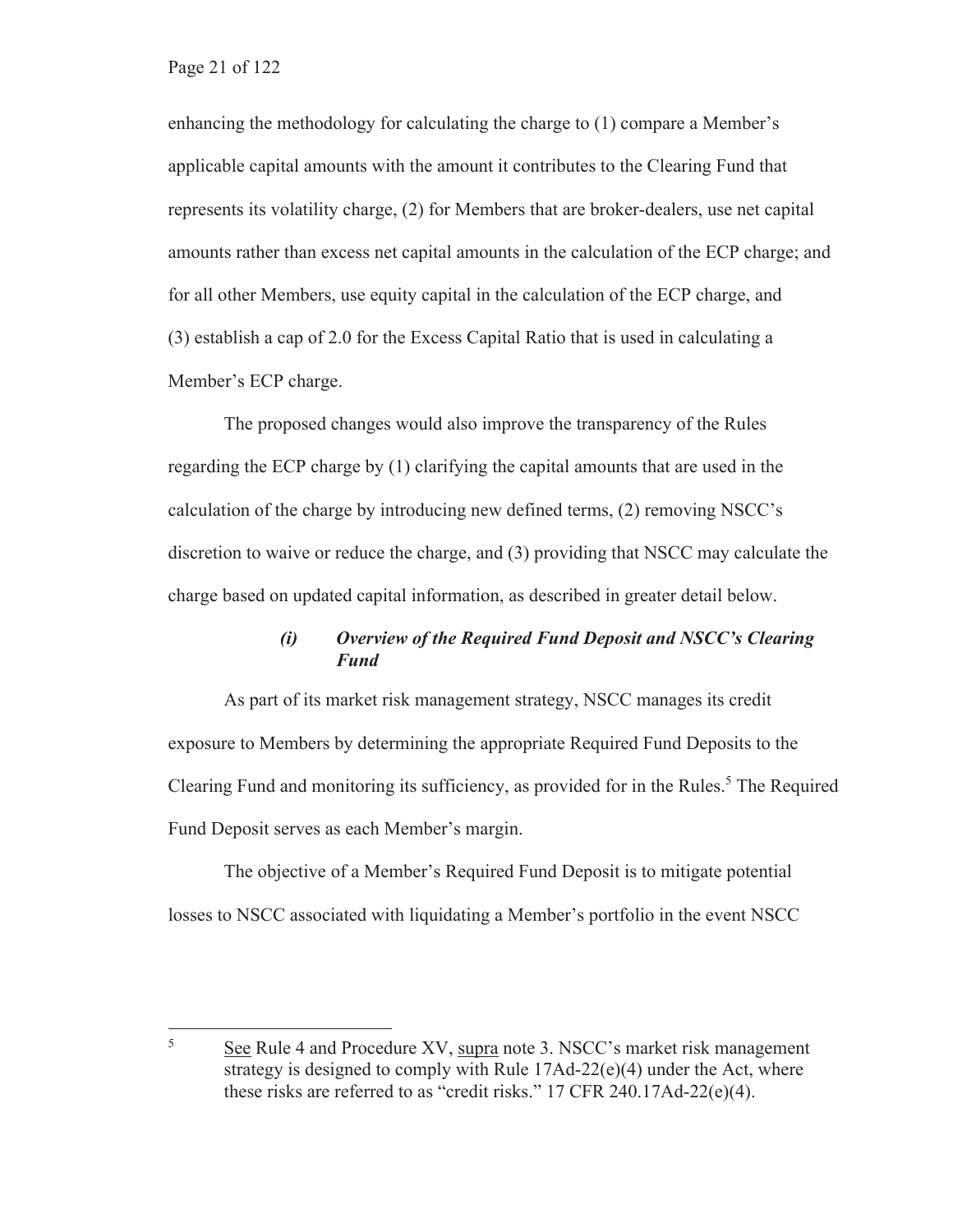enhancing the methodology for calculating the charge to (1) compare a Member's applicable capital amounts with the amount it contributes to the Clearing Fund that represents its volatility charge, (2) for Members that are broker-dealers, use net capital amounts rather than excess net capital amounts in the calculation of the ECP charge; and for all other Members, use equity capital in the calculation of the ECP charge, and (3) establish a cap of 2.0 for the Excess Capital Ratio that is used in calculating a Member's ECP charge.

The proposed changes would also improve the transparency of the Rules regarding the ECP charge by (1) clarifying the capital amounts that are used in the calculation of the charge by introducing new defined terms, (2) removing NSCC's discretion to waive or reduce the charge, and (3) providing that NSCC may calculate the charge based on updated capital information, as described in greater detail below.

### *(i) Overview of the Required Fund Deposit and NSCC's Clearing Fund*

As part of its market risk management strategy, NSCC manages its credit exposure to Members by determining the appropriate Required Fund Deposits to the Clearing Fund and monitoring its sufficiency, as provided for in the Rules.[5] The Required Fund Deposit serves as each Member's margin.

The objective of a Member's Required Fund Deposit is to mitigate potential losses to NSCC associated with liquidating a Member's portfolio in the event NSCC

---

[5] See Rule 4 and Procedure XV, supra note 3. NSCC's market risk management strategy is designed to comply with Rule 17Ad-22(e)(4) under the Act, where these risks are referred to as "credit risks." 17 CFR 240.17Ad-22(e)(4).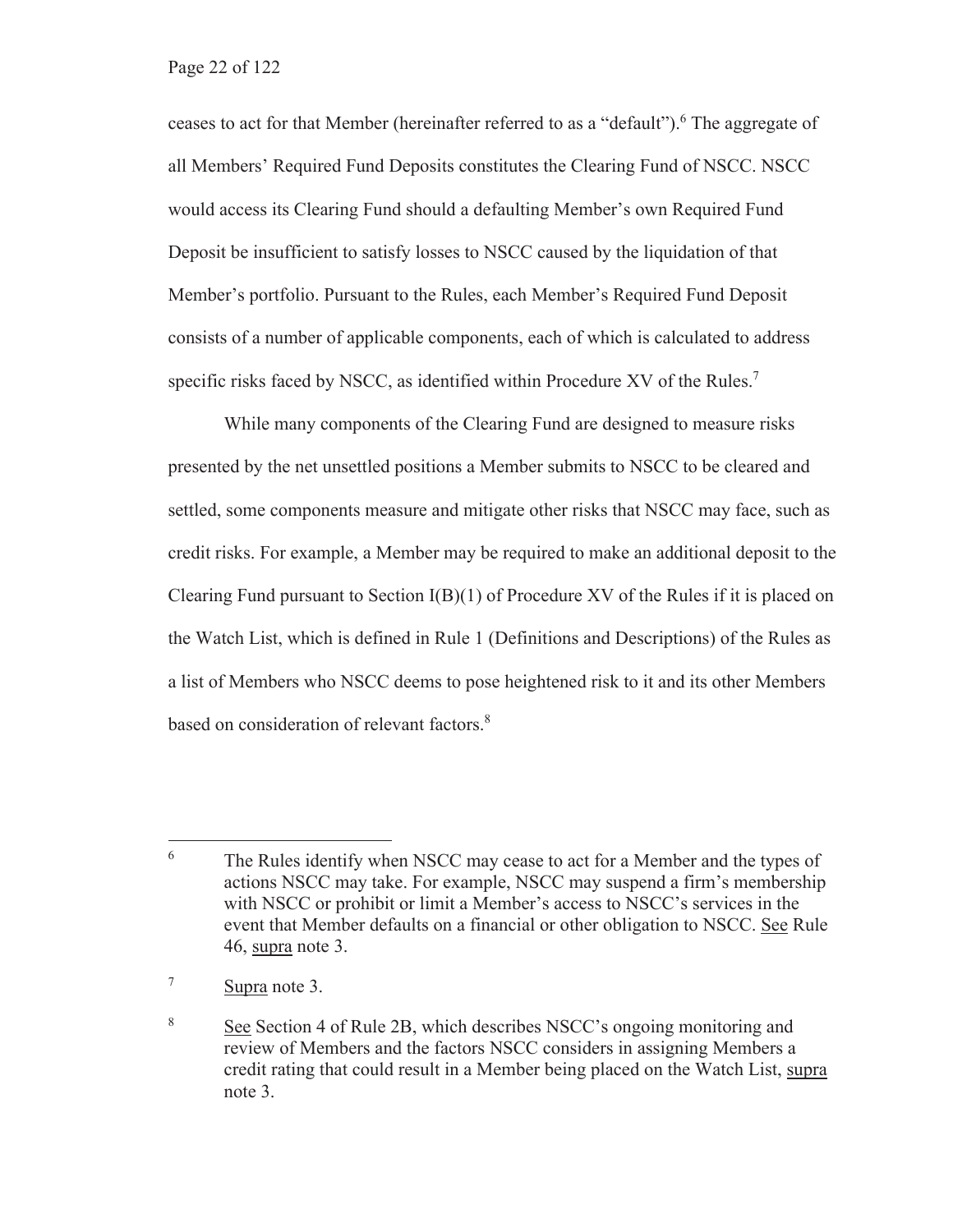ceases to act for that Member (hereinafter referred to as a "default").[6] The aggregate of all Members' Required Fund Deposits constitutes the Clearing Fund of NSCC. NSCC would access its Clearing Fund should a defaulting Member's own Required Fund Deposit be insufficient to satisfy losses to NSCC caused by the liquidation of that Member's portfolio. Pursuant to the Rules, each Member's Required Fund Deposit consists of a number of applicable components, each of which is calculated to address specific risks faced by NSCC, as identified within Procedure XV of the Rules.[7]

While many components of the Clearing Fund are designed to measure risks presented by the net unsettled positions a Member submits to NSCC to be cleared and settled, some components measure and mitigate other risks that NSCC may face, such as credit risks. For example, a Member may be required to make an additional deposit to the Clearing Fund pursuant to Section I(B)(1) of Procedure XV of the Rules if it is placed on the Watch List, which is defined in Rule 1 (Definitions and Descriptions) of the Rules as a list of Members who NSCC deems to pose heightened risk to it and its other Members based on consideration of relevant factors.[8]

---

[6] The Rules identify when NSCC may cease to act for a Member and the types of actions NSCC may take. For example, NSCC may suspend a firm's membership with NSCC or prohibit or limit a Member's access to NSCC's services in the event that Member defaults on a financial or other obligation to NSCC. See Rule 46, supra note 3.

[7] Supra note 3.

[8] See Section 4 of Rule 2B, which describes NSCC's ongoing monitoring and review of Members and the factors NSCC considers in assigning Members a credit rating that could result in a Member being placed on the Watch List, supra note 3.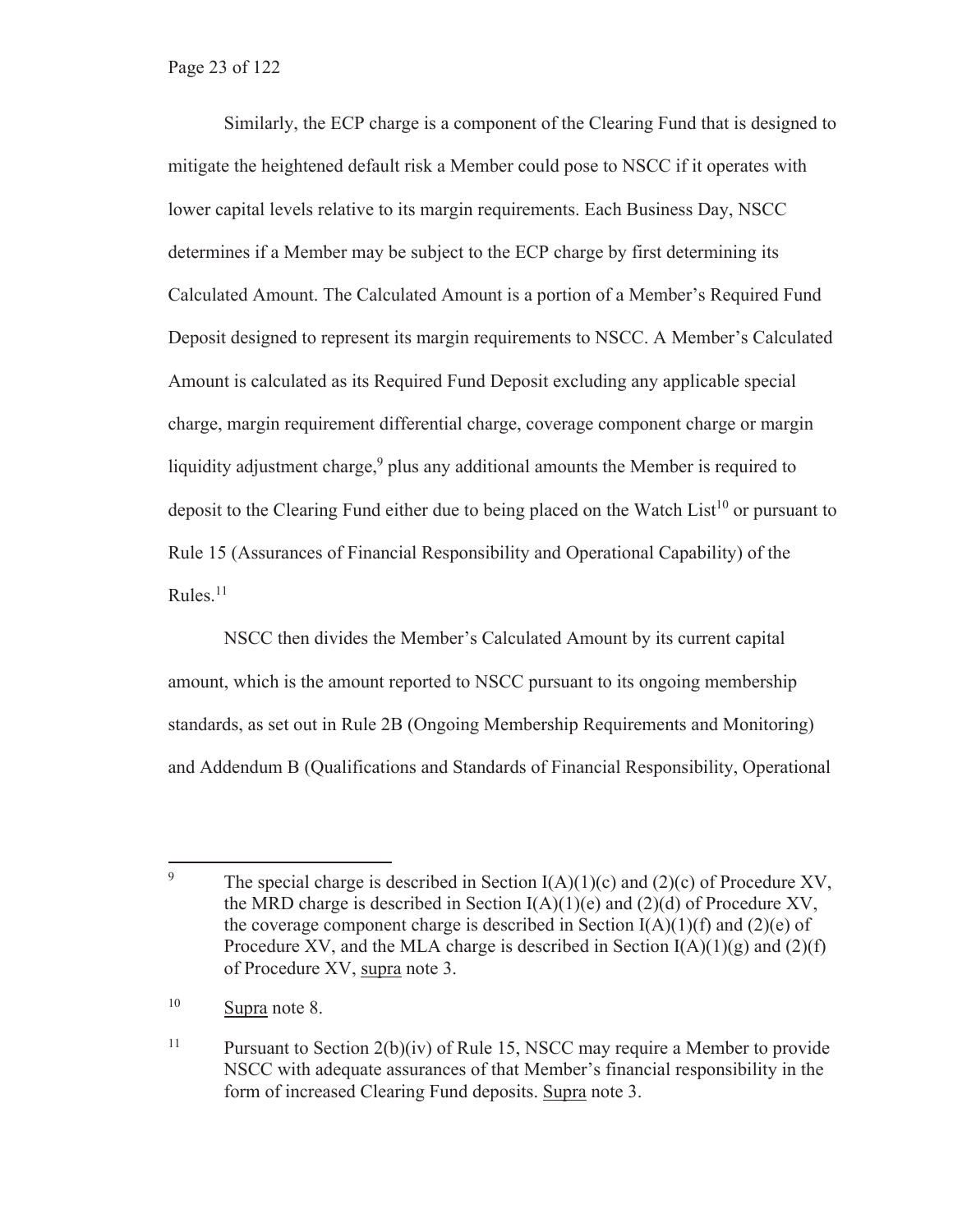Similarly, the ECP charge is a component of the Clearing Fund that is designed to mitigate the heightened default risk a Member could pose to NSCC if it operates with lower capital levels relative to its margin requirements. Each Business Day, NSCC determines if a Member may be subject to the ECP charge by first determining its Calculated Amount. The Calculated Amount is a portion of a Member's Required Fund Deposit designed to represent its margin requirements to NSCC. A Member's Calculated Amount is calculated as its Required Fund Deposit excluding any applicable special charge, margin requirement differential charge, coverage component charge or margin liquidity adjustment charge,[9] plus any additional amounts the Member is required to deposit to the Clearing Fund either due to being placed on the Watch List[10] or pursuant to Rule 15 (Assurances of Financial Responsibility and Operational Capability) of the Rules.[11]

NSCC then divides the Member's Calculated Amount by its current capital amount, which is the amount reported to NSCC pursuant to its ongoing membership standards, as set out in Rule 2B (Ongoing Membership Requirements and Monitoring) and Addendum B (Qualifications and Standards of Financial Responsibility, Operational

---

[9] The special charge is described in Section I(A)(1)(c) and (2)(c) of Procedure XV, the MRD charge is described in Section I(A)(1)(e) and (2)(d) of Procedure XV, the coverage component charge is described in Section I(A)(1)(f) and (2)(e) of Procedure XV, and the MLA charge is described in Section I(A)(1)(g) and (2)(f) of Procedure XV, supra note 3.

[10] Supra note 8.

[11] Pursuant to Section 2(b)(iv) of Rule 15, NSCC may require a Member to provide NSCC with adequate assurances of that Member's financial responsibility in the form of increased Clearing Fund deposits. Supra note 3.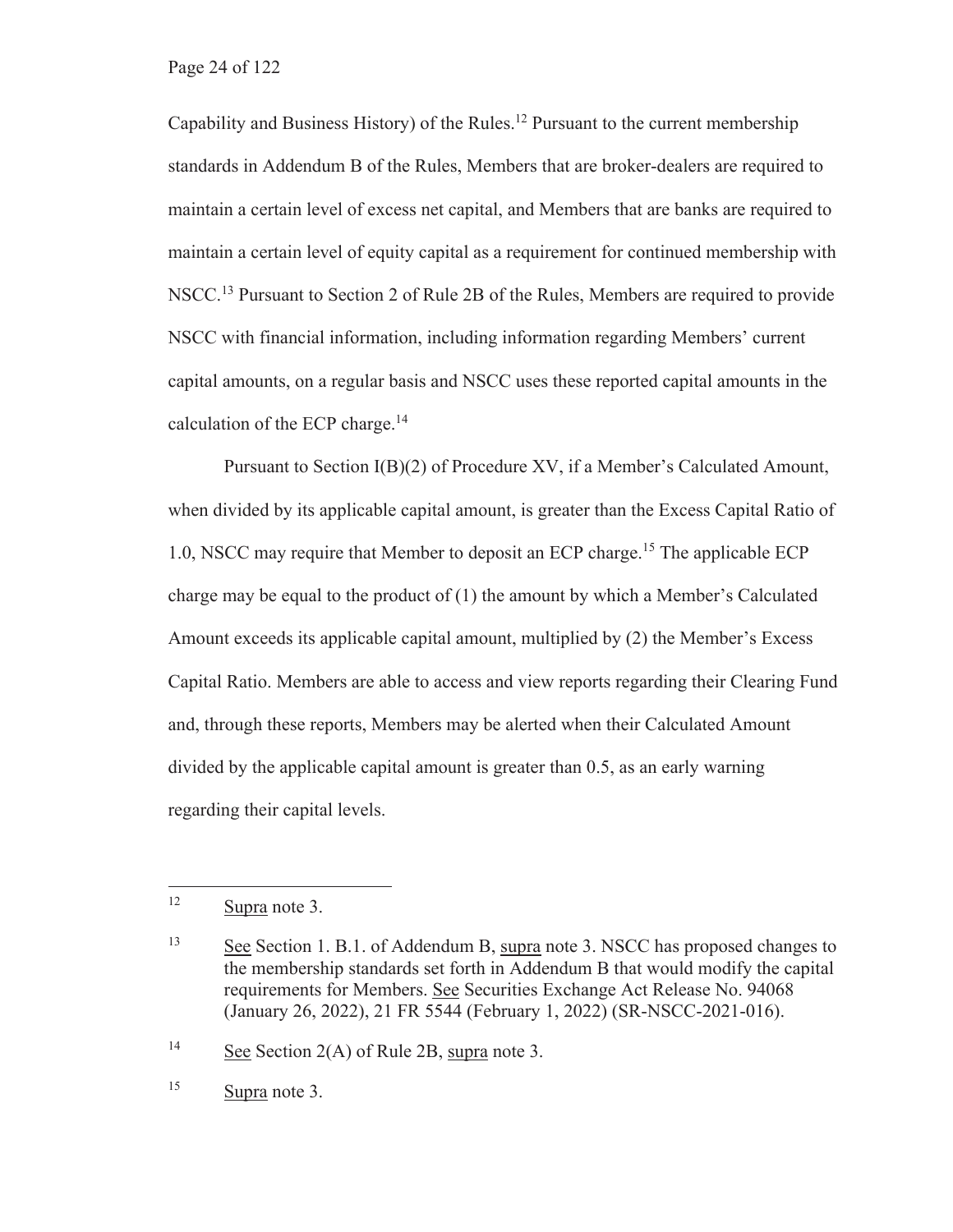Capability and Business History) of the Rules.[12] Pursuant to the current membership standards in Addendum B of the Rules, Members that are broker-dealers are required to maintain a certain level of excess net capital, and Members that are banks are required to maintain a certain level of equity capital as a requirement for continued membership with NSCC.[13] Pursuant to Section 2 of Rule 2B of the Rules, Members are required to provide NSCC with financial information, including information regarding Members' current capital amounts, on a regular basis and NSCC uses these reported capital amounts in the calculation of the ECP charge.[14]

Pursuant to Section I(B)(2) of Procedure XV, if a Member's Calculated Amount, when divided by its applicable capital amount, is greater than the Excess Capital Ratio of 1.0, NSCC may require that Member to deposit an ECP charge.[15] The applicable ECP charge may be equal to the product of (1) the amount by which a Member's Calculated Amount exceeds its applicable capital amount, multiplied by (2) the Member's Excess Capital Ratio. Members are able to access and view reports regarding their Clearing Fund and, through these reports, Members may be alerted when their Calculated Amount divided by the applicable capital amount is greater than 0.5, as an early warning regarding their capital levels.

---

[12] Supra note 3.

[13] See Section 1. B.1. of Addendum B, supra note 3. NSCC has proposed changes to the membership standards set forth in Addendum B that would modify the capital requirements for Members. See Securities Exchange Act Release No. 94068 (January 26, 2022), 21 FR 5544 (February 1, 2022) (SR-NSCC-2021-016).

[14] See Section 2(A) of Rule 2B, supra note 3.

[15] Supra note 3.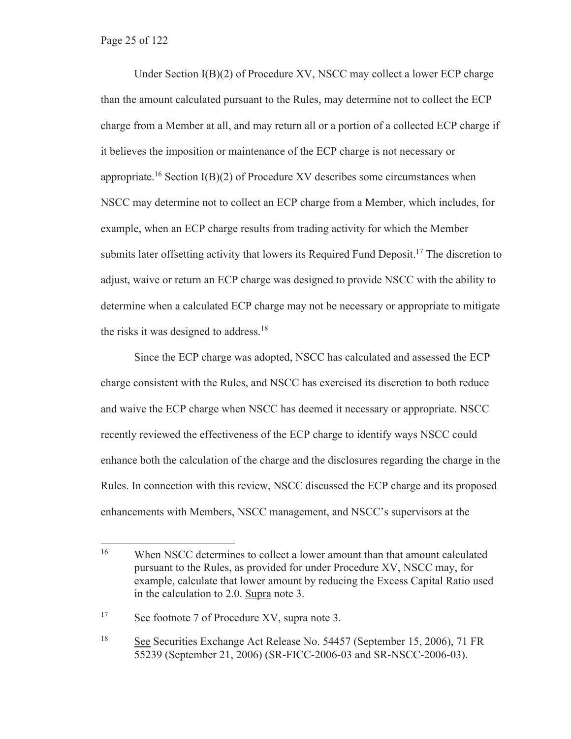Under Section I(B)(2) of Procedure XV, NSCC may collect a lower ECP charge than the amount calculated pursuant to the Rules, may determine not to collect the ECP charge from a Member at all, and may return all or a portion of a collected ECP charge if it believes the imposition or maintenance of the ECP charge is not necessary or appropriate.[16] Section I(B)(2) of Procedure XV describes some circumstances when NSCC may determine not to collect an ECP charge from a Member, which includes, for example, when an ECP charge results from trading activity for which the Member submits later offsetting activity that lowers its Required Fund Deposit.[17] The discretion to adjust, waive or return an ECP charge was designed to provide NSCC with the ability to determine when a calculated ECP charge may not be necessary or appropriate to mitigate the risks it was designed to address.[18]

Since the ECP charge was adopted, NSCC has calculated and assessed the ECP charge consistent with the Rules, and NSCC has exercised its discretion to both reduce and waive the ECP charge when NSCC has deemed it necessary or appropriate. NSCC recently reviewed the effectiveness of the ECP charge to identify ways NSCC could enhance both the calculation of the charge and the disclosures regarding the charge in the Rules. In connection with this review, NSCC discussed the ECP charge and its proposed enhancements with Members, NSCC management, and NSCC's supervisors at the

---

[16] When NSCC determines to collect a lower amount than that amount calculated pursuant to the Rules, as provided for under Procedure XV, NSCC may, for example, calculate that lower amount by reducing the Excess Capital Ratio used in the calculation to 2.0. Supra note 3.

[17] See footnote 7 of Procedure XV, supra note 3.

[18] See Securities Exchange Act Release No. 54457 (September 15, 2006), 71 FR 55239 (September 21, 2006) (SR-FICC-2006-03 and SR-NSCC-2006-03).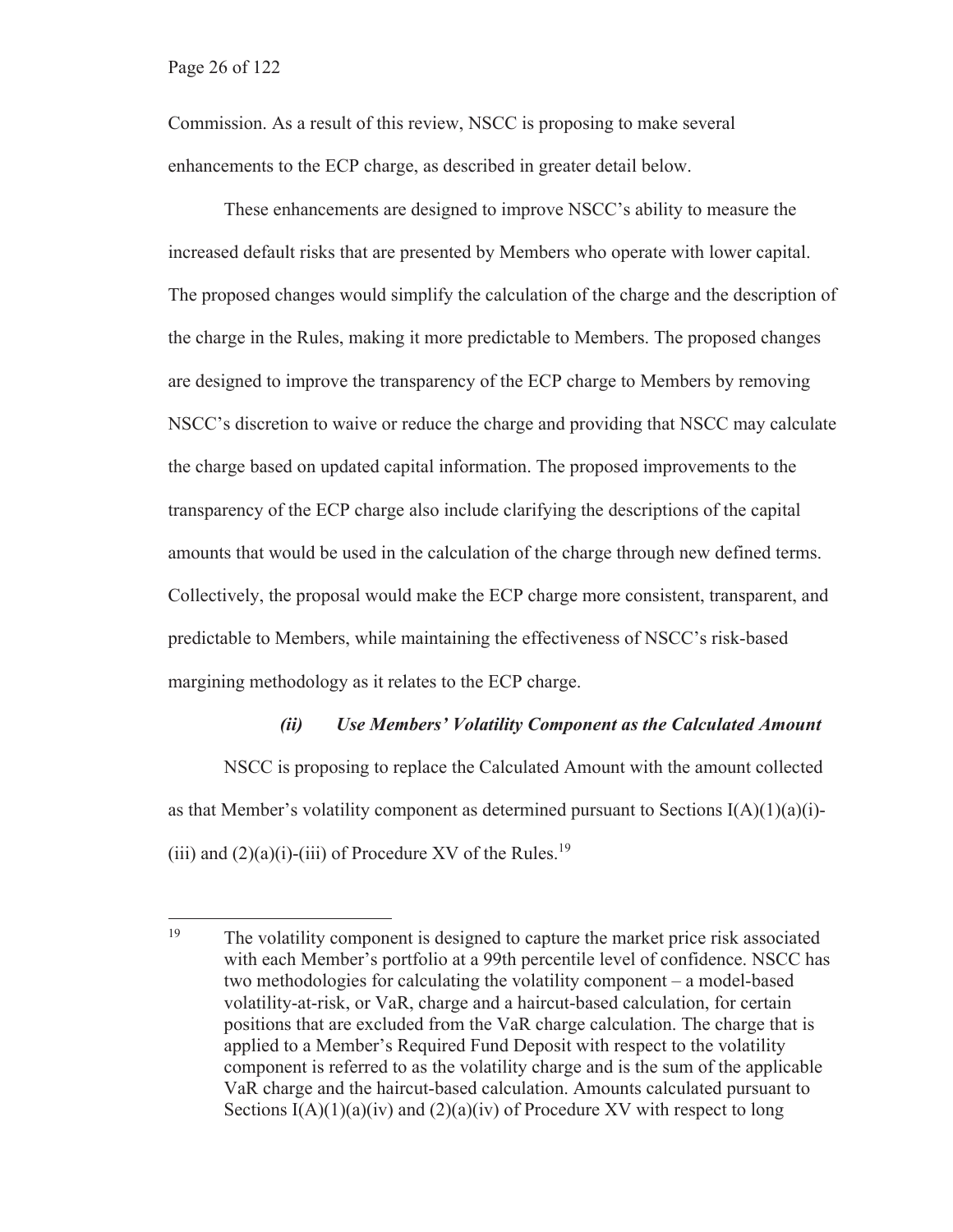Commission. As a result of this review, NSCC is proposing to make several enhancements to the ECP charge, as described in greater detail below.

These enhancements are designed to improve NSCC's ability to measure the increased default risks that are presented by Members who operate with lower capital. The proposed changes would simplify the calculation of the charge and the description of the charge in the Rules, making it more predictable to Members. The proposed changes are designed to improve the transparency of the ECP charge to Members by removing NSCC's discretion to waive or reduce the charge and providing that NSCC may calculate the charge based on updated capital information. The proposed improvements to the transparency of the ECP charge also include clarifying the descriptions of the capital amounts that would be used in the calculation of the charge through new defined terms. Collectively, the proposal would make the ECP charge more consistent, transparent, and predictable to Members, while maintaining the effectiveness of NSCC's risk-based margining methodology as it relates to the ECP charge.

### *(ii) Use Members' Volatility Component as the Calculated Amount*

NSCC is proposing to replace the Calculated Amount with the amount collected as that Member's volatility component as determined pursuant to Sections I(A)(1)(a)(i)-(iii) and (2)(a)(i)-(iii) of Procedure XV of the Rules.[19]

---

[19] The volatility component is designed to capture the market price risk associated with each Member's portfolio at a 99th percentile level of confidence. NSCC has two methodologies for calculating the volatility component – a model-based volatility-at-risk, or VaR, charge and a haircut-based calculation, for certain positions that are excluded from the VaR charge calculation. The charge that is applied to a Member's Required Fund Deposit with respect to the volatility component is referred to as the volatility charge and is the sum of the applicable VaR charge and the haircut-based calculation. Amounts calculated pursuant to Sections I(A)(1)(a)(iv) and (2)(a)(iv) of Procedure XV with respect to long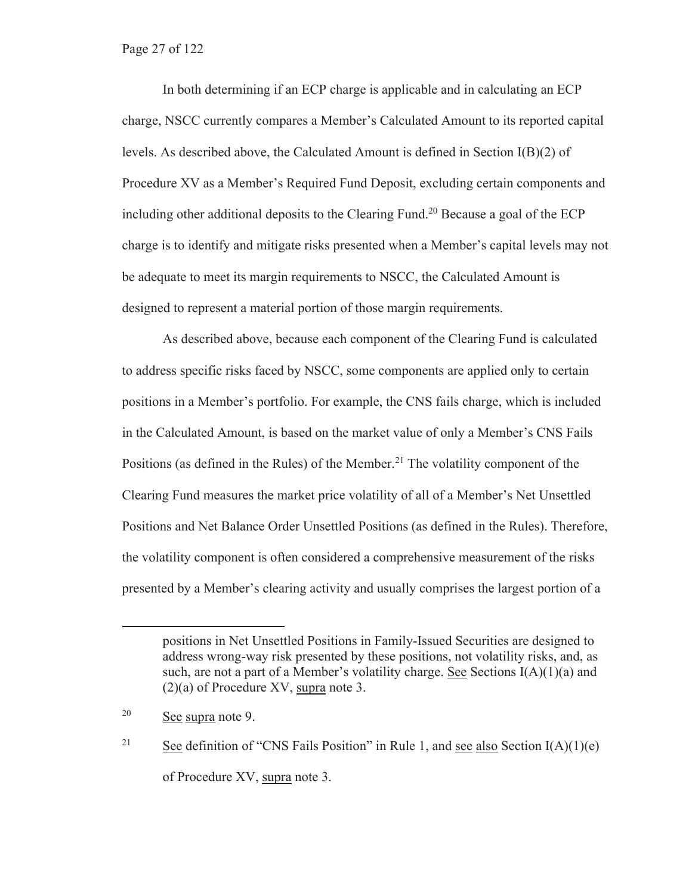In both determining if an ECP charge is applicable and in calculating an ECP charge, NSCC currently compares a Member's Calculated Amount to its reported capital levels. As described above, the Calculated Amount is defined in Section I(B)(2) of Procedure XV as a Member's Required Fund Deposit, excluding certain components and including other additional deposits to the Clearing Fund.[20] Because a goal of the ECP charge is to identify and mitigate risks presented when a Member's capital levels may not be adequate to meet its margin requirements to NSCC, the Calculated Amount is designed to represent a material portion of those margin requirements.

As described above, because each component of the Clearing Fund is calculated to address specific risks faced by NSCC, some components are applied only to certain positions in a Member's portfolio. For example, the CNS fails charge, which is included in the Calculated Amount, is based on the market value of only a Member's CNS Fails Positions (as defined in the Rules) of the Member.[21] The volatility component of the Clearing Fund measures the market price volatility of all of a Member's Net Unsettled Positions and Net Balance Order Unsettled Positions (as defined in the Rules). Therefore, the volatility component is often considered a comprehensive measurement of the risks presented by a Member's clearing activity and usually comprises the largest portion of a

---

positions in Net Unsettled Positions in Family-Issued Securities are designed to address wrong-way risk presented by these positions, not volatility risks, and, as such, are not a part of a Member's volatility charge. See Sections I(A)(1)(a) and (2)(a) of Procedure XV, supra note 3.

[20] See supra note 9.

[21] See definition of "CNS Fails Position" in Rule 1, and see also Section I(A)(1)(e) of Procedure XV, supra note 3.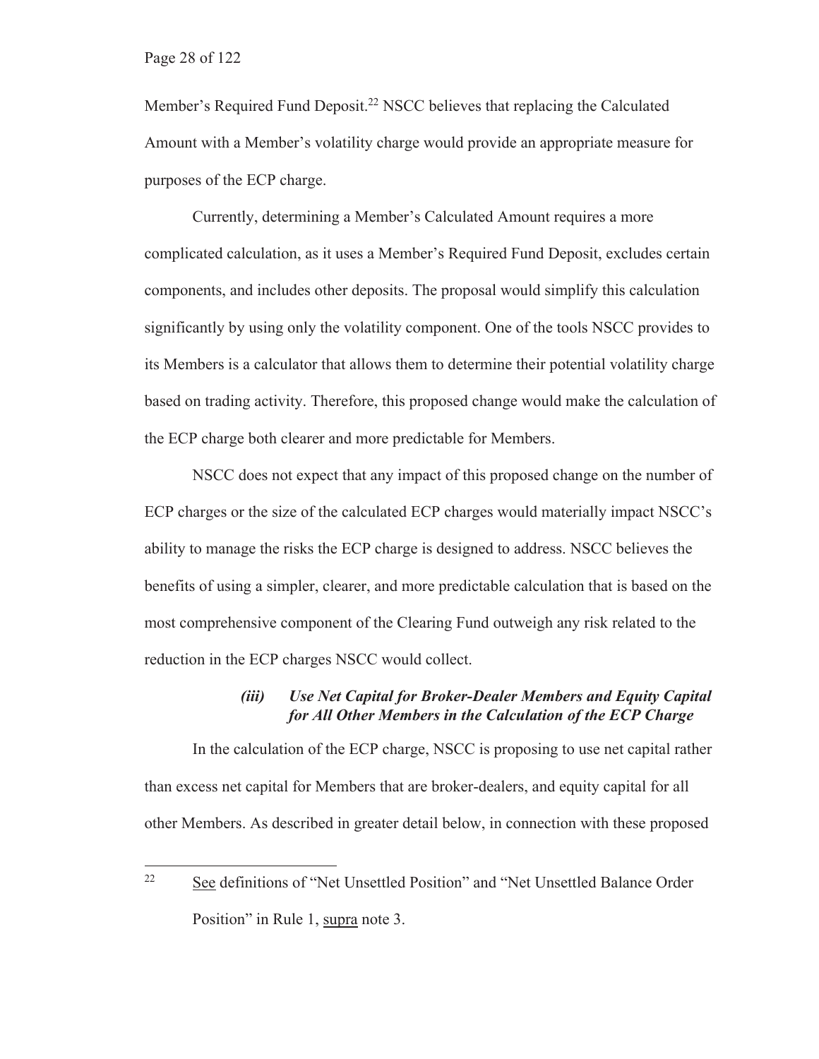Member's Required Fund Deposit.[22] NSCC believes that replacing the Calculated Amount with a Member's volatility charge would provide an appropriate measure for purposes of the ECP charge.

Currently, determining a Member's Calculated Amount requires a more complicated calculation, as it uses a Member's Required Fund Deposit, excludes certain components, and includes other deposits. The proposal would simplify this calculation significantly by using only the volatility component. One of the tools NSCC provides to its Members is a calculator that allows them to determine their potential volatility charge based on trading activity. Therefore, this proposed change would make the calculation of the ECP charge both clearer and more predictable for Members.

NSCC does not expect that any impact of this proposed change on the number of ECP charges or the size of the calculated ECP charges would materially impact NSCC's ability to manage the risks the ECP charge is designed to address. NSCC believes the benefits of using a simpler, clearer, and more predictable calculation that is based on the most comprehensive component of the Clearing Fund outweigh any risk related to the reduction in the ECP charges NSCC would collect.

#### *(iii) Use Net Capital for Broker-Dealer Members and Equity Capital for All Other Members in the Calculation of the ECP Charge*

In the calculation of the ECP charge, NSCC is proposing to use net capital rather than excess net capital for Members that are broker-dealers, and equity capital for all other Members. As described in greater detail below, in connection with these proposed

---

[22] See definitions of "Net Unsettled Position" and "Net Unsettled Balance Order Position" in Rule 1, supra note 3.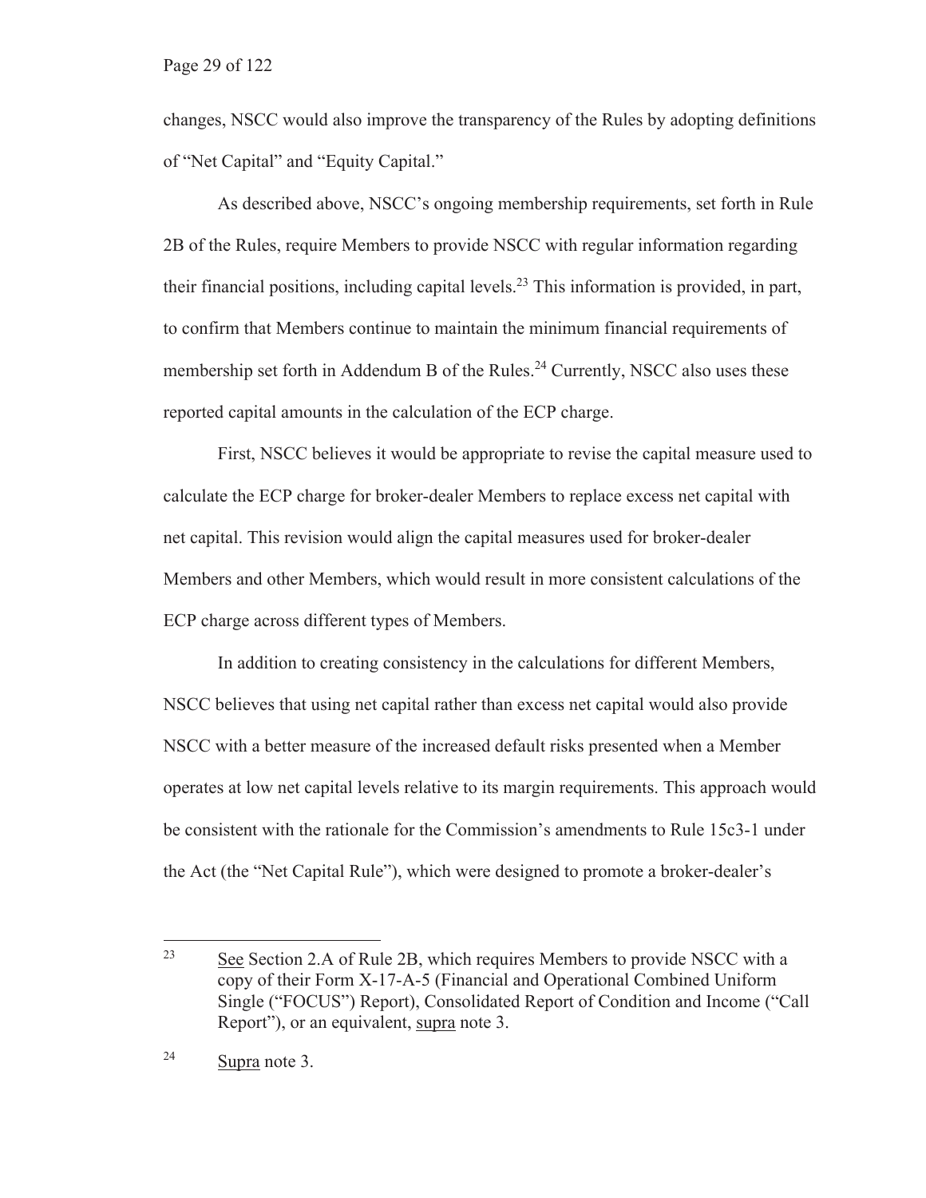changes, NSCC would also improve the transparency of the Rules by adopting definitions of "Net Capital" and "Equity Capital."

As described above, NSCC's ongoing membership requirements, set forth in Rule 2B of the Rules, require Members to provide NSCC with regular information regarding their financial positions, including capital levels.[23] This information is provided, in part, to confirm that Members continue to maintain the minimum financial requirements of membership set forth in Addendum B of the Rules.[24] Currently, NSCC also uses these reported capital amounts in the calculation of the ECP charge.

First, NSCC believes it would be appropriate to revise the capital measure used to calculate the ECP charge for broker-dealer Members to replace excess net capital with net capital. This revision would align the capital measures used for broker-dealer Members and other Members, which would result in more consistent calculations of the ECP charge across different types of Members.

In addition to creating consistency in the calculations for different Members, NSCC believes that using net capital rather than excess net capital would also provide NSCC with a better measure of the increased default risks presented when a Member operates at low net capital levels relative to its margin requirements. This approach would be consistent with the rationale for the Commission's amendments to Rule 15c3-1 under the Act (the "Net Capital Rule"), which were designed to promote a broker-dealer's

---

[23] See Section 2.A of Rule 2B, which requires Members to provide NSCC with a copy of their Form X-17-A-5 (Financial and Operational Combined Uniform Single ("FOCUS") Report), Consolidated Report of Condition and Income ("Call Report"), or an equivalent, supra note 3.

[24] Supra note 3.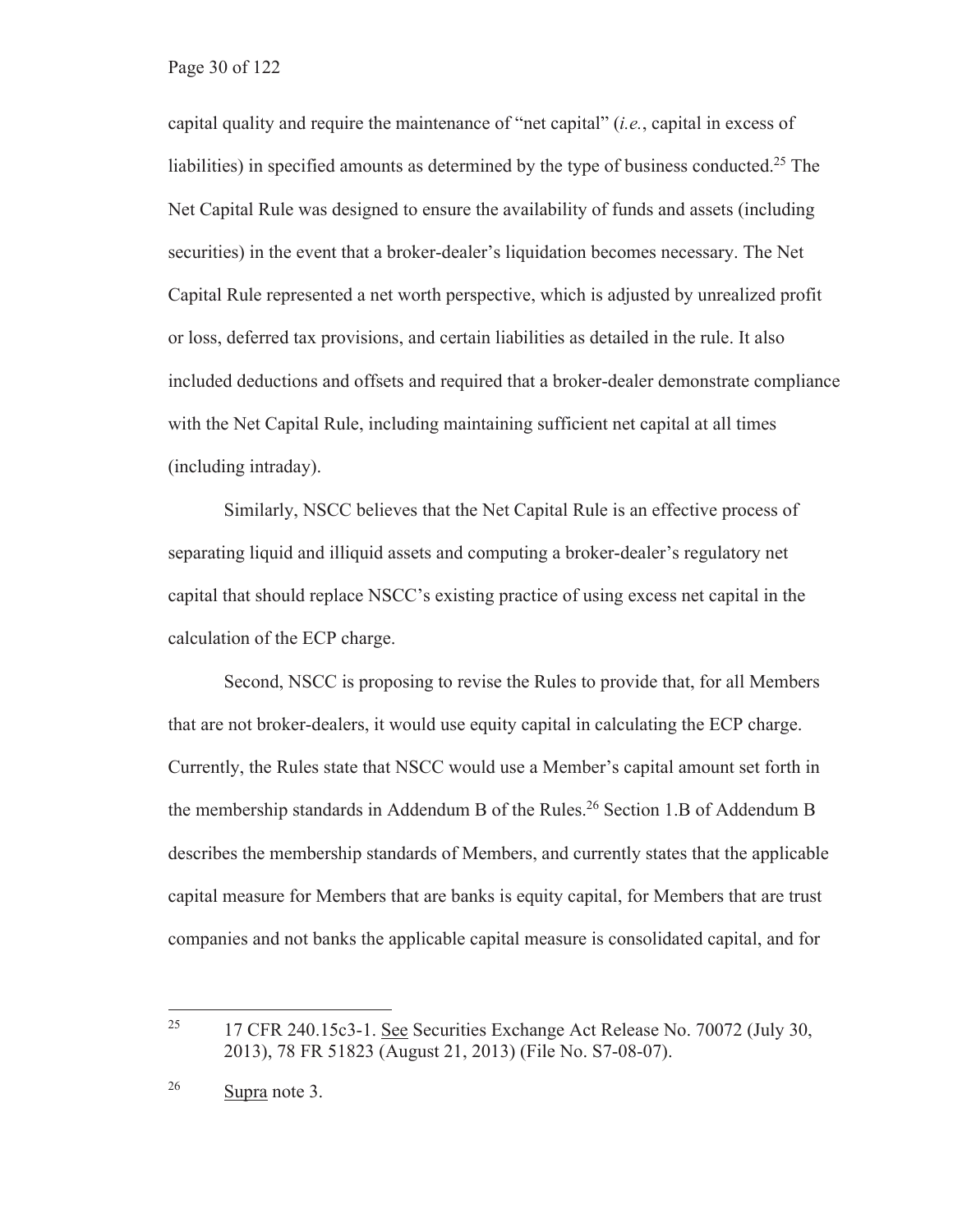capital quality and require the maintenance of "net capital" (*i.e.*, capital in excess of liabilities) in specified amounts as determined by the type of business conducted.[25] The Net Capital Rule was designed to ensure the availability of funds and assets (including securities) in the event that a broker-dealer's liquidation becomes necessary. The Net Capital Rule represented a net worth perspective, which is adjusted by unrealized profit or loss, deferred tax provisions, and certain liabilities as detailed in the rule. It also included deductions and offsets and required that a broker-dealer demonstrate compliance with the Net Capital Rule, including maintaining sufficient net capital at all times (including intraday).

Similarly, NSCC believes that the Net Capital Rule is an effective process of separating liquid and illiquid assets and computing a broker-dealer's regulatory net capital that should replace NSCC's existing practice of using excess net capital in the calculation of the ECP charge.

Second, NSCC is proposing to revise the Rules to provide that, for all Members that are not broker-dealers, it would use equity capital in calculating the ECP charge. Currently, the Rules state that NSCC would use a Member's capital amount set forth in the membership standards in Addendum B of the Rules.[26] Section 1.B of Addendum B describes the membership standards of Members, and currently states that the applicable capital measure for Members that are banks is equity capital, for Members that are trust companies and not banks the applicable capital measure is consolidated capital, and for

---

[25] 17 CFR 240.15c3-1. See Securities Exchange Act Release No. 70072 (July 30, 2013), 78 FR 51823 (August 21, 2013) (File No. S7-08-07).

[26] Supra note 3.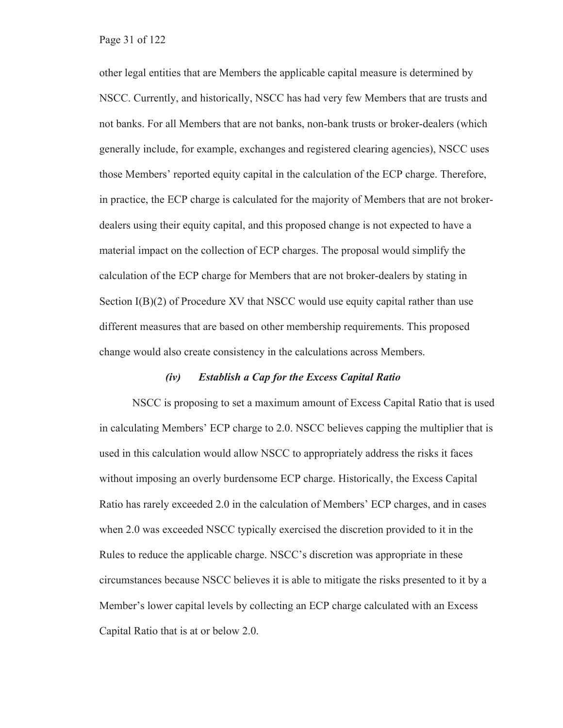other legal entities that are Members the applicable capital measure is determined by NSCC. Currently, and historically, NSCC has had very few Members that are trusts and not banks. For all Members that are not banks, non-bank trusts or broker-dealers (which generally include, for example, exchanges and registered clearing agencies), NSCC uses those Members' reported equity capital in the calculation of the ECP charge. Therefore, in practice, the ECP charge is calculated for the majority of Members that are not broker-dealers using their equity capital, and this proposed change is not expected to have a material impact on the collection of ECP charges. The proposal would simplify the calculation of the ECP charge for Members that are not broker-dealers by stating in Section I(B)(2) of Procedure XV that NSCC would use equity capital rather than use different measures that are based on other membership requirements. This proposed change would also create consistency in the calculations across Members.

### *(iv) Establish a Cap for the Excess Capital Ratio*

NSCC is proposing to set a maximum amount of Excess Capital Ratio that is used in calculating Members' ECP charge to 2.0. NSCC believes capping the multiplier that is used in this calculation would allow NSCC to appropriately address the risks it faces without imposing an overly burdensome ECP charge. Historically, the Excess Capital Ratio has rarely exceeded 2.0 in the calculation of Members' ECP charges, and in cases when 2.0 was exceeded NSCC typically exercised the discretion provided to it in the Rules to reduce the applicable charge. NSCC's discretion was appropriate in these circumstances because NSCC believes it is able to mitigate the risks presented to it by a Member's lower capital levels by collecting an ECP charge calculated with an Excess Capital Ratio that is at or below 2.0.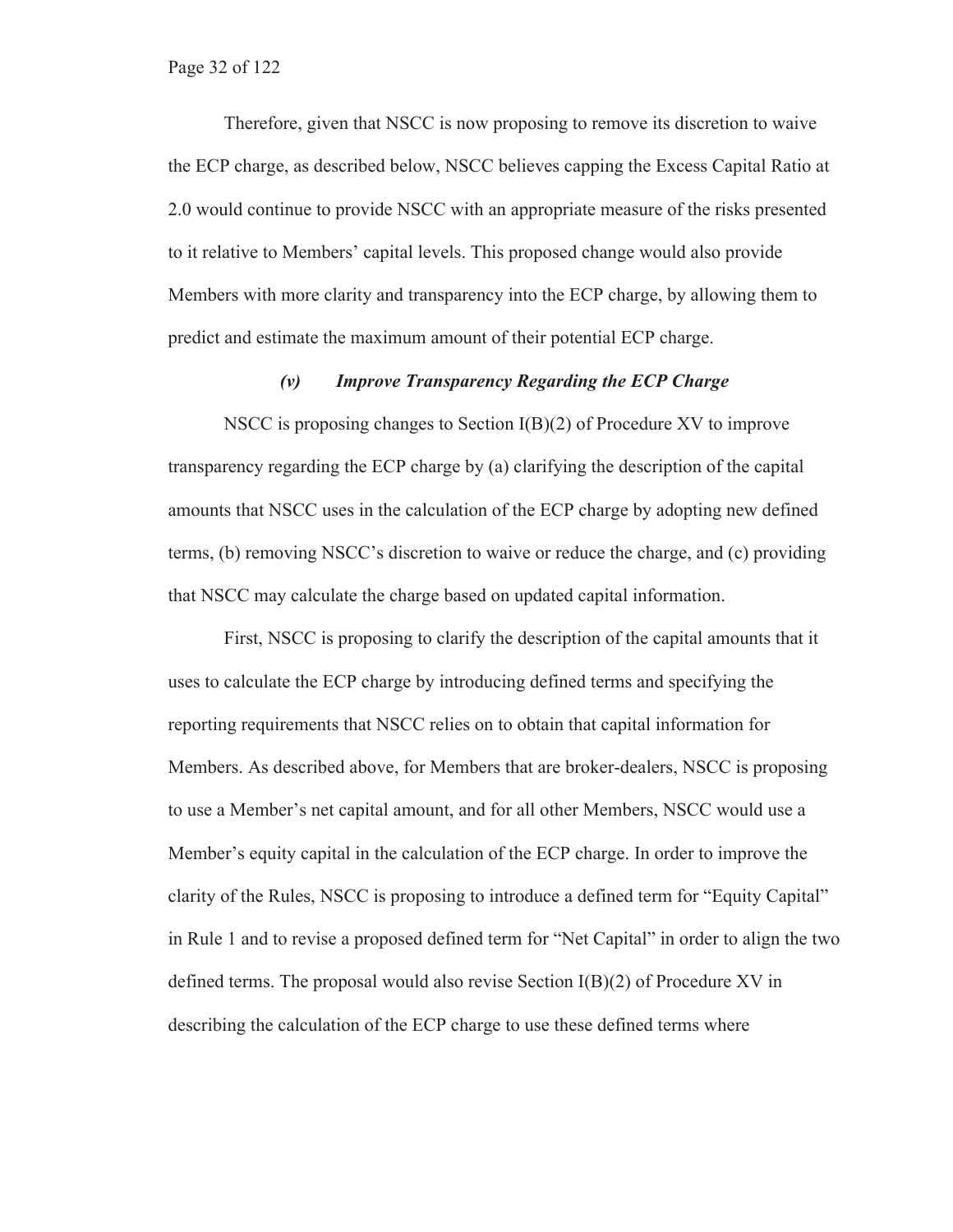Therefore, given that NSCC is now proposing to remove its discretion to waive the ECP charge, as described below, NSCC believes capping the Excess Capital Ratio at 2.0 would continue to provide NSCC with an appropriate measure of the risks presented to it relative to Members' capital levels. This proposed change would also provide Members with more clarity and transparency into the ECP charge, by allowing them to predict and estimate the maximum amount of their potential ECP charge.

### *(v) Improve Transparency Regarding the ECP Charge*

NSCC is proposing changes to Section I(B)(2) of Procedure XV to improve transparency regarding the ECP charge by (a) clarifying the description of the capital amounts that NSCC uses in the calculation of the ECP charge by adopting new defined terms, (b) removing NSCC's discretion to waive or reduce the charge, and (c) providing that NSCC may calculate the charge based on updated capital information.

First, NSCC is proposing to clarify the description of the capital amounts that it uses to calculate the ECP charge by introducing defined terms and specifying the reporting requirements that NSCC relies on to obtain that capital information for Members. As described above, for Members that are broker-dealers, NSCC is proposing to use a Member's net capital amount, and for all other Members, NSCC would use a Member's equity capital in the calculation of the ECP charge. In order to improve the clarity of the Rules, NSCC is proposing to introduce a defined term for "Equity Capital" in Rule 1 and to revise a proposed defined term for "Net Capital" in order to align the two defined terms. The proposal would also revise Section I(B)(2) of Procedure XV in describing the calculation of the ECP charge to use these defined terms where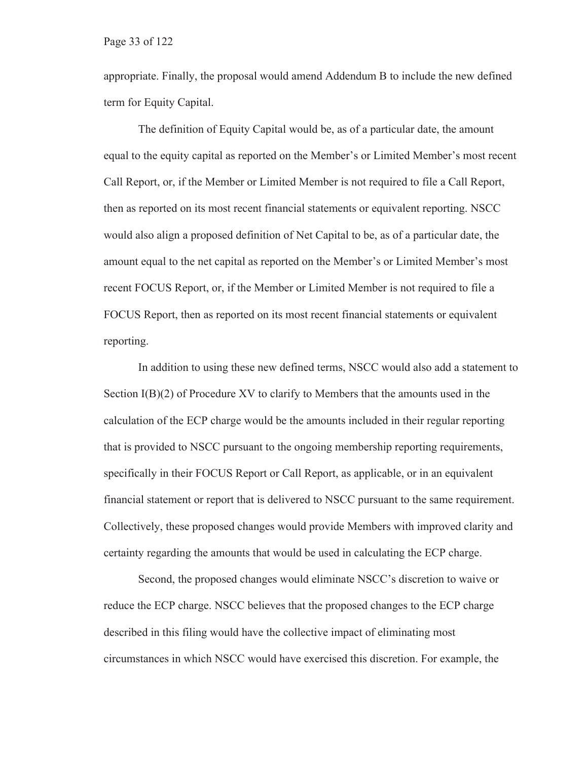appropriate. Finally, the proposal would amend Addendum B to include the new defined term for Equity Capital.

The definition of Equity Capital would be, as of a particular date, the amount equal to the equity capital as reported on the Member's or Limited Member's most recent Call Report, or, if the Member or Limited Member is not required to file a Call Report, then as reported on its most recent financial statements or equivalent reporting. NSCC would also align a proposed definition of Net Capital to be, as of a particular date, the amount equal to the net capital as reported on the Member's or Limited Member's most recent FOCUS Report, or, if the Member or Limited Member is not required to file a FOCUS Report, then as reported on its most recent financial statements or equivalent reporting.

In addition to using these new defined terms, NSCC would also add a statement to Section I(B)(2) of Procedure XV to clarify to Members that the amounts used in the calculation of the ECP charge would be the amounts included in their regular reporting that is provided to NSCC pursuant to the ongoing membership reporting requirements, specifically in their FOCUS Report or Call Report, as applicable, or in an equivalent financial statement or report that is delivered to NSCC pursuant to the same requirement. Collectively, these proposed changes would provide Members with improved clarity and certainty regarding the amounts that would be used in calculating the ECP charge.

Second, the proposed changes would eliminate NSCC's discretion to waive or reduce the ECP charge. NSCC believes that the proposed changes to the ECP charge described in this filing would have the collective impact of eliminating most circumstances in which NSCC would have exercised this discretion. For example, the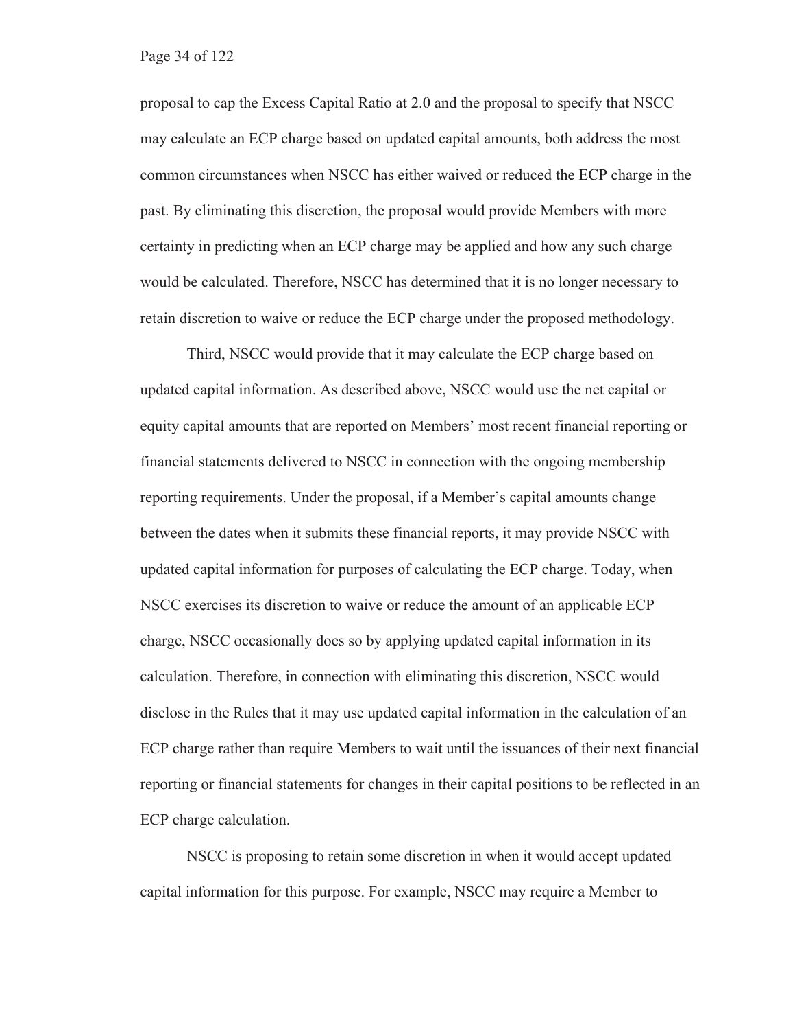proposal to cap the Excess Capital Ratio at 2.0 and the proposal to specify that NSCC may calculate an ECP charge based on updated capital amounts, both address the most common circumstances when NSCC has either waived or reduced the ECP charge in the past. By eliminating this discretion, the proposal would provide Members with more certainty in predicting when an ECP charge may be applied and how any such charge would be calculated. Therefore, NSCC has determined that it is no longer necessary to retain discretion to waive or reduce the ECP charge under the proposed methodology.

Third, NSCC would provide that it may calculate the ECP charge based on updated capital information. As described above, NSCC would use the net capital or equity capital amounts that are reported on Members' most recent financial reporting or financial statements delivered to NSCC in connection with the ongoing membership reporting requirements. Under the proposal, if a Member's capital amounts change between the dates when it submits these financial reports, it may provide NSCC with updated capital information for purposes of calculating the ECP charge. Today, when NSCC exercises its discretion to waive or reduce the amount of an applicable ECP charge, NSCC occasionally does so by applying updated capital information in its calculation. Therefore, in connection with eliminating this discretion, NSCC would disclose in the Rules that it may use updated capital information in the calculation of an ECP charge rather than require Members to wait until the issuances of their next financial reporting or financial statements for changes in their capital positions to be reflected in an ECP charge calculation.

NSCC is proposing to retain some discretion in when it would accept updated capital information for this purpose. For example, NSCC may require a Member to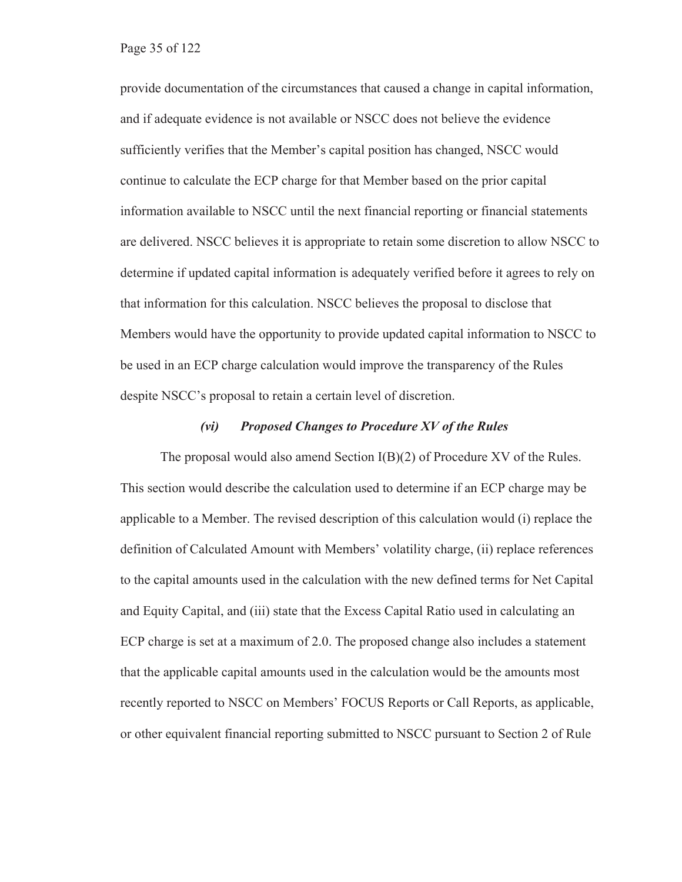provide documentation of the circumstances that caused a change in capital information, and if adequate evidence is not available or NSCC does not believe the evidence sufficiently verifies that the Member's capital position has changed, NSCC would continue to calculate the ECP charge for that Member based on the prior capital information available to NSCC until the next financial reporting or financial statements are delivered. NSCC believes it is appropriate to retain some discretion to allow NSCC to determine if updated capital information is adequately verified before it agrees to rely on that information for this calculation. NSCC believes the proposal to disclose that Members would have the opportunity to provide updated capital information to NSCC to be used in an ECP charge calculation would improve the transparency of the Rules despite NSCC's proposal to retain a certain level of discretion.

#### *(vi) Proposed Changes to Procedure XV of the Rules*

The proposal would also amend Section I(B)(2) of Procedure XV of the Rules. This section would describe the calculation used to determine if an ECP charge may be applicable to a Member. The revised description of this calculation would (i) replace the definition of Calculated Amount with Members' volatility charge, (ii) replace references to the capital amounts used in the calculation with the new defined terms for Net Capital and Equity Capital, and (iii) state that the Excess Capital Ratio used in calculating an ECP charge is set at a maximum of 2.0. The proposed change also includes a statement that the applicable capital amounts used in the calculation would be the amounts most recently reported to NSCC on Members' FOCUS Reports or Call Reports, as applicable, or other equivalent financial reporting submitted to NSCC pursuant to Section 2 of Rule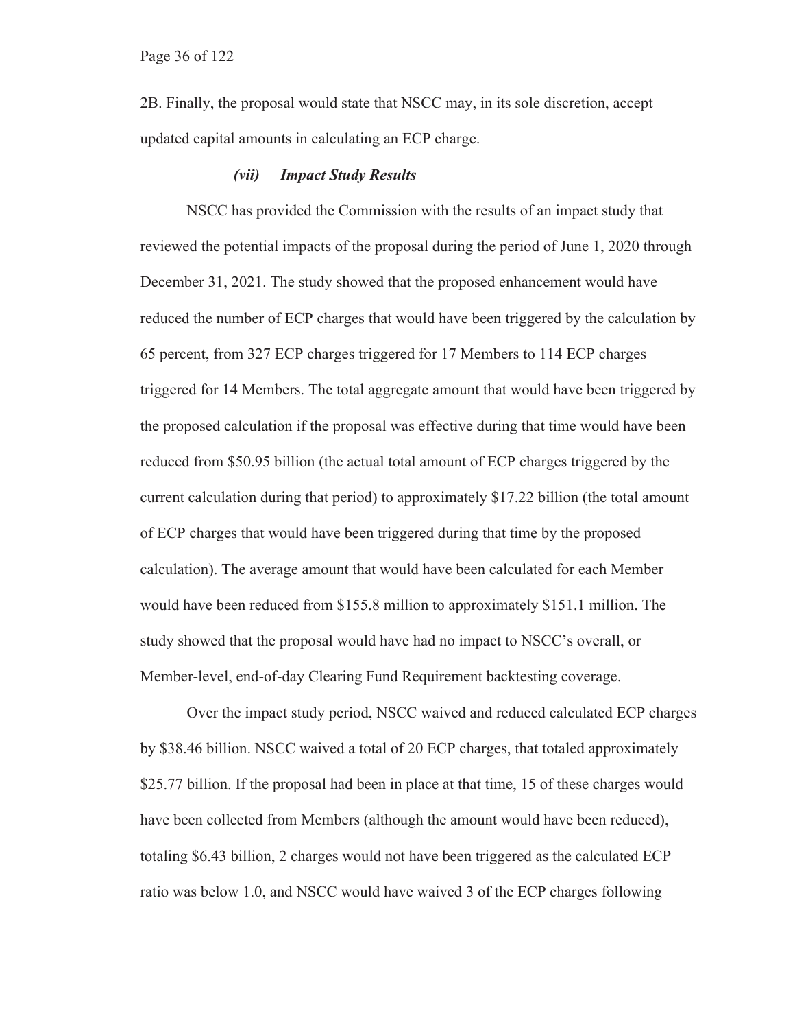2B. Finally, the proposal would state that NSCC may, in its sole discretion, accept updated capital amounts in calculating an ECP charge.

### *(vii) Impact Study Results*

NSCC has provided the Commission with the results of an impact study that reviewed the potential impacts of the proposal during the period of June 1, 2020 through December 31, 2021. The study showed that the proposed enhancement would have reduced the number of ECP charges that would have been triggered by the calculation by 65 percent, from 327 ECP charges triggered for 17 Members to 114 ECP charges triggered for 14 Members. The total aggregate amount that would have been triggered by the proposed calculation if the proposal was effective during that time would have been reduced from $50.95 billion (the actual total amount of ECP charges triggered by the current calculation during that period) to approximately $17.22 billion (the total amount of ECP charges that would have been triggered during that time by the proposed calculation). The average amount that would have been calculated for each Member would have been reduced from $155.8 million to approximately $151.1 million. The study showed that the proposal would have had no impact to NSCC's overall, or Member-level, end-of-day Clearing Fund Requirement backtesting coverage.

Over the impact study period, NSCC waived and reduced calculated ECP charges by $38.46 billion. NSCC waived a total of 20 ECP charges, that totaled approximately $25.77 billion. If the proposal had been in place at that time, 15 of these charges would have been collected from Members (although the amount would have been reduced), totaling $6.43 billion, 2 charges would not have been triggered as the calculated ECP ratio was below 1.0, and NSCC would have waived 3 of the ECP charges following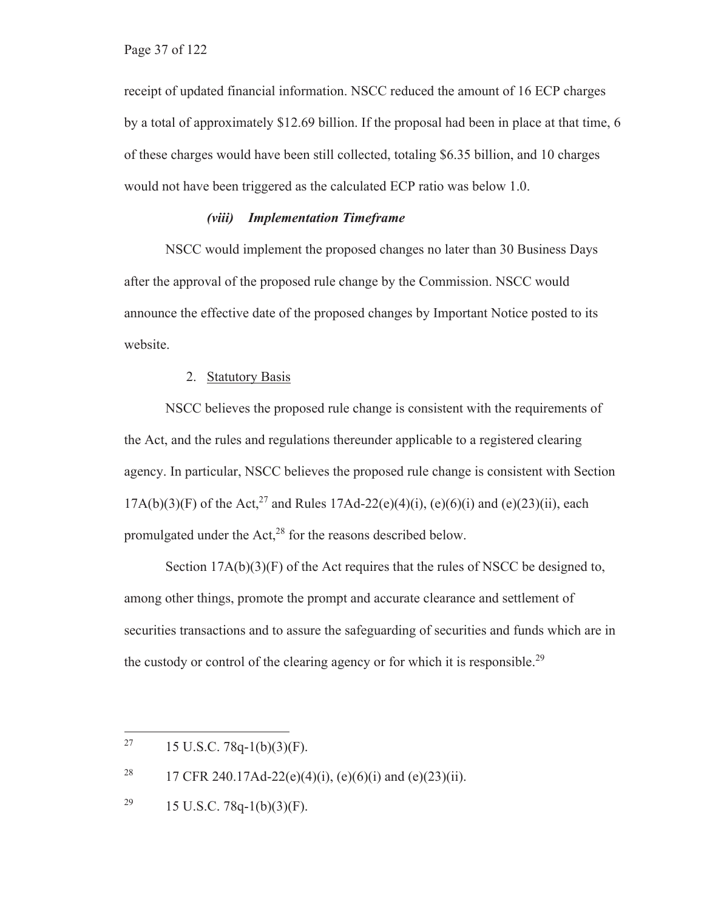receipt of updated financial information. NSCC reduced the amount of 16 ECP charges by a total of approximately $12.69 billion. If the proposal had been in place at that time, 6 of these charges would have been still collected, totaling $6.35 billion, and 10 charges would not have been triggered as the calculated ECP ratio was below 1.0.

#### *(viii) Implementation Timeframe*

NSCC would implement the proposed changes no later than 30 Business Days after the approval of the proposed rule change by the Commission. NSCC would announce the effective date of the proposed changes by Important Notice posted to its website.

### 2. Statutory Basis

NSCC believes the proposed rule change is consistent with the requirements of the Act, and the rules and regulations thereunder applicable to a registered clearing agency. In particular, NSCC believes the proposed rule change is consistent with Section 17A(b)(3)(F) of the Act,[27] and Rules 17Ad-22(e)(4)(i), (e)(6)(i) and (e)(23)(ii), each promulgated under the Act,[28] for the reasons described below.

Section 17A(b)(3)(F) of the Act requires that the rules of NSCC be designed to, among other things, promote the prompt and accurate clearance and settlement of securities transactions and to assure the safeguarding of securities and funds which are in the custody or control of the clearing agency or for which it is responsible.[29]

---

[27] 15 U.S.C. 78q-1(b)(3)(F).

[28] 17 CFR 240.17Ad-22(e)(4)(i), (e)(6)(i) and (e)(23)(ii).

[29] 15 U.S.C. 78q-1(b)(3)(F).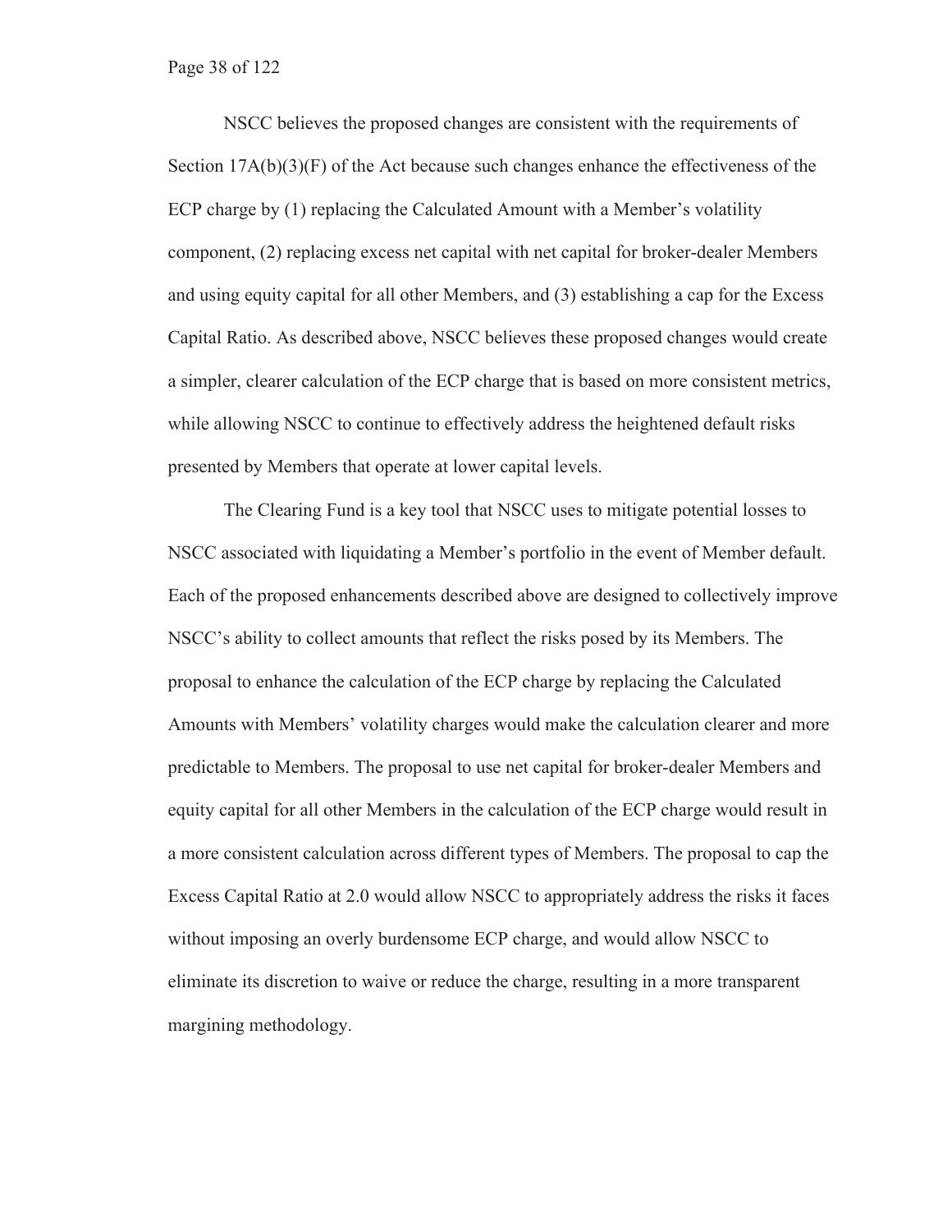NSCC believes the proposed changes are consistent with the requirements of Section 17A(b)(3)(F) of the Act because such changes enhance the effectiveness of the ECP charge by (1) replacing the Calculated Amount with a Member's volatility component, (2) replacing excess net capital with net capital for broker-dealer Members and using equity capital for all other Members, and (3) establishing a cap for the Excess Capital Ratio. As described above, NSCC believes these proposed changes would create a simpler, clearer calculation of the ECP charge that is based on more consistent metrics, while allowing NSCC to continue to effectively address the heightened default risks presented by Members that operate at lower capital levels.

The Clearing Fund is a key tool that NSCC uses to mitigate potential losses to NSCC associated with liquidating a Member's portfolio in the event of Member default. Each of the proposed enhancements described above are designed to collectively improve NSCC's ability to collect amounts that reflect the risks posed by its Members. The proposal to enhance the calculation of the ECP charge by replacing the Calculated Amounts with Members' volatility charges would make the calculation clearer and more predictable to Members. The proposal to use net capital for broker-dealer Members and equity capital for all other Members in the calculation of the ECP charge would result in a more consistent calculation across different types of Members. The proposal to cap the Excess Capital Ratio at 2.0 would allow NSCC to appropriately address the risks it faces without imposing an overly burdensome ECP charge, and would allow NSCC to eliminate its discretion to waive or reduce the charge, resulting in a more transparent margining methodology.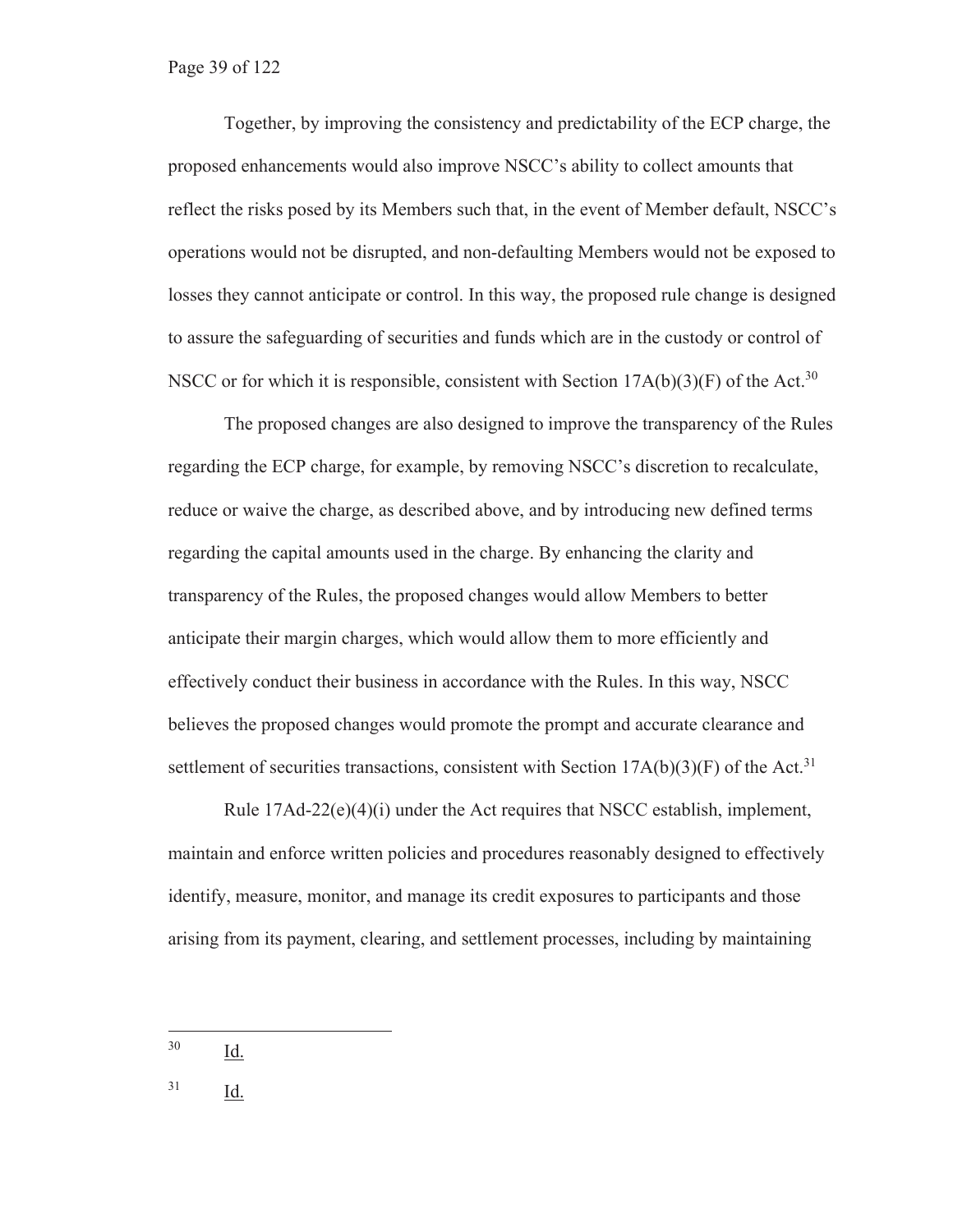Together, by improving the consistency and predictability of the ECP charge, the proposed enhancements would also improve NSCC's ability to collect amounts that reflect the risks posed by its Members such that, in the event of Member default, NSCC's operations would not be disrupted, and non-defaulting Members would not be exposed to losses they cannot anticipate or control. In this way, the proposed rule change is designed to assure the safeguarding of securities and funds which are in the custody or control of NSCC or for which it is responsible, consistent with Section 17A(b)(3)(F) of the Act.[30]

The proposed changes are also designed to improve the transparency of the Rules regarding the ECP charge, for example, by removing NSCC's discretion to recalculate, reduce or waive the charge, as described above, and by introducing new defined terms regarding the capital amounts used in the charge. By enhancing the clarity and transparency of the Rules, the proposed changes would allow Members to better anticipate their margin charges, which would allow them to more efficiently and effectively conduct their business in accordance with the Rules. In this way, NSCC believes the proposed changes would promote the prompt and accurate clearance and settlement of securities transactions, consistent with Section 17A(b)(3)(F) of the Act.[31]

Rule 17Ad-22(e)(4)(i) under the Act requires that NSCC establish, implement, maintain and enforce written policies and procedures reasonably designed to effectively identify, measure, monitor, and manage its credit exposures to participants and those arising from its payment, clearing, and settlement processes, including by maintaining

---

[30] Id.

[31] Id.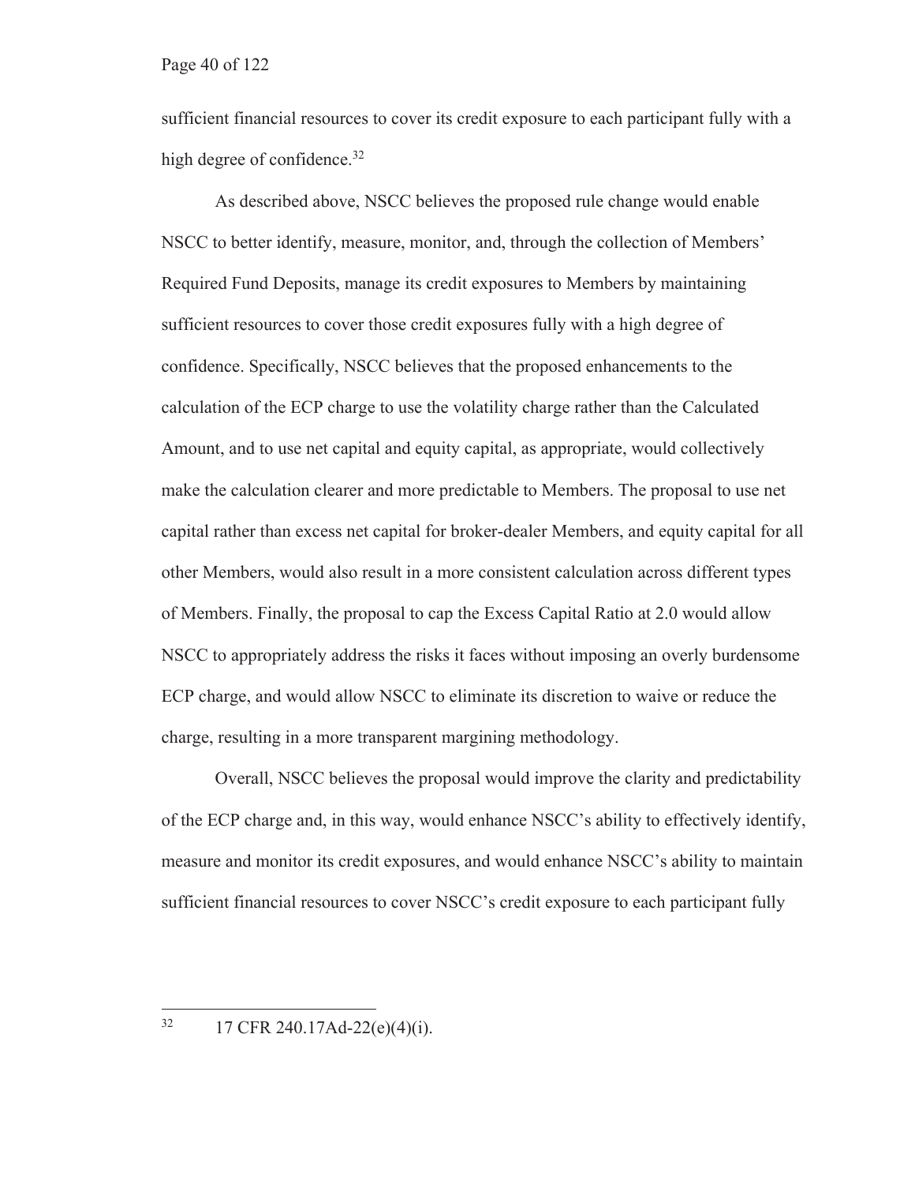sufficient financial resources to cover its credit exposure to each participant fully with a high degree of confidence.[32]

As described above, NSCC believes the proposed rule change would enable NSCC to better identify, measure, monitor, and, through the collection of Members' Required Fund Deposits, manage its credit exposures to Members by maintaining sufficient resources to cover those credit exposures fully with a high degree of confidence. Specifically, NSCC believes that the proposed enhancements to the calculation of the ECP charge to use the volatility charge rather than the Calculated Amount, and to use net capital and equity capital, as appropriate, would collectively make the calculation clearer and more predictable to Members. The proposal to use net capital rather than excess net capital for broker-dealer Members, and equity capital for all other Members, would also result in a more consistent calculation across different types of Members. Finally, the proposal to cap the Excess Capital Ratio at 2.0 would allow NSCC to appropriately address the risks it faces without imposing an overly burdensome ECP charge, and would allow NSCC to eliminate its discretion to waive or reduce the charge, resulting in a more transparent margining methodology.

Overall, NSCC believes the proposal would improve the clarity and predictability of the ECP charge and, in this way, would enhance NSCC's ability to effectively identify, measure and monitor its credit exposures, and would enhance NSCC's ability to maintain sufficient financial resources to cover NSCC's credit exposure to each participant fully

---

[32] 17 CFR 240.17Ad-22(e)(4)(i).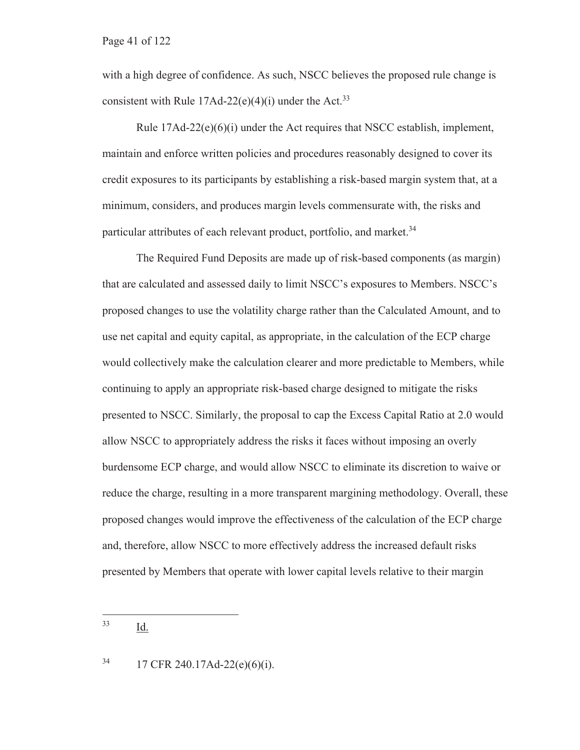with a high degree of confidence. As such, NSCC believes the proposed rule change is consistent with Rule 17Ad-22(e)(4)(i) under the Act.[33]

Rule 17Ad-22(e)(6)(i) under the Act requires that NSCC establish, implement, maintain and enforce written policies and procedures reasonably designed to cover its credit exposures to its participants by establishing a risk-based margin system that, at a minimum, considers, and produces margin levels commensurate with, the risks and particular attributes of each relevant product, portfolio, and market.[34]

The Required Fund Deposits are made up of risk-based components (as margin) that are calculated and assessed daily to limit NSCC's exposures to Members. NSCC's proposed changes to use the volatility charge rather than the Calculated Amount, and to use net capital and equity capital, as appropriate, in the calculation of the ECP charge would collectively make the calculation clearer and more predictable to Members, while continuing to apply an appropriate risk-based charge designed to mitigate the risks presented to NSCC. Similarly, the proposal to cap the Excess Capital Ratio at 2.0 would allow NSCC to appropriately address the risks it faces without imposing an overly burdensome ECP charge, and would allow NSCC to eliminate its discretion to waive or reduce the charge, resulting in a more transparent margining methodology. Overall, these proposed changes would improve the effectiveness of the calculation of the ECP charge and, therefore, allow NSCC to more effectively address the increased default risks presented by Members that operate with lower capital levels relative to their margin

---

[33] Id.

[34] 17 CFR 240.17Ad-22(e)(6)(i).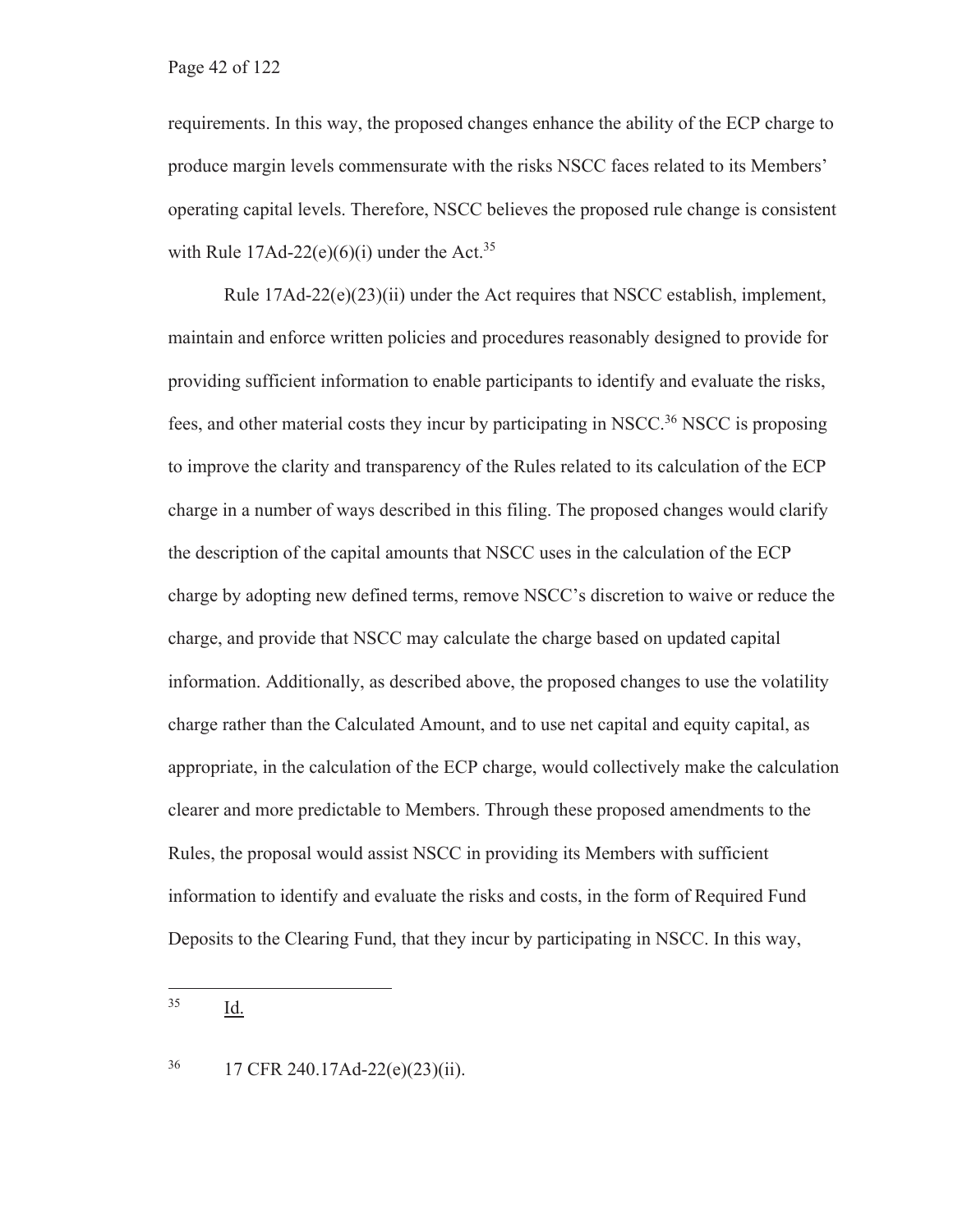requirements. In this way, the proposed changes enhance the ability of the ECP charge to produce margin levels commensurate with the risks NSCC faces related to its Members' operating capital levels. Therefore, NSCC believes the proposed rule change is consistent with Rule 17Ad-22(e)(6)(i) under the Act.[35]

Rule 17Ad-22(e)(23)(ii) under the Act requires that NSCC establish, implement, maintain and enforce written policies and procedures reasonably designed to provide for providing sufficient information to enable participants to identify and evaluate the risks, fees, and other material costs they incur by participating in NSCC.[36] NSCC is proposing to improve the clarity and transparency of the Rules related to its calculation of the ECP charge in a number of ways described in this filing. The proposed changes would clarify the description of the capital amounts that NSCC uses in the calculation of the ECP charge by adopting new defined terms, remove NSCC's discretion to waive or reduce the charge, and provide that NSCC may calculate the charge based on updated capital information. Additionally, as described above, the proposed changes to use the volatility charge rather than the Calculated Amount, and to use net capital and equity capital, as appropriate, in the calculation of the ECP charge, would collectively make the calculation clearer and more predictable to Members. Through these proposed amendments to the Rules, the proposal would assist NSCC in providing its Members with sufficient information to identify and evaluate the risks and costs, in the form of Required Fund Deposits to the Clearing Fund, that they incur by participating in NSCC. In this way,

---

[35] Id.

[36] 17 CFR 240.17Ad-22(e)(23)(ii).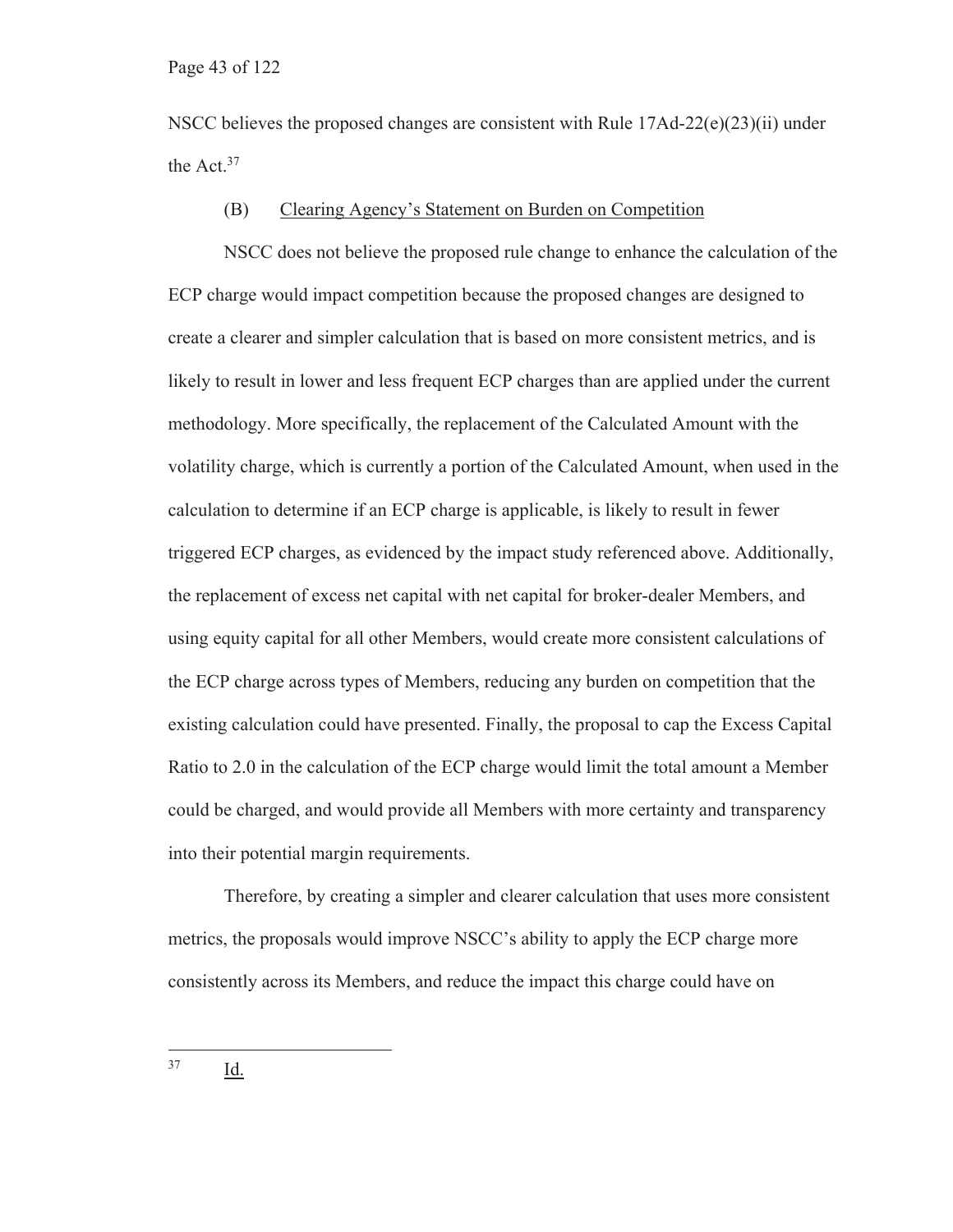NSCC believes the proposed changes are consistent with Rule 17Ad-22(e)(23)(ii) under the Act.[37]

### (B) Clearing Agency's Statement on Burden on Competition

NSCC does not believe the proposed rule change to enhance the calculation of the ECP charge would impact competition because the proposed changes are designed to create a clearer and simpler calculation that is based on more consistent metrics, and is likely to result in lower and less frequent ECP charges than are applied under the current methodology. More specifically, the replacement of the Calculated Amount with the volatility charge, which is currently a portion of the Calculated Amount, when used in the calculation to determine if an ECP charge is applicable, is likely to result in fewer triggered ECP charges, as evidenced by the impact study referenced above. Additionally, the replacement of excess net capital with net capital for broker-dealer Members, and using equity capital for all other Members, would create more consistent calculations of the ECP charge across types of Members, reducing any burden on competition that the existing calculation could have presented. Finally, the proposal to cap the Excess Capital Ratio to 2.0 in the calculation of the ECP charge would limit the total amount a Member could be charged, and would provide all Members with more certainty and transparency into their potential margin requirements.

Therefore, by creating a simpler and clearer calculation that uses more consistent metrics, the proposals would improve NSCC's ability to apply the ECP charge more consistently across its Members, and reduce the impact this charge could have on

---

[37] Id.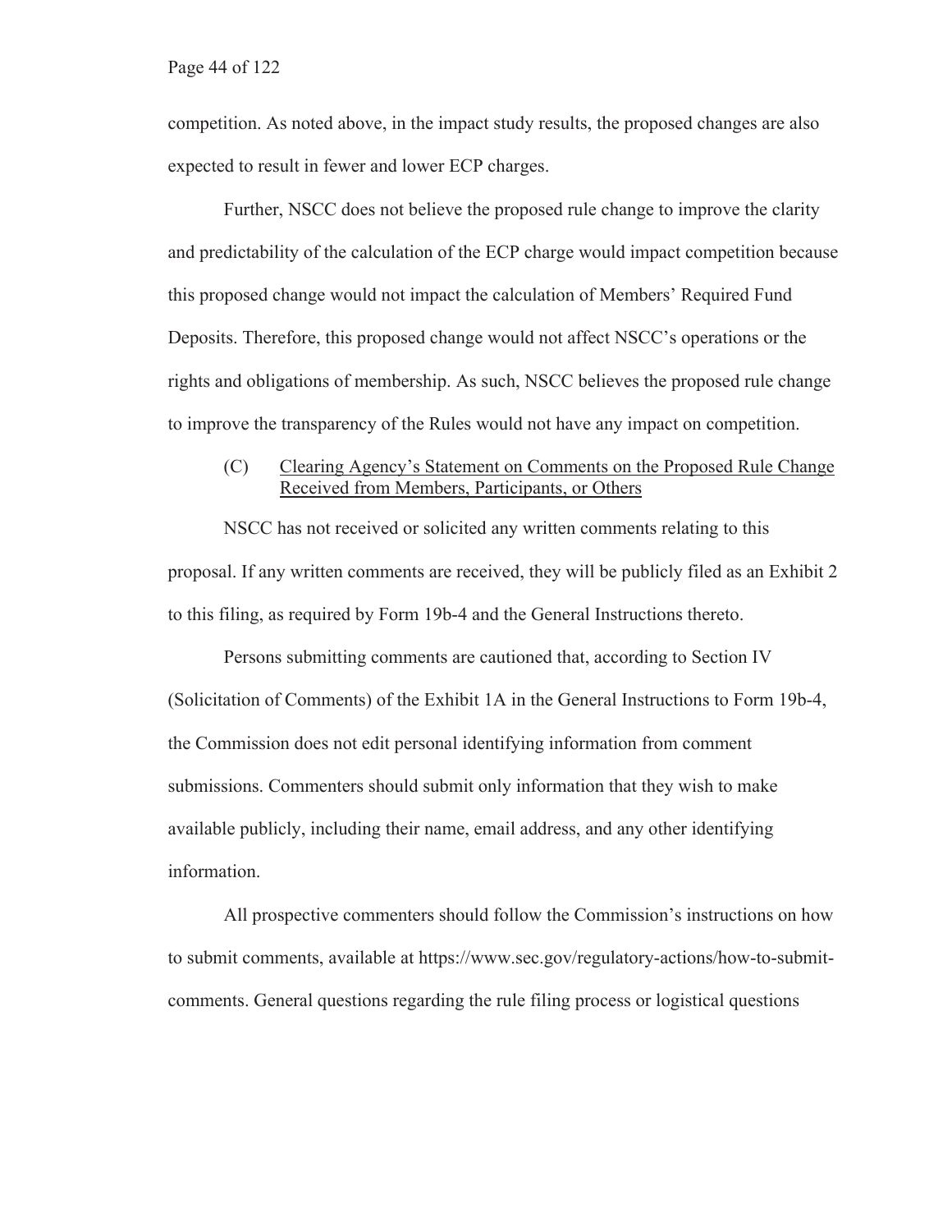competition. As noted above, in the impact study results, the proposed changes are also expected to result in fewer and lower ECP charges.

Further, NSCC does not believe the proposed rule change to improve the clarity and predictability of the calculation of the ECP charge would impact competition because this proposed change would not impact the calculation of Members' Required Fund Deposits. Therefore, this proposed change would not affect NSCC's operations or the rights and obligations of membership. As such, NSCC believes the proposed rule change to improve the transparency of the Rules would not have any impact on competition.

(C) Clearing Agency's Statement on Comments on the Proposed Rule Change Received from Members, Participants, or Others

NSCC has not received or solicited any written comments relating to this proposal. If any written comments are received, they will be publicly filed as an Exhibit 2 to this filing, as required by Form 19b-4 and the General Instructions thereto.

Persons submitting comments are cautioned that, according to Section IV (Solicitation of Comments) of the Exhibit 1A in the General Instructions to Form 19b-4, the Commission does not edit personal identifying information from comment submissions. Commenters should submit only information that they wish to make available publicly, including their name, email address, and any other identifying information.

All prospective commenters should follow the Commission's instructions on how to submit comments, available at https://www.sec.gov/regulatory-actions/how-to-submit-comments. General questions regarding the rule filing process or logistical questions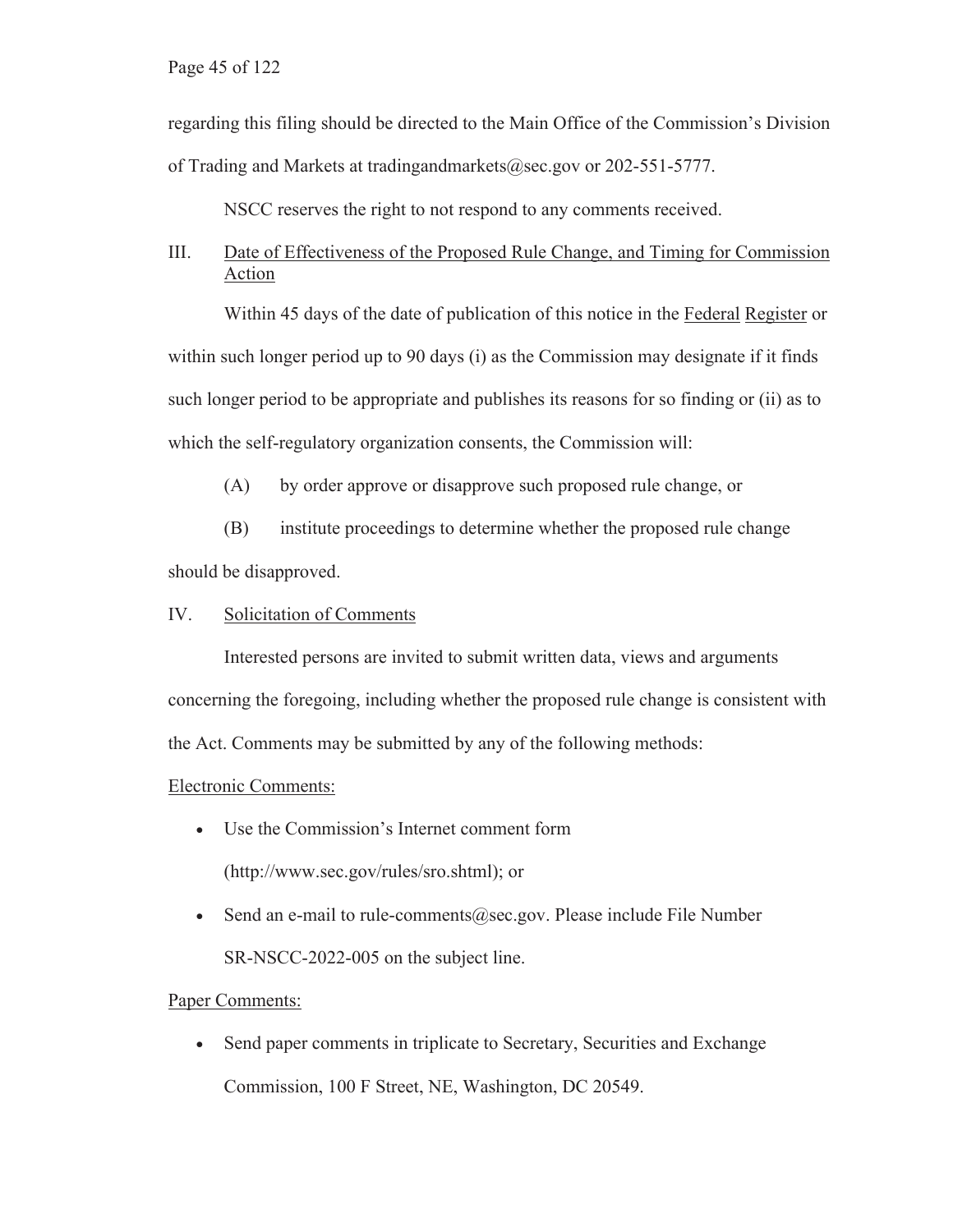regarding this filing should be directed to the Main Office of the Commission's Division of Trading and Markets at tradingandmarkets@sec.gov or 202-551-5777.

NSCC reserves the right to not respond to any comments received.

## III. Date of Effectiveness of the Proposed Rule Change, and Timing for Commission Action

Within 45 days of the date of publication of this notice in the Federal Register or within such longer period up to 90 days (i) as the Commission may designate if it finds such longer period to be appropriate and publishes its reasons for so finding or (ii) as to which the self-regulatory organization consents, the Commission will:

(A) by order approve or disapprove such proposed rule change, or

(B) institute proceedings to determine whether the proposed rule change should be disapproved.

## IV. Solicitation of Comments

Interested persons are invited to submit written data, views and arguments concerning the foregoing, including whether the proposed rule change is consistent with the Act. Comments may be submitted by any of the following methods:

Electronic Comments:

- Use the Commission's Internet comment form (http://www.sec.gov/rules/sro.shtml); or
- Send an e-mail to rule-comments@sec.gov. Please include File Number SR-NSCC-2022-005 on the subject line.

Paper Comments:

- Send paper comments in triplicate to Secretary, Securities and Exchange Commission, 100 F Street, NE, Washington, DC 20549.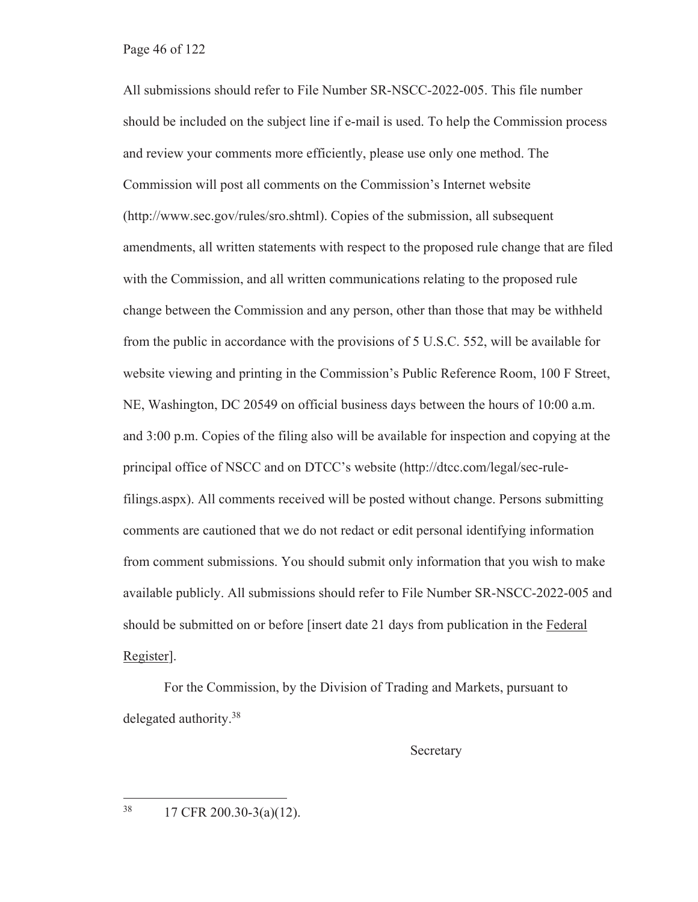All submissions should refer to File Number SR-NSCC-2022-005. This file number should be included on the subject line if e-mail is used. To help the Commission process and review your comments more efficiently, please use only one method. The Commission will post all comments on the Commission's Internet website (http://www.sec.gov/rules/sro.shtml). Copies of the submission, all subsequent amendments, all written statements with respect to the proposed rule change that are filed with the Commission, and all written communications relating to the proposed rule change between the Commission and any person, other than those that may be withheld from the public in accordance with the provisions of 5 U.S.C. 552, will be available for website viewing and printing in the Commission's Public Reference Room, 100 F Street, NE, Washington, DC 20549 on official business days between the hours of 10:00 a.m. and 3:00 p.m. Copies of the filing also will be available for inspection and copying at the principal office of NSCC and on DTCC's website (http://dtcc.com/legal/sec-rule-filings.aspx). All comments received will be posted without change. Persons submitting comments are cautioned that we do not redact or edit personal identifying information from comment submissions. You should submit only information that you wish to make available publicly. All submissions should refer to File Number SR-NSCC-2022-005 and should be submitted on or before [insert date 21 days from publication in the Federal Register].

For the Commission, by the Division of Trading and Markets, pursuant to delegated authority.[38]

Secretary

[38] 17 CFR 200.30-3(a)(12).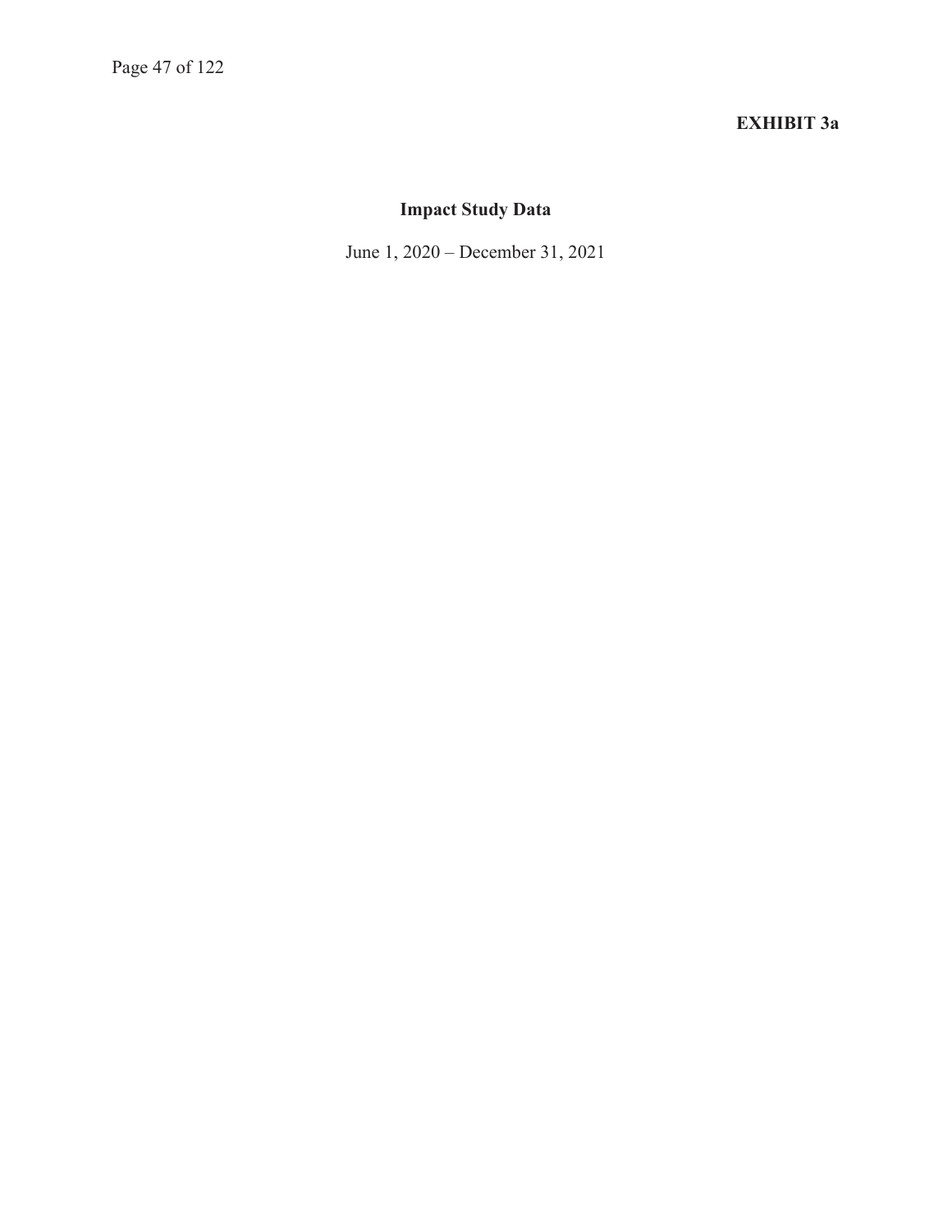**EXHIBIT 3a**

# Impact Study Data

June 1, 2020 – December 31, 2021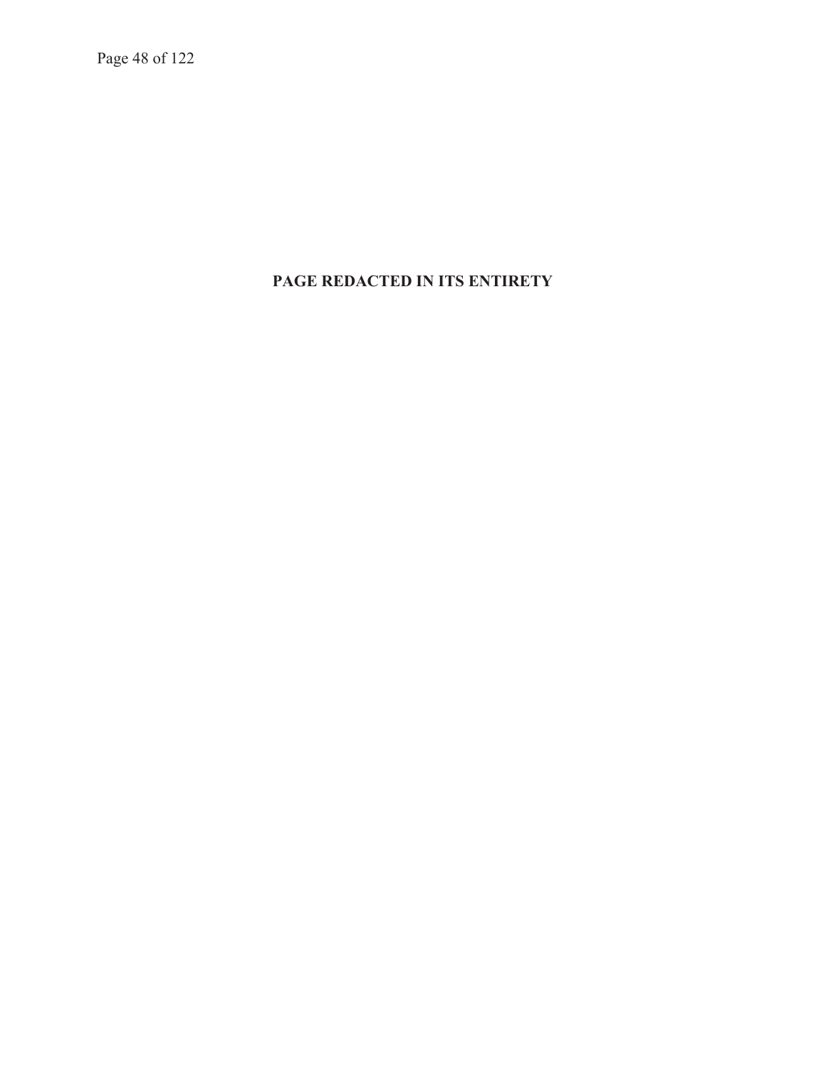**PAGE REDACTED IN ITS ENTIRETY**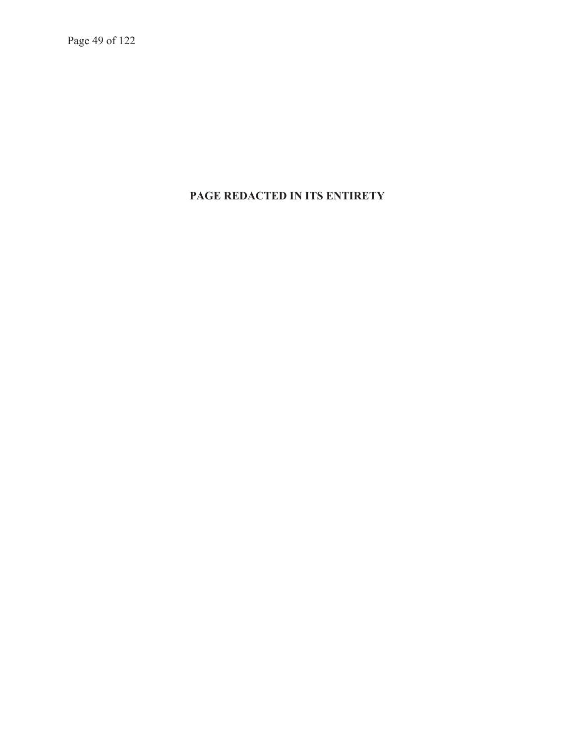**PAGE REDACTED IN ITS ENTIRETY**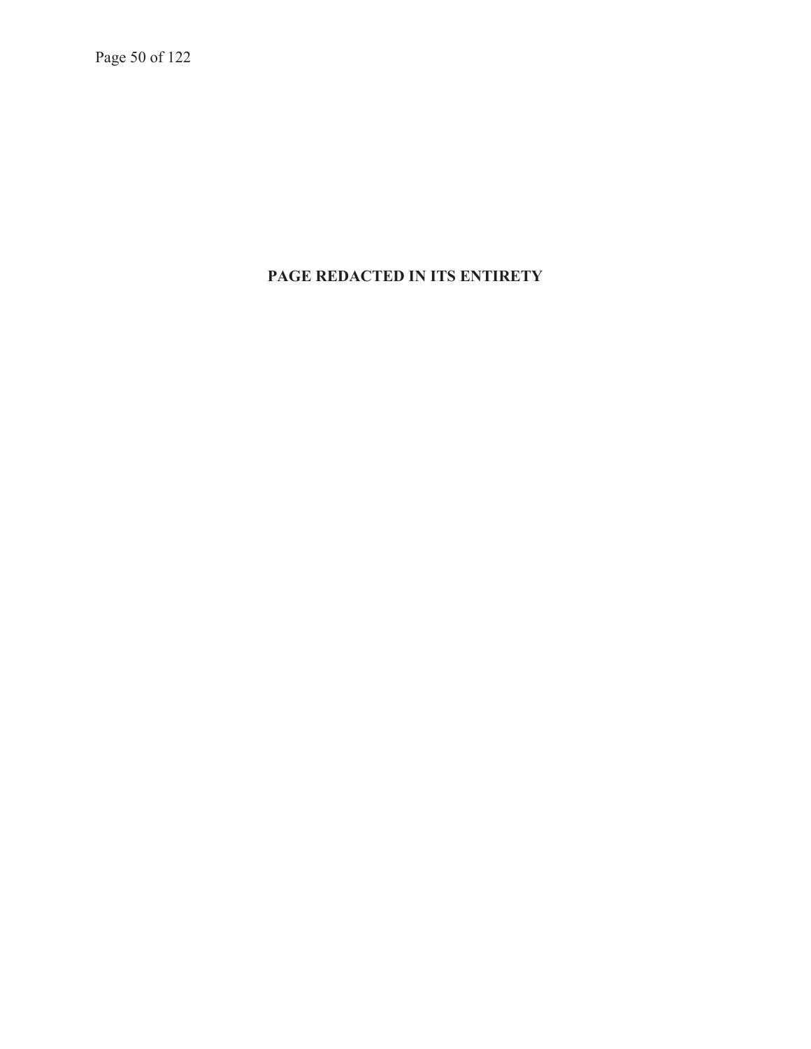**PAGE REDACTED IN ITS ENTIRETY**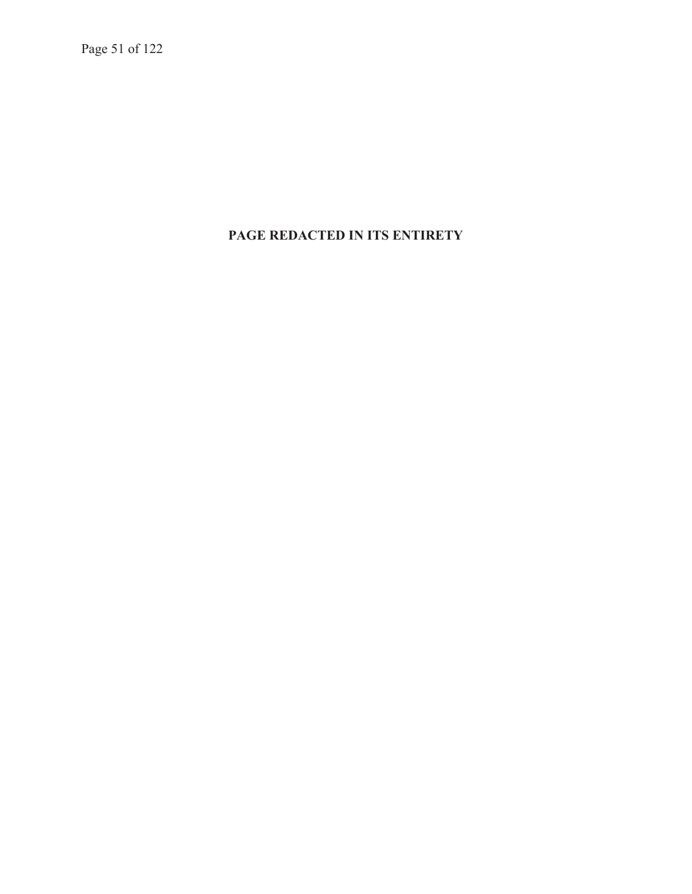**PAGE REDACTED IN ITS ENTIRETY**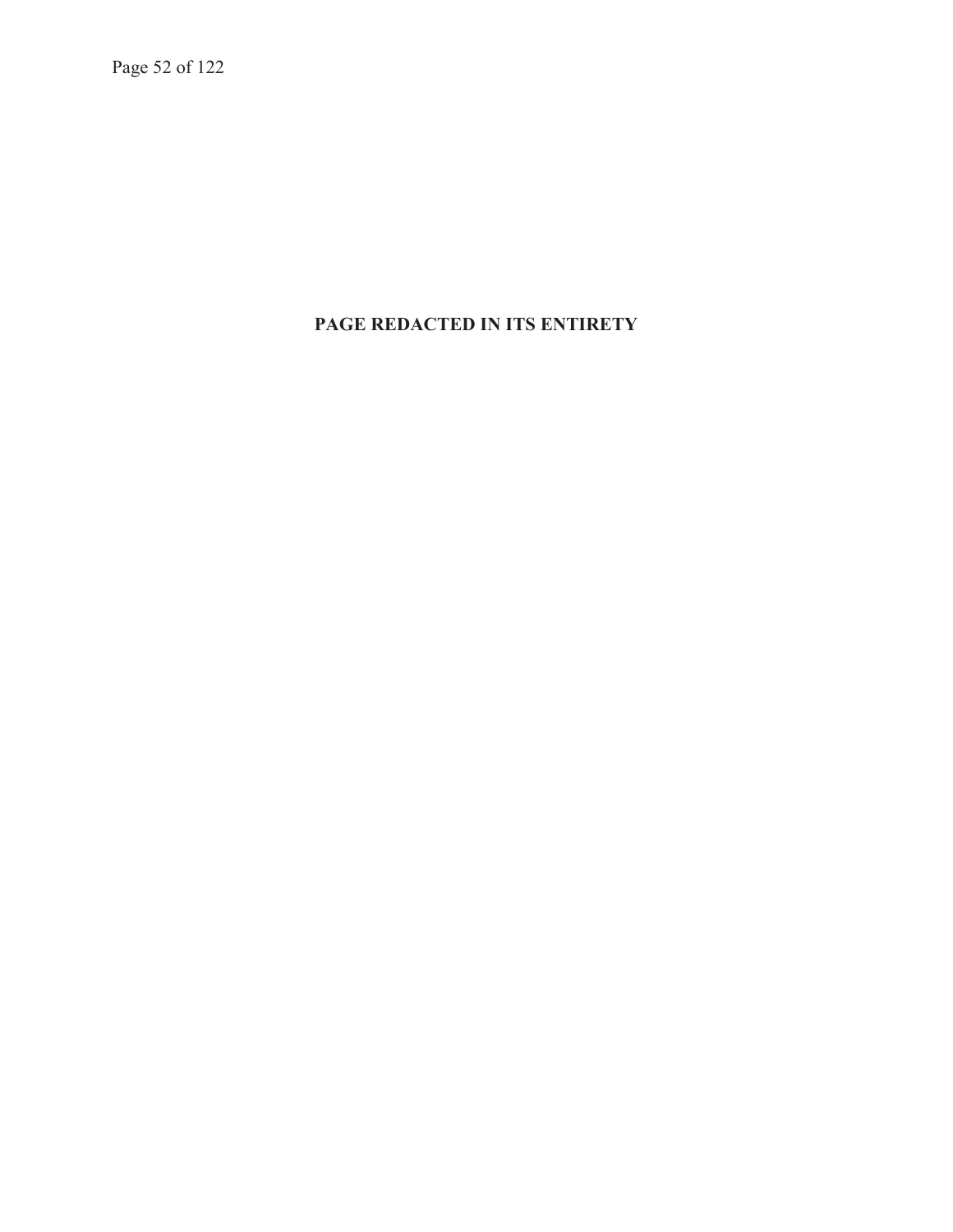**PAGE REDACTED IN ITS ENTIRETY**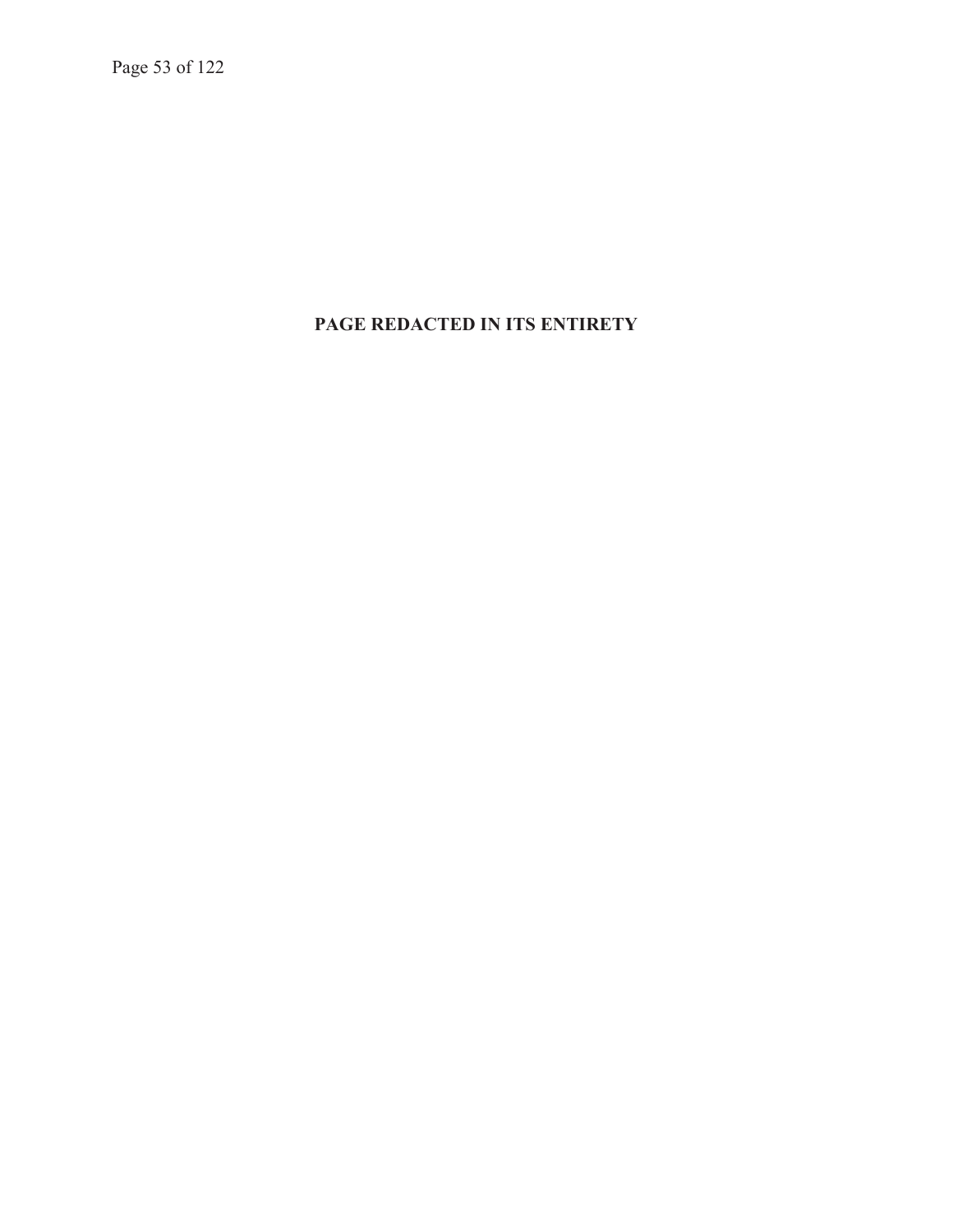**PAGE REDACTED IN ITS ENTIRETY**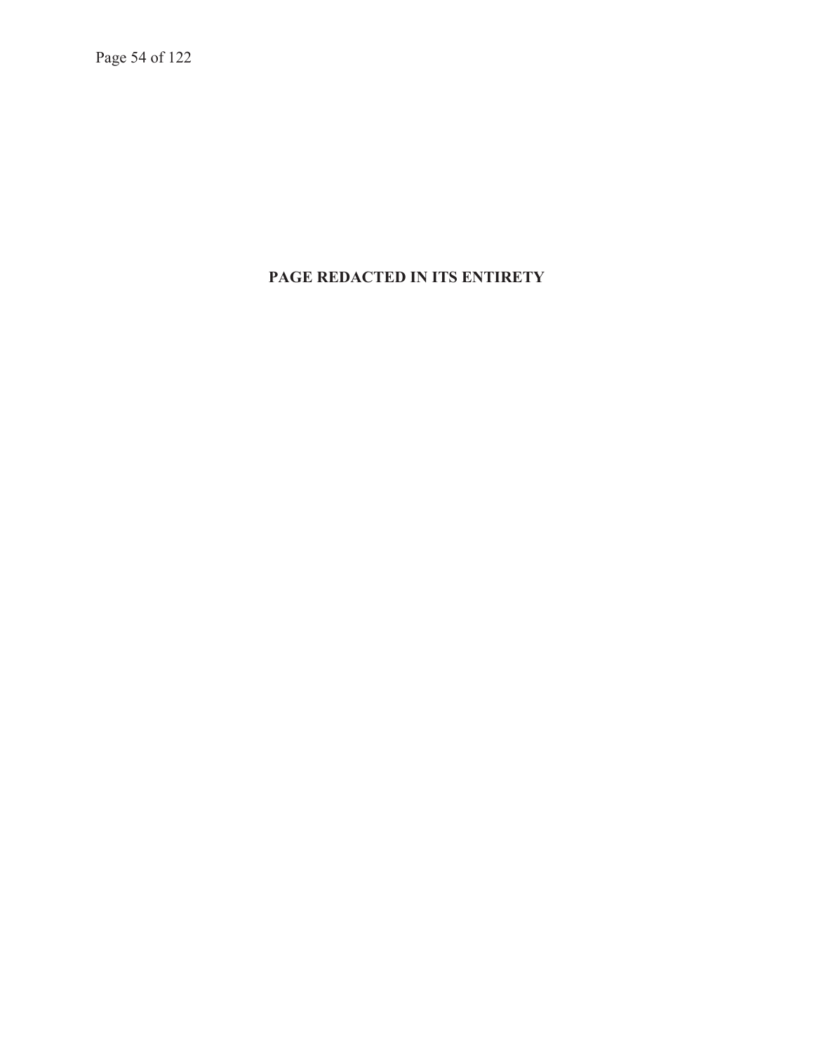**PAGE REDACTED IN ITS ENTIRETY**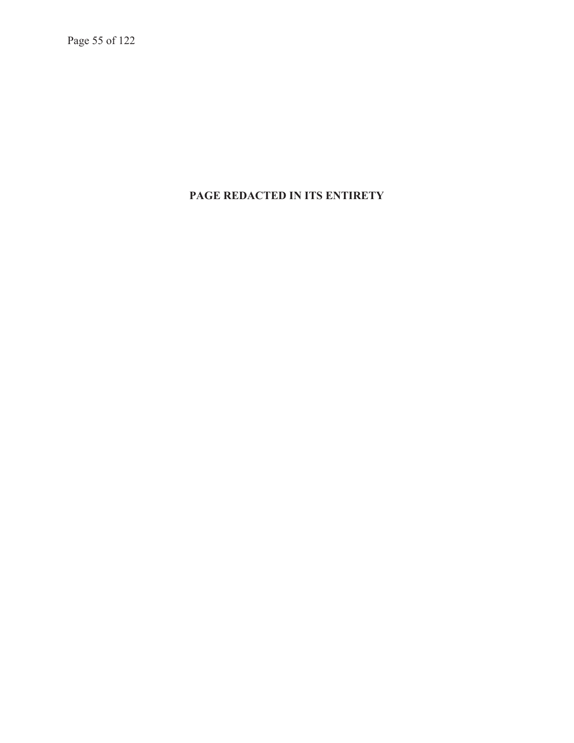**PAGE REDACTED IN ITS ENTIRETY**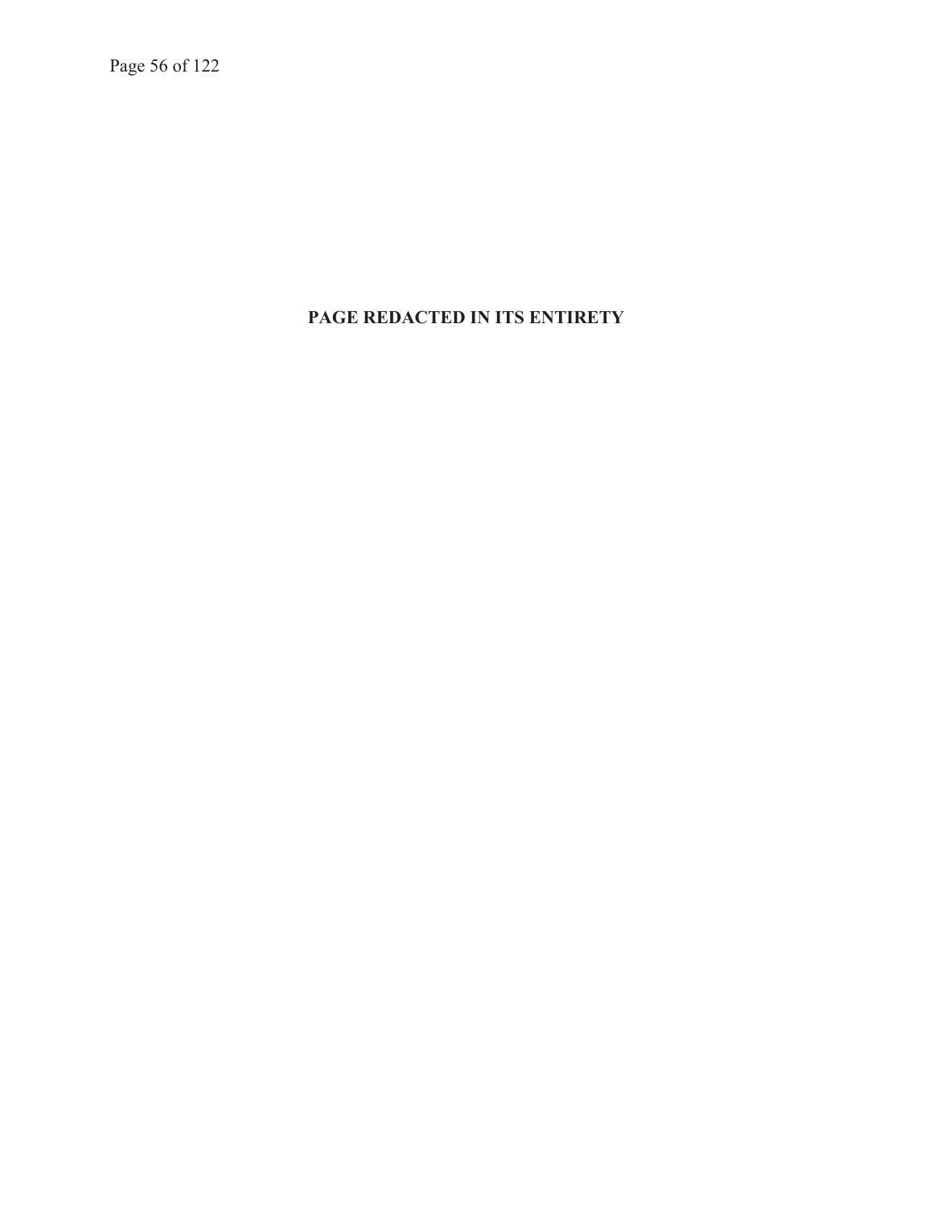**PAGE REDACTED IN ITS ENTIRETY**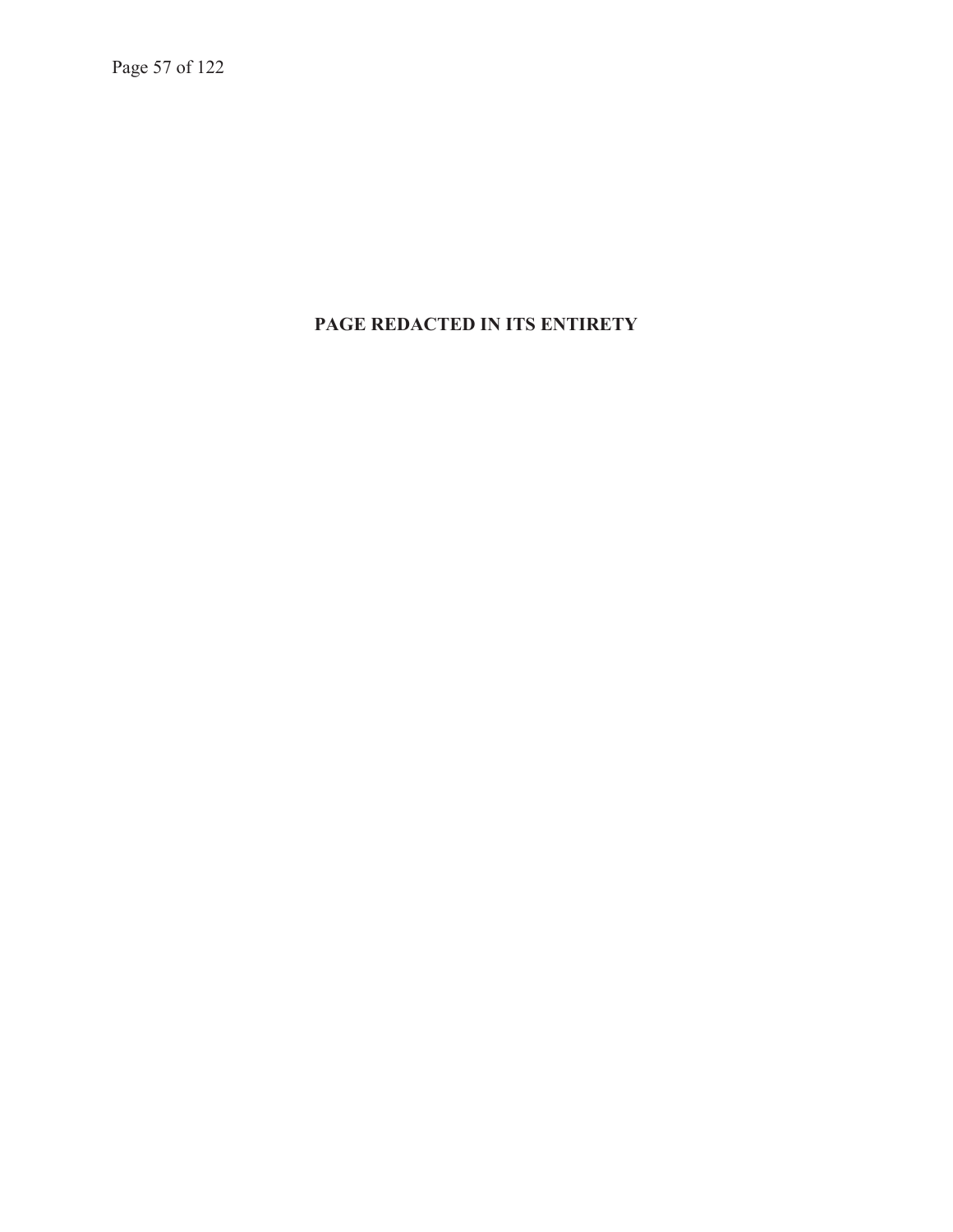**PAGE REDACTED IN ITS ENTIRETY**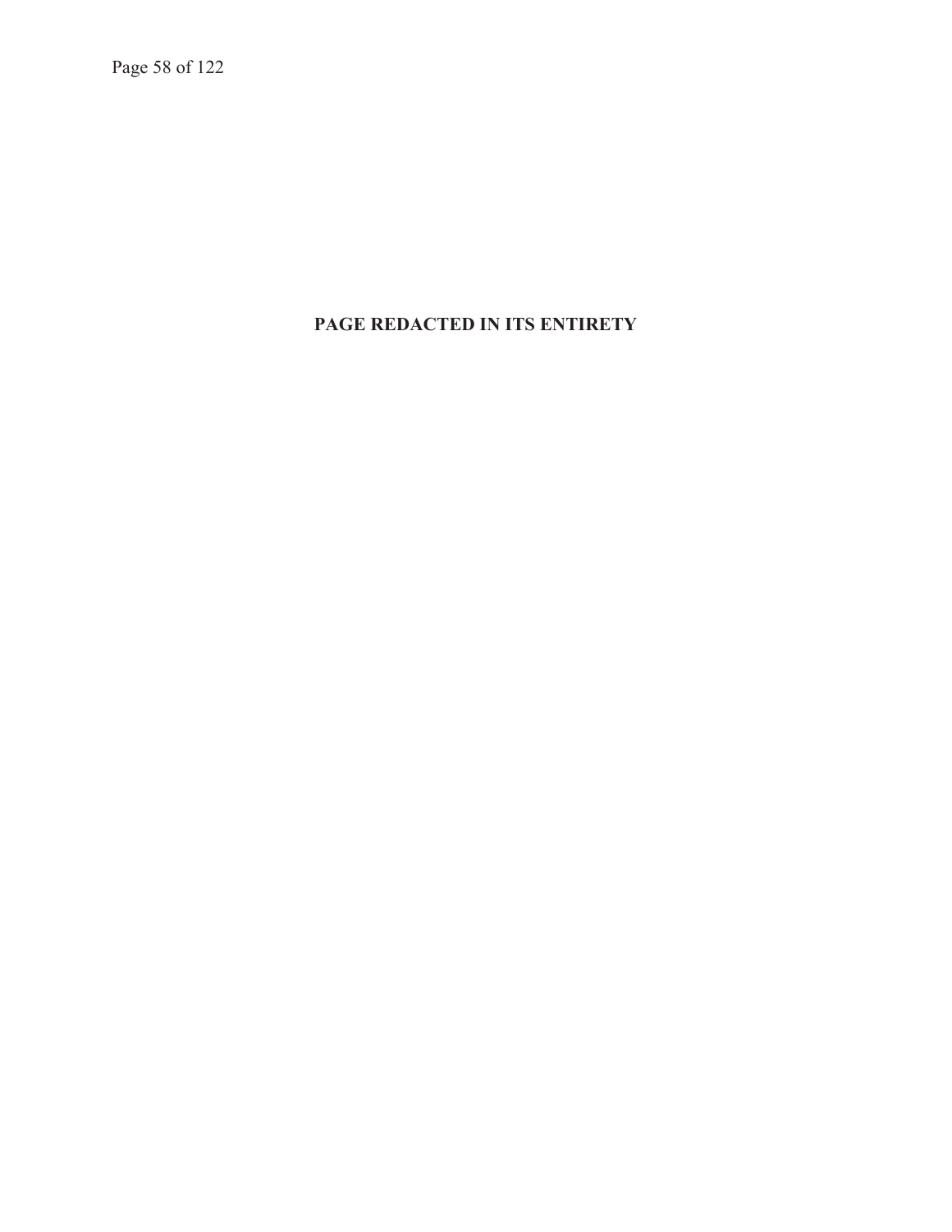**PAGE REDACTED IN ITS ENTIRETY**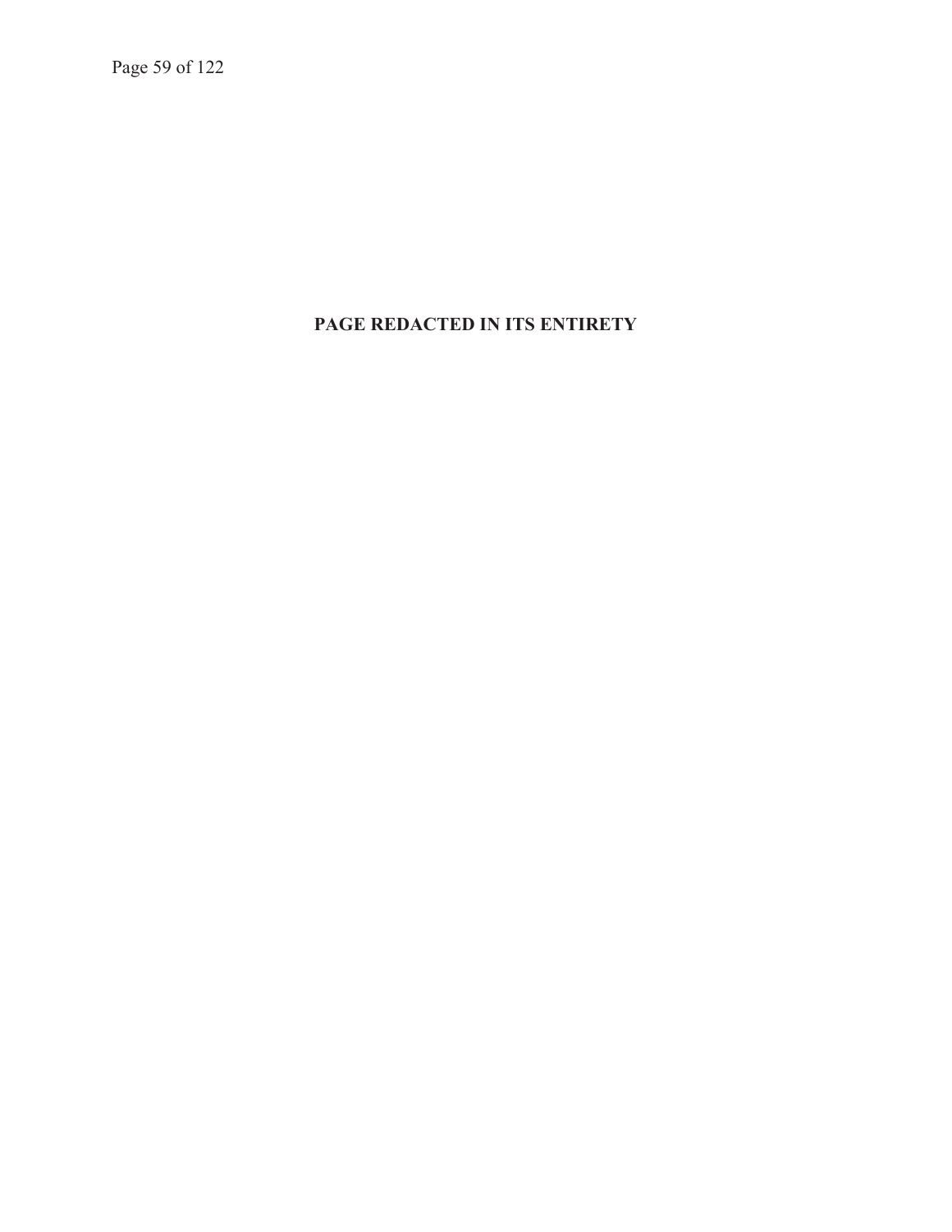**PAGE REDACTED IN ITS ENTIRETY**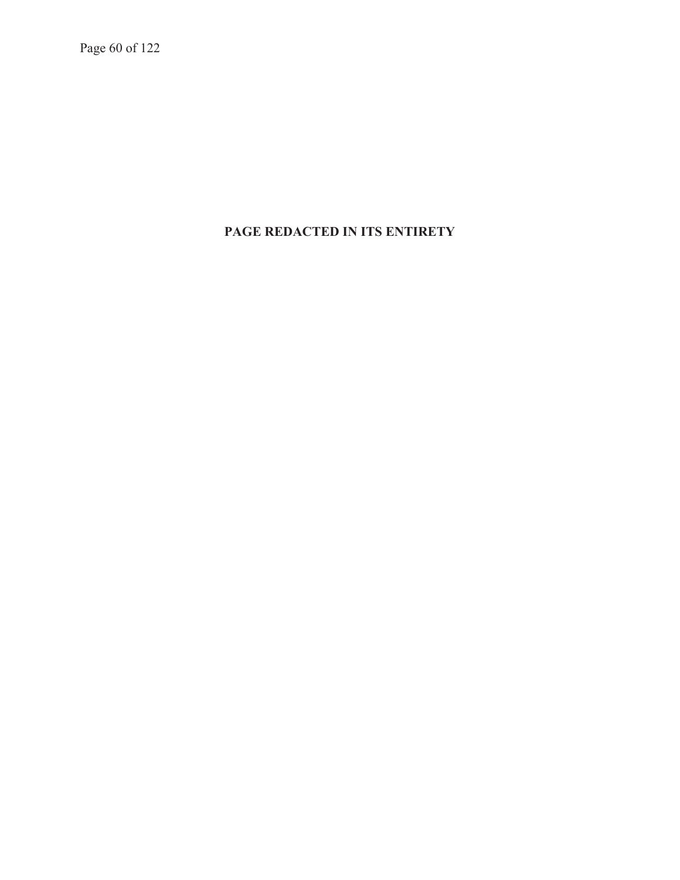**PAGE REDACTED IN ITS ENTIRETY**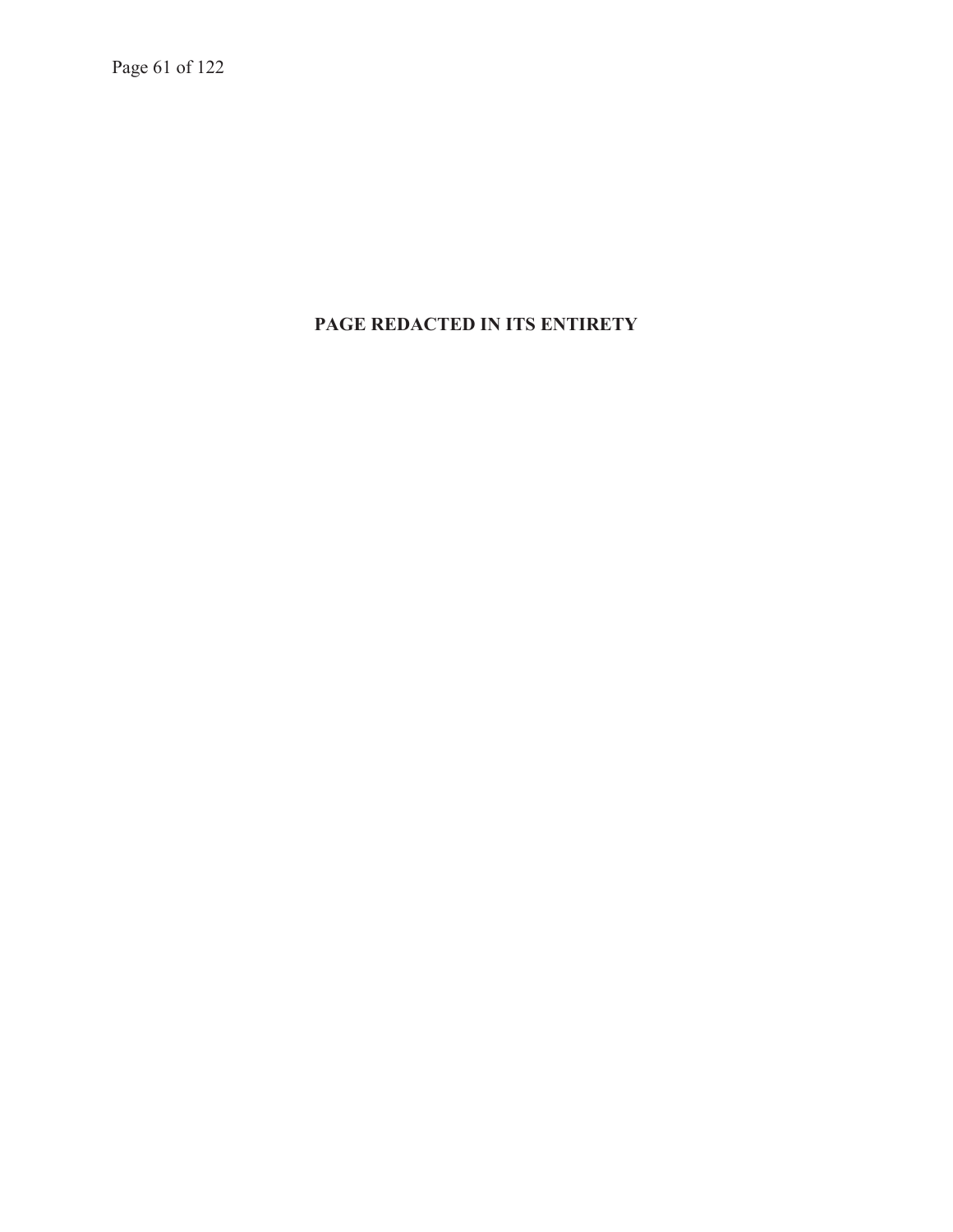**PAGE REDACTED IN ITS ENTIRETY**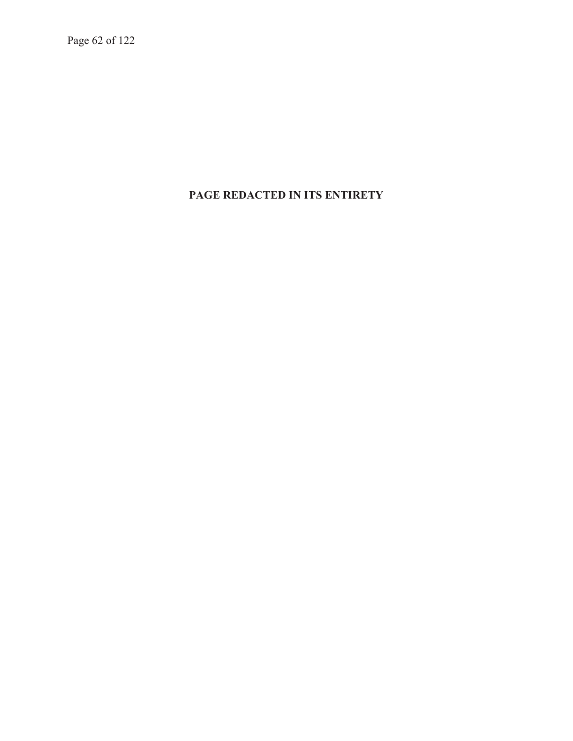**PAGE REDACTED IN ITS ENTIRETY**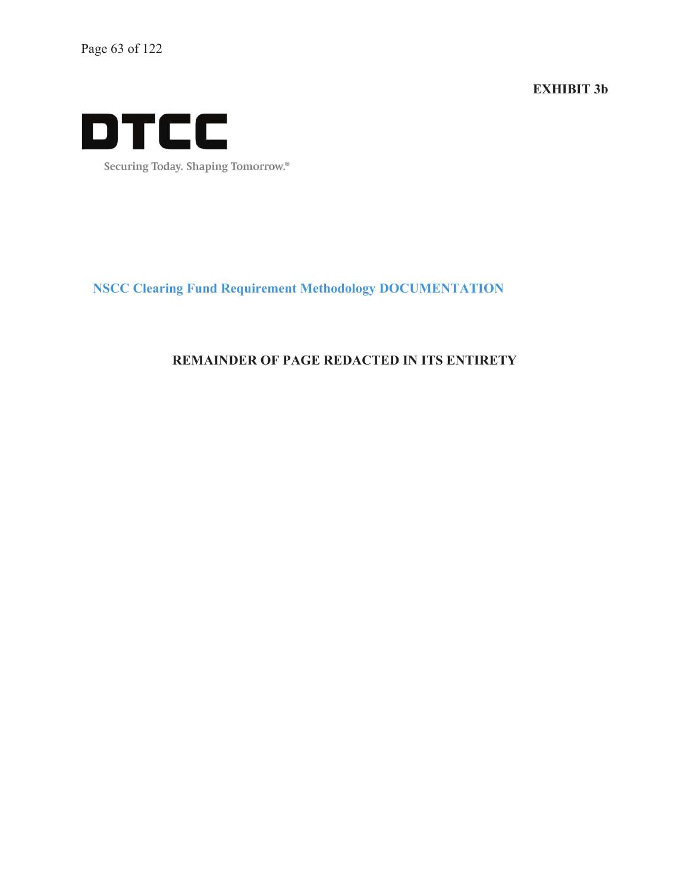**EXHIBIT 3b**

DTCC

Securing Today. Shaping Tomorrow.®

## NSCC Clearing Fund Requirement Methodology DOCUMENTATION

**REMAINDER OF PAGE REDACTED IN ITS ENTIRETY**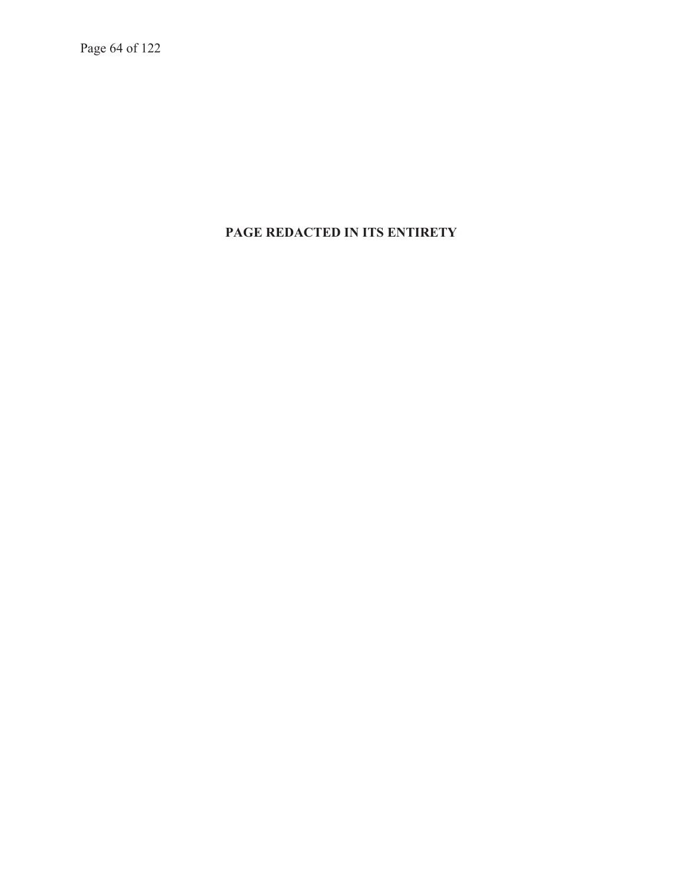**PAGE REDACTED IN ITS ENTIRETY**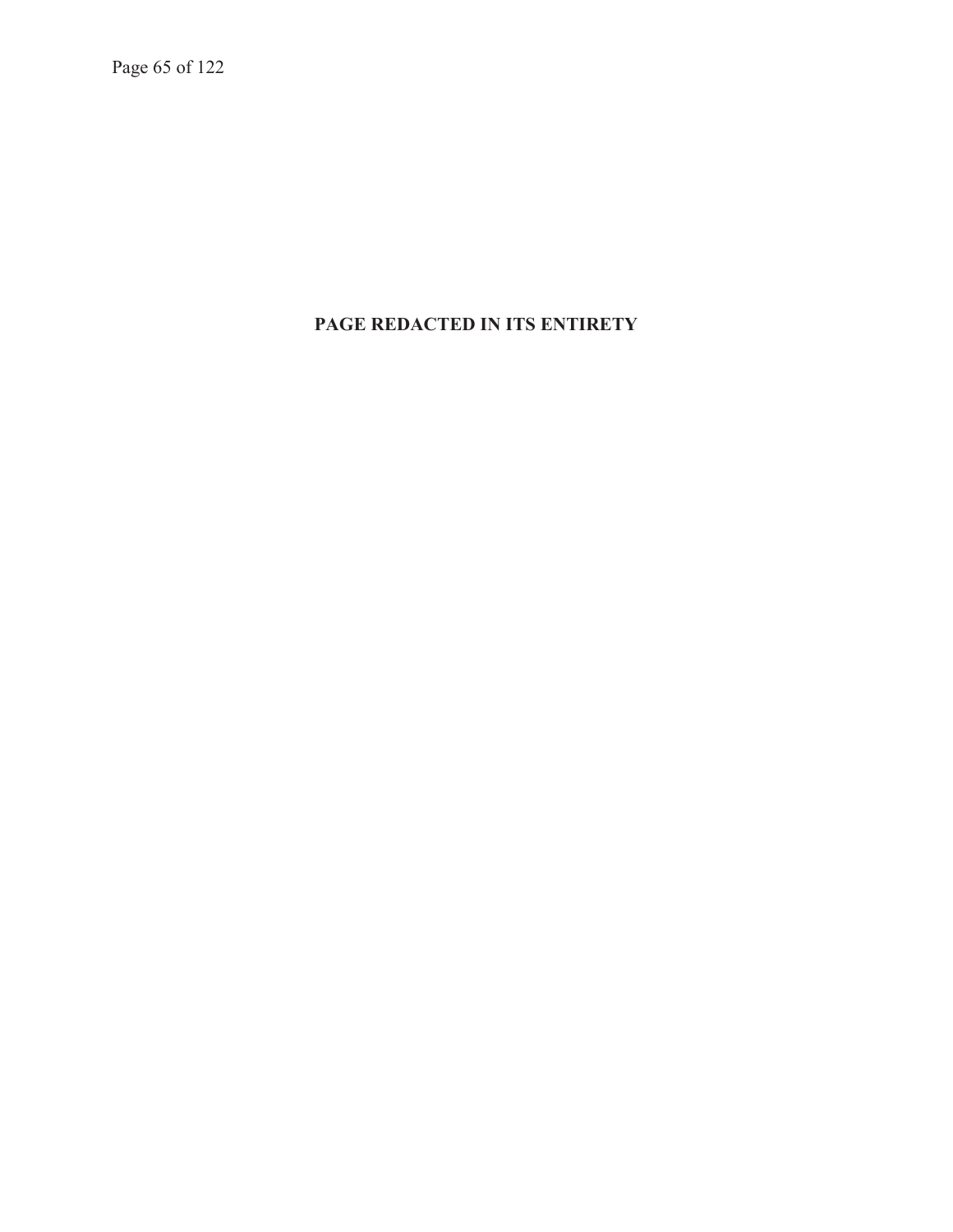**PAGE REDACTED IN ITS ENTIRETY**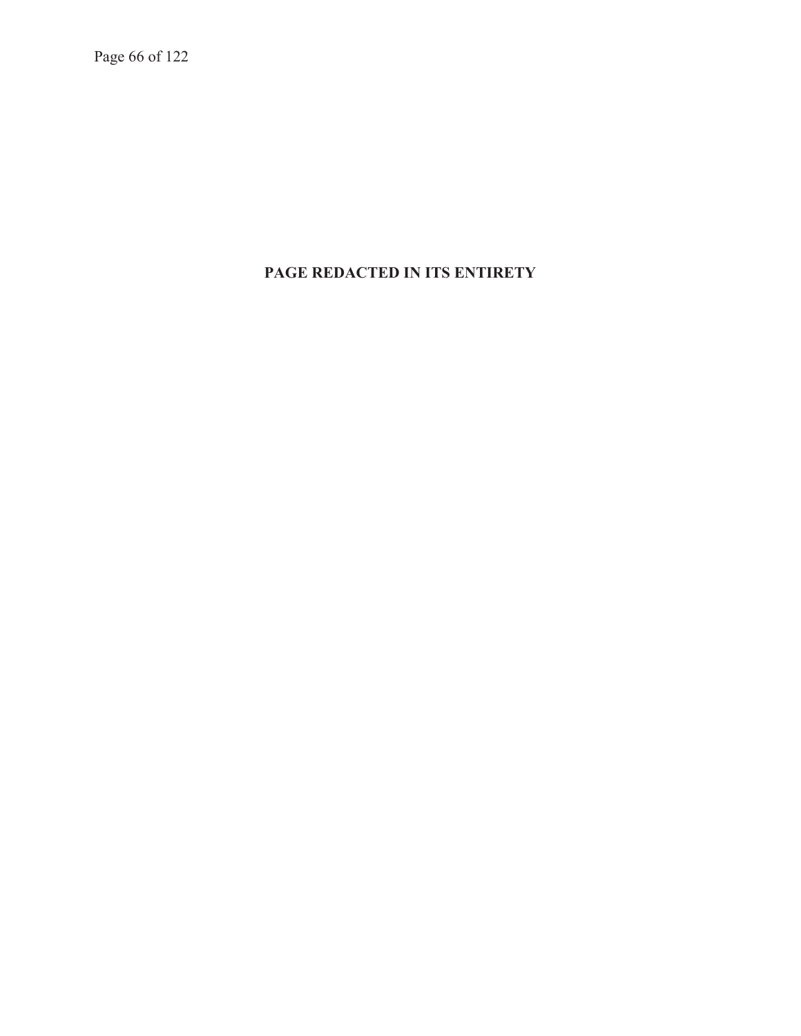**PAGE REDACTED IN ITS ENTIRETY**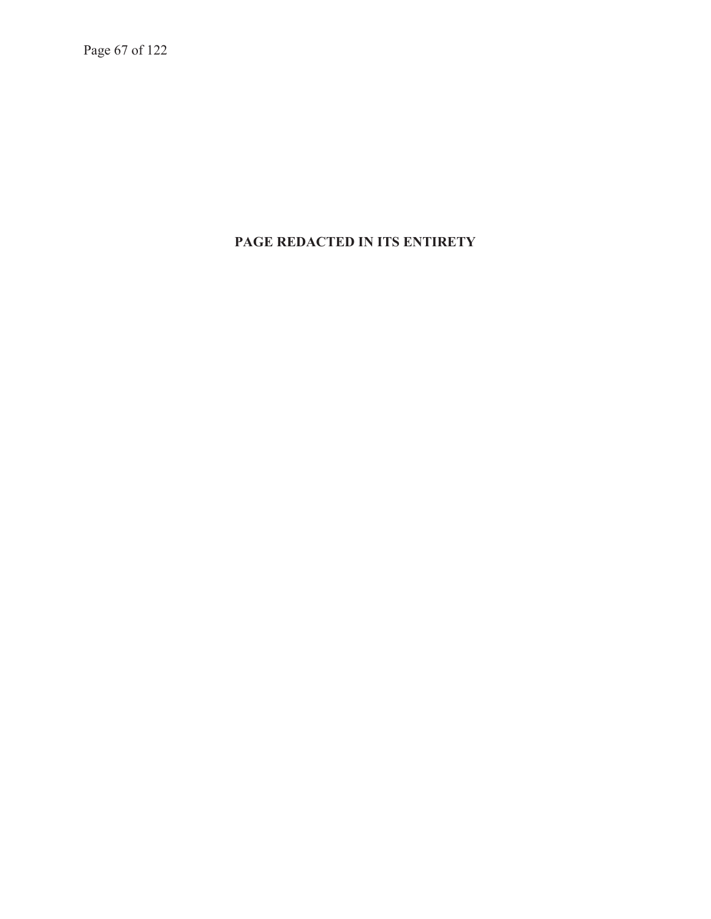**PAGE REDACTED IN ITS ENTIRETY**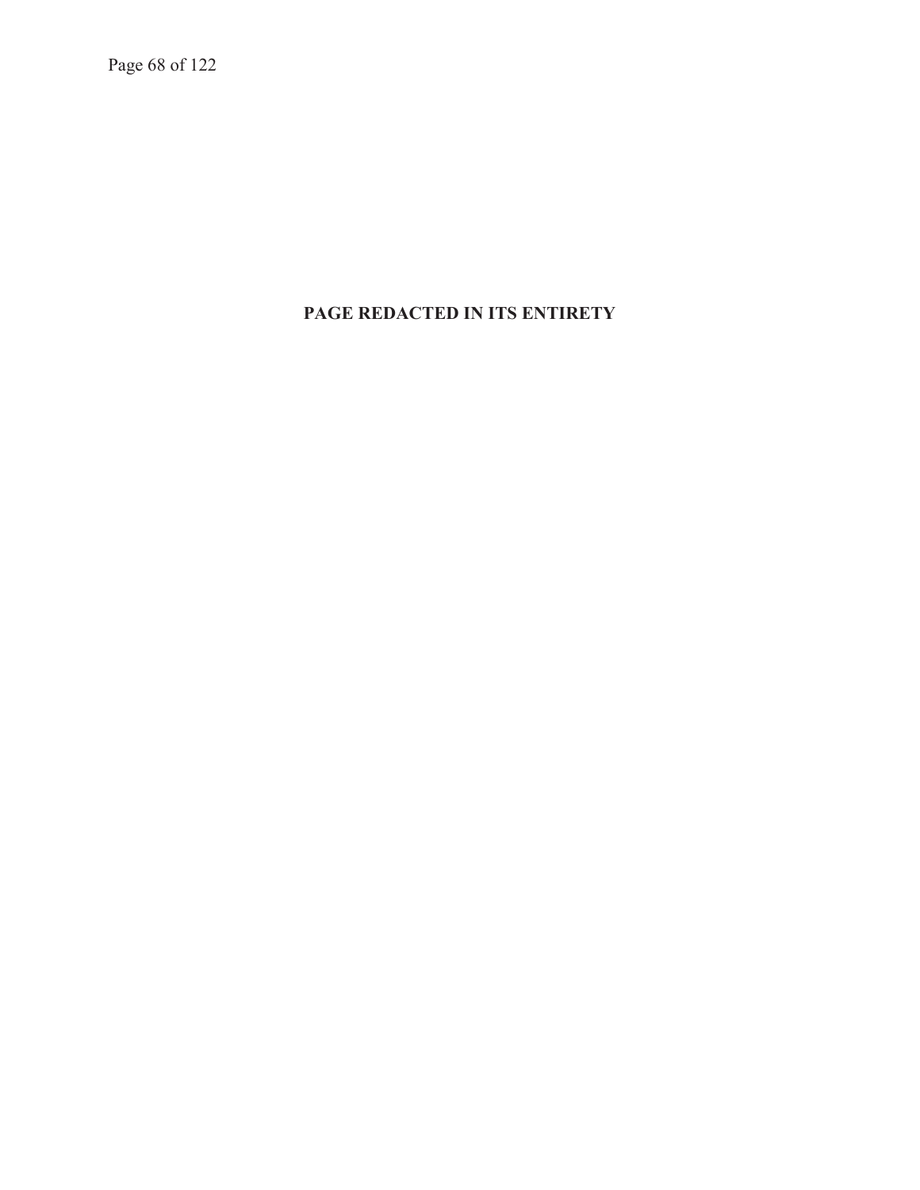**PAGE REDACTED IN ITS ENTIRETY**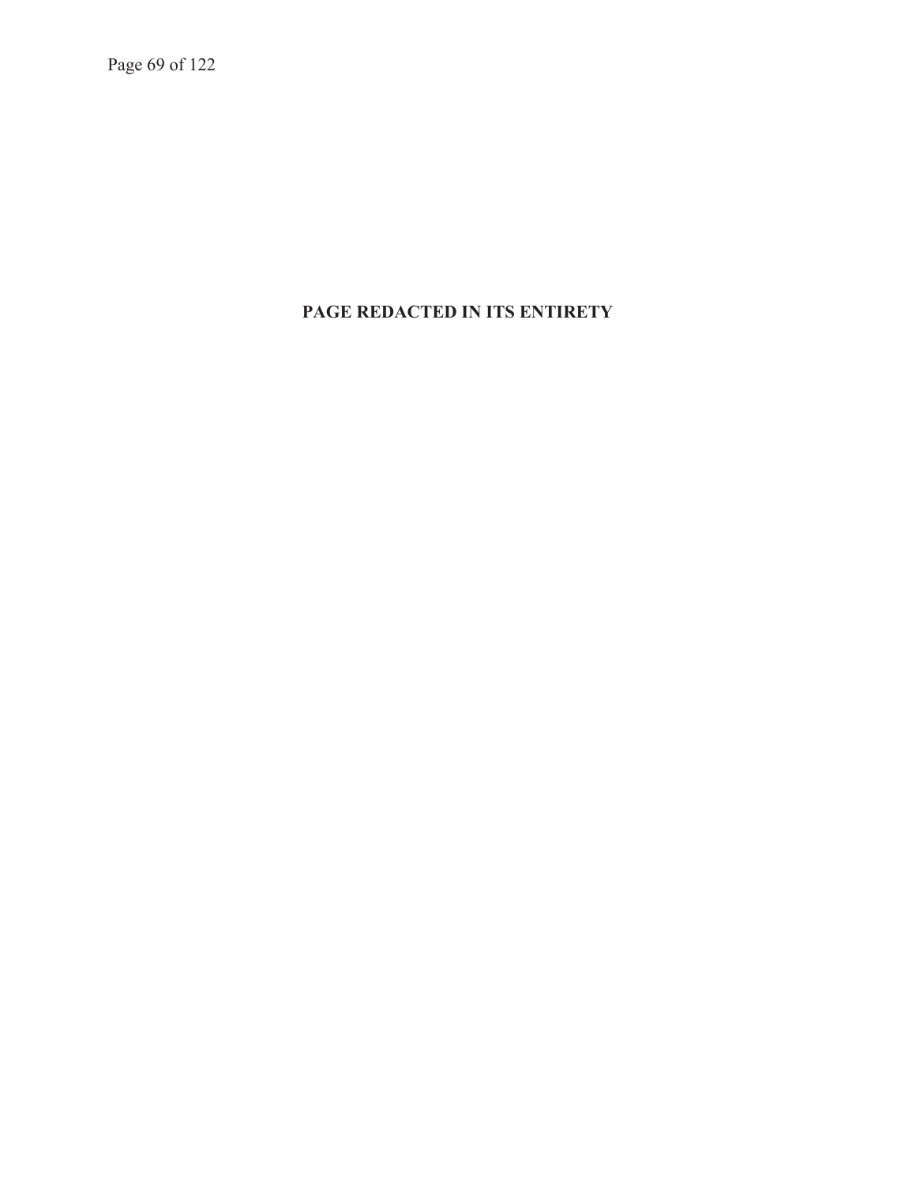**PAGE REDACTED IN ITS ENTIRETY**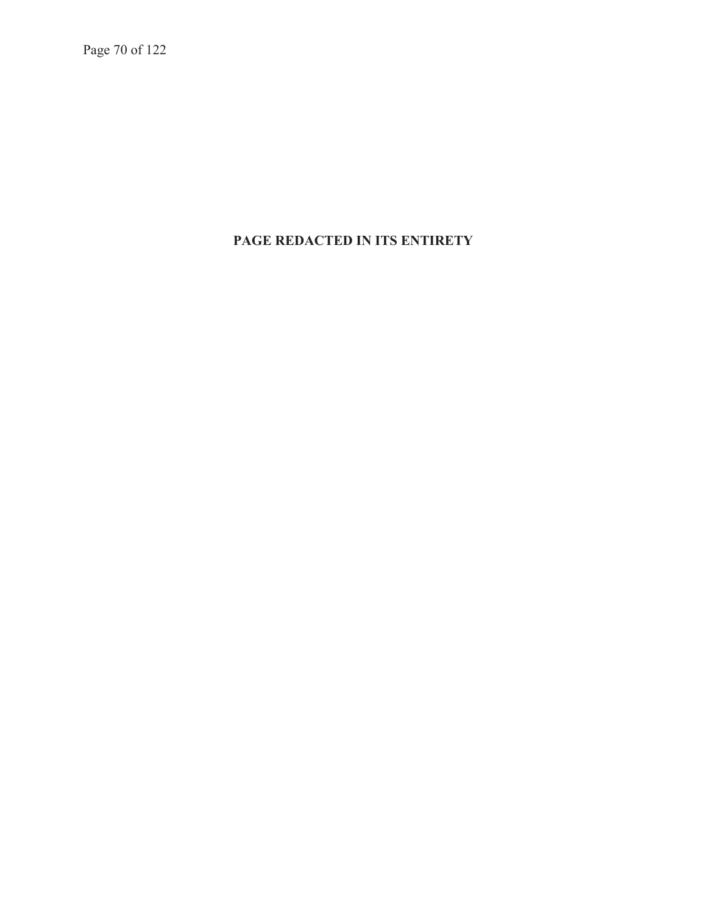**PAGE REDACTED IN ITS ENTIRETY**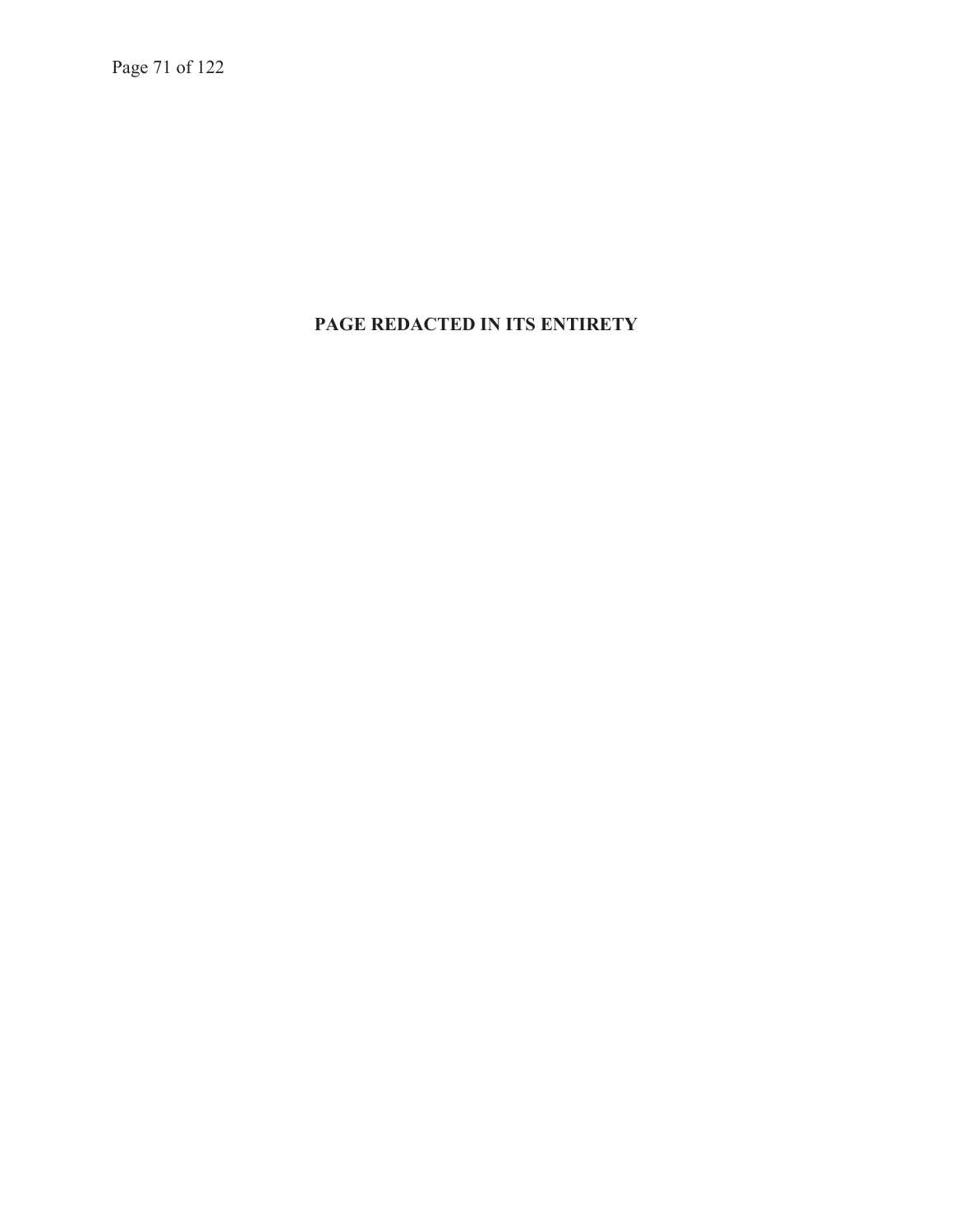**PAGE REDACTED IN ITS ENTIRETY**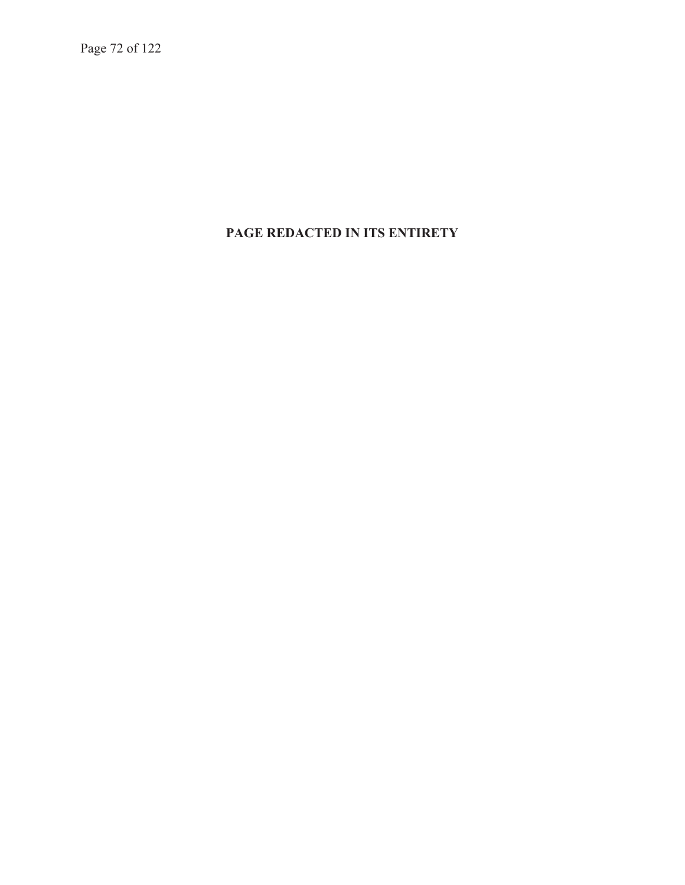**PAGE REDACTED IN ITS ENTIRETY**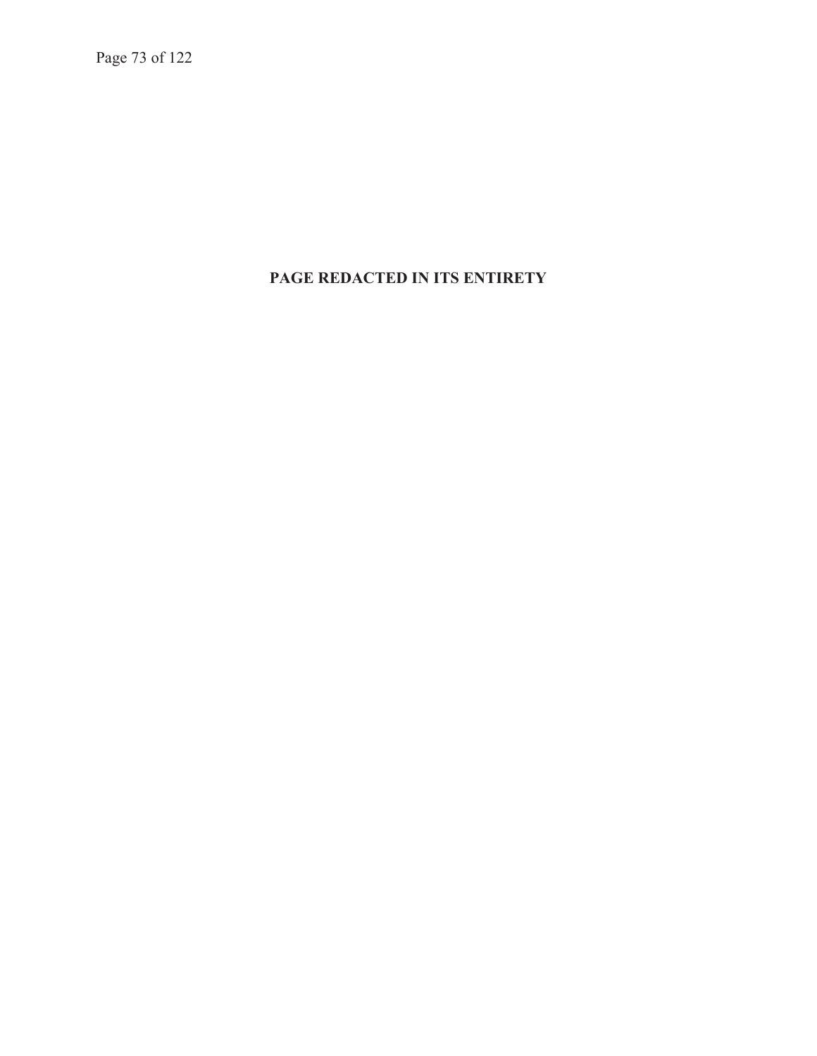**PAGE REDACTED IN ITS ENTIRETY**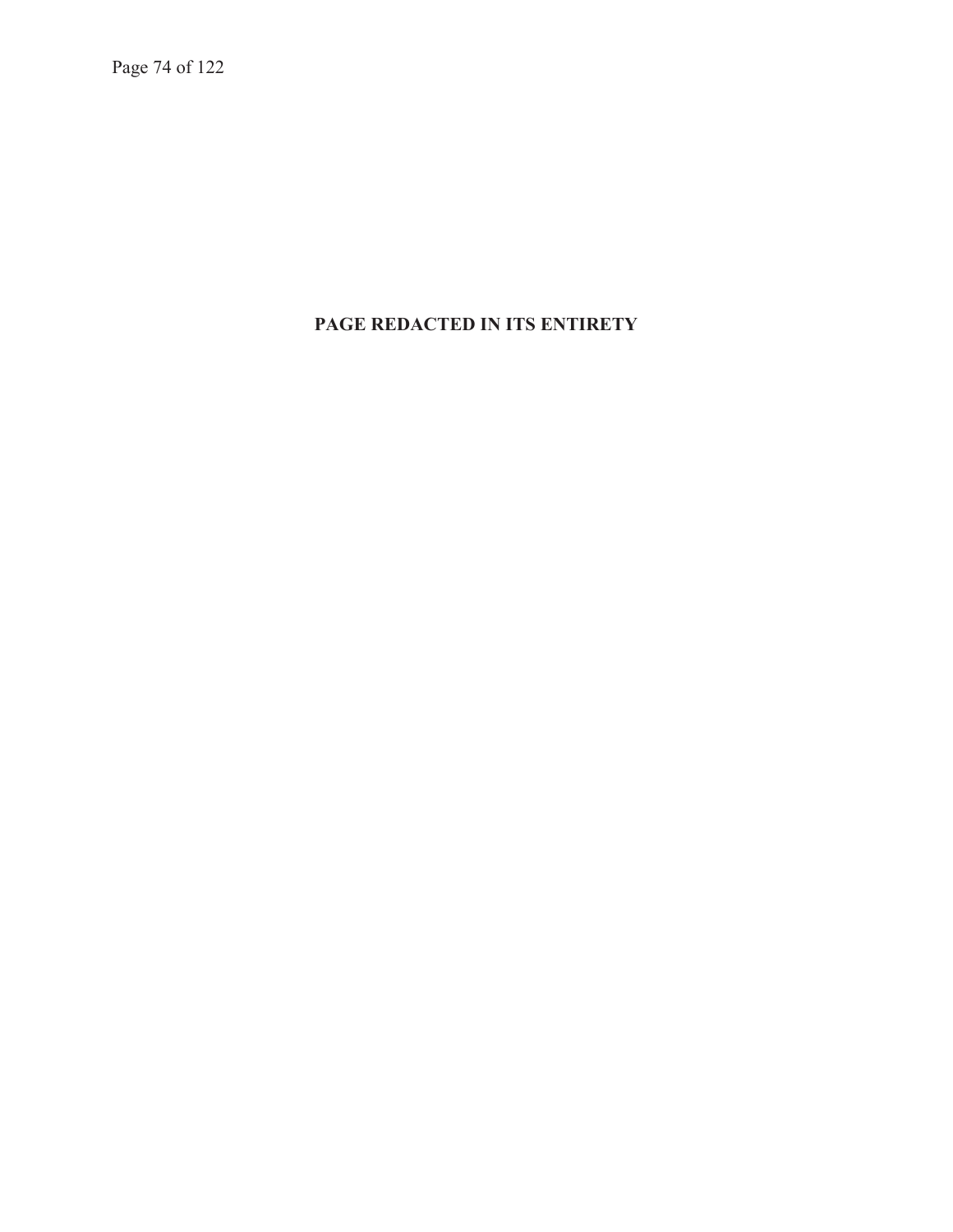**PAGE REDACTED IN ITS ENTIRETY**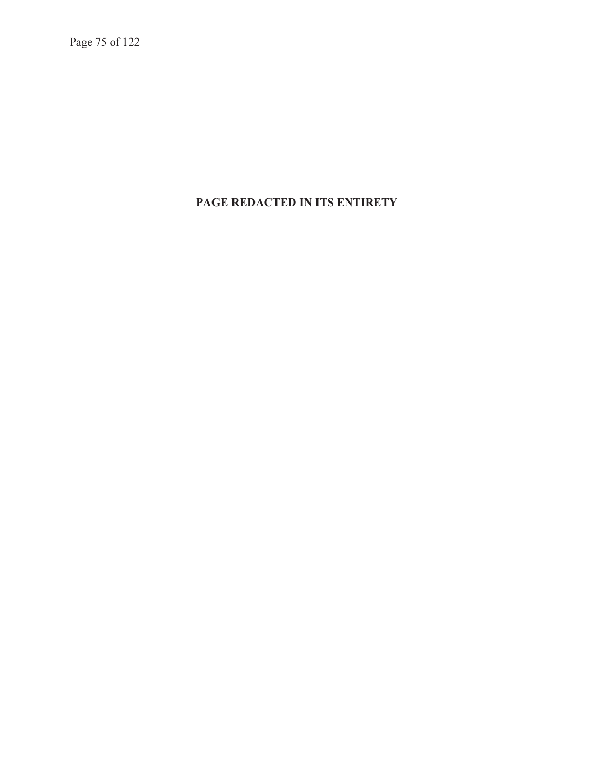**PAGE REDACTED IN ITS ENTIRETY**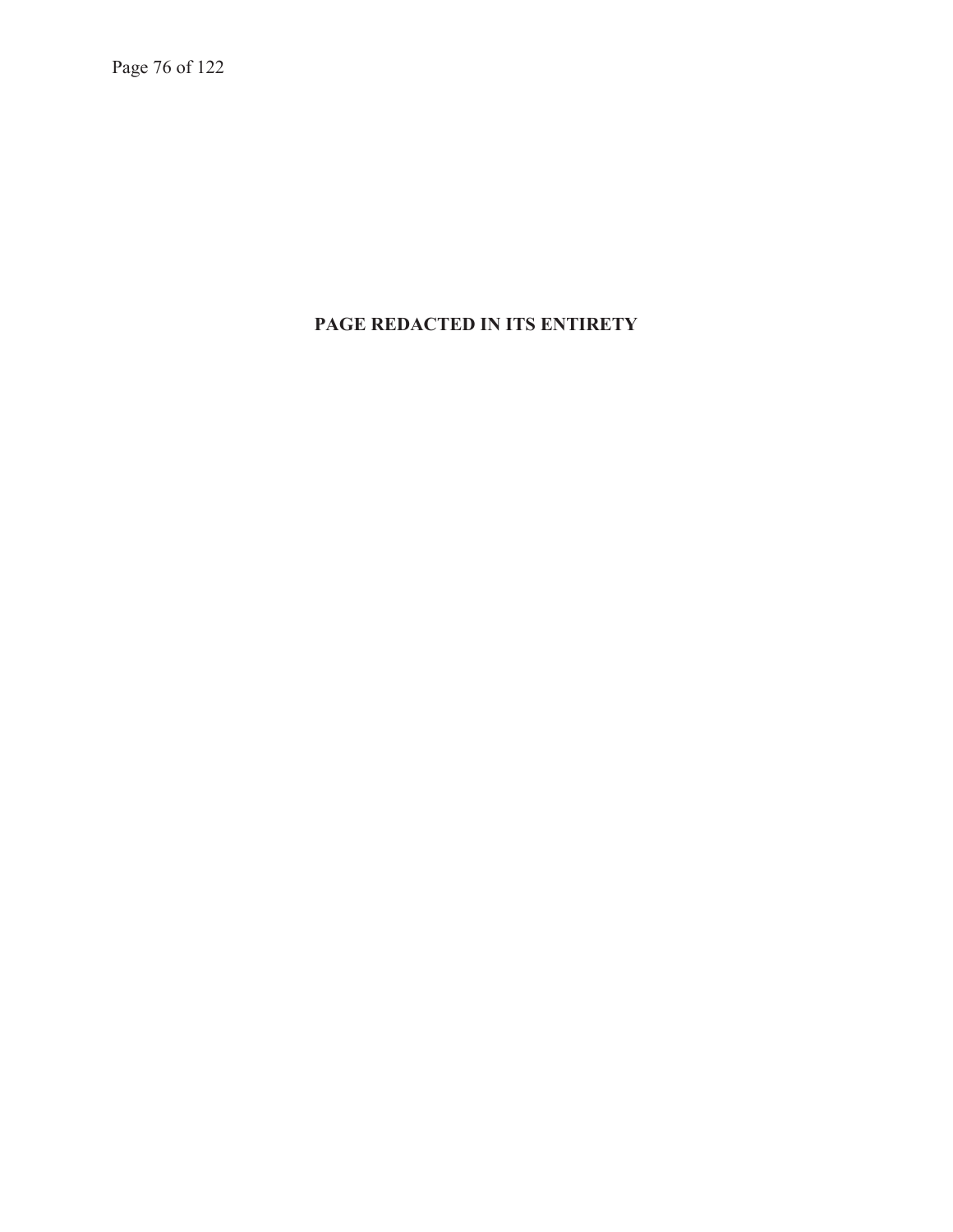**PAGE REDACTED IN ITS ENTIRETY**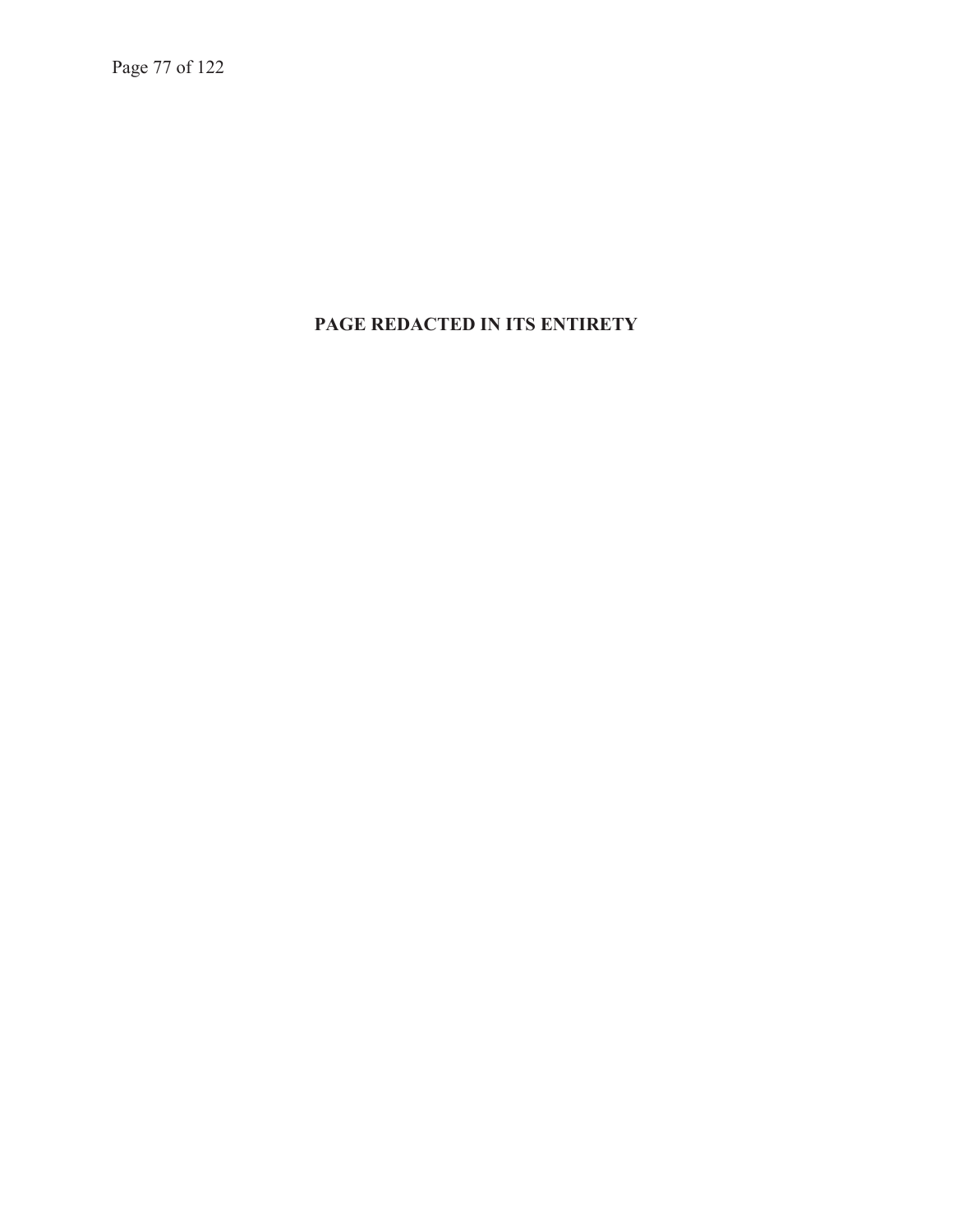**PAGE REDACTED IN ITS ENTIRETY**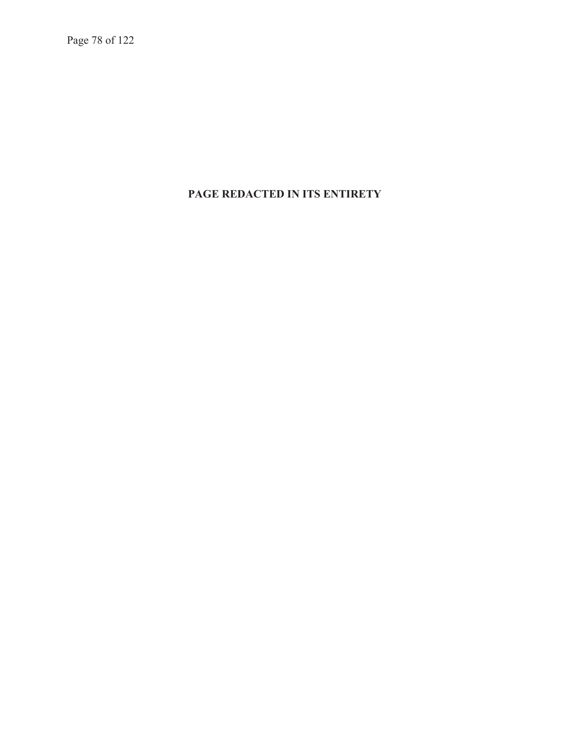**PAGE REDACTED IN ITS ENTIRETY**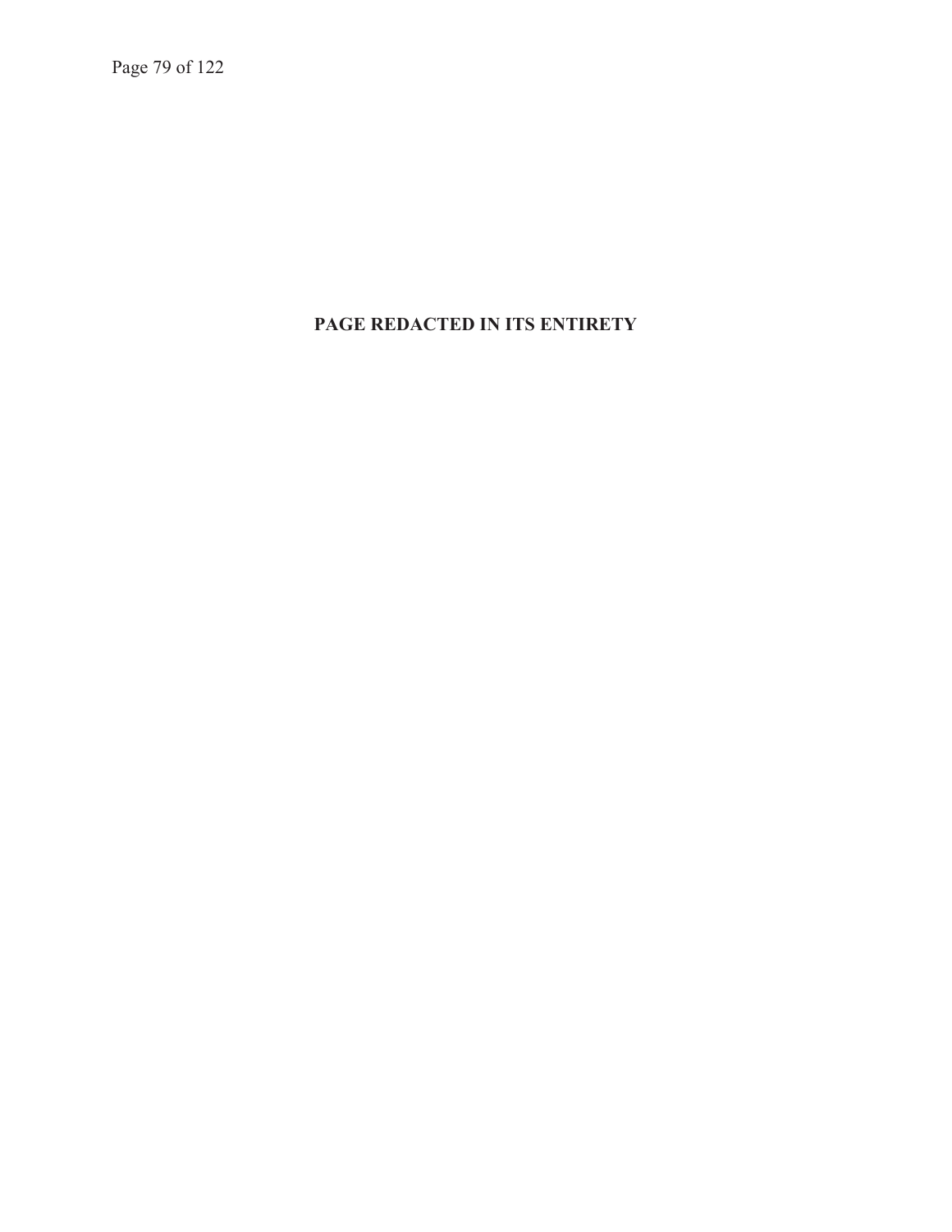**PAGE REDACTED IN ITS ENTIRETY**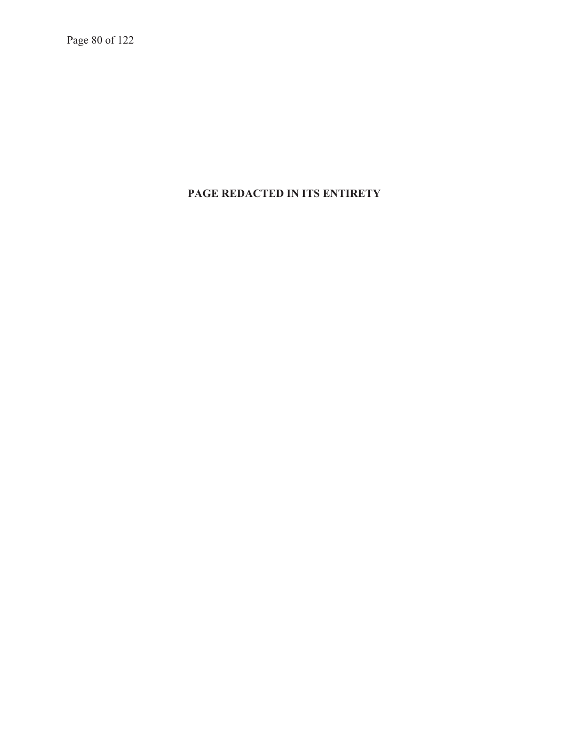**PAGE REDACTED IN ITS ENTIRETY**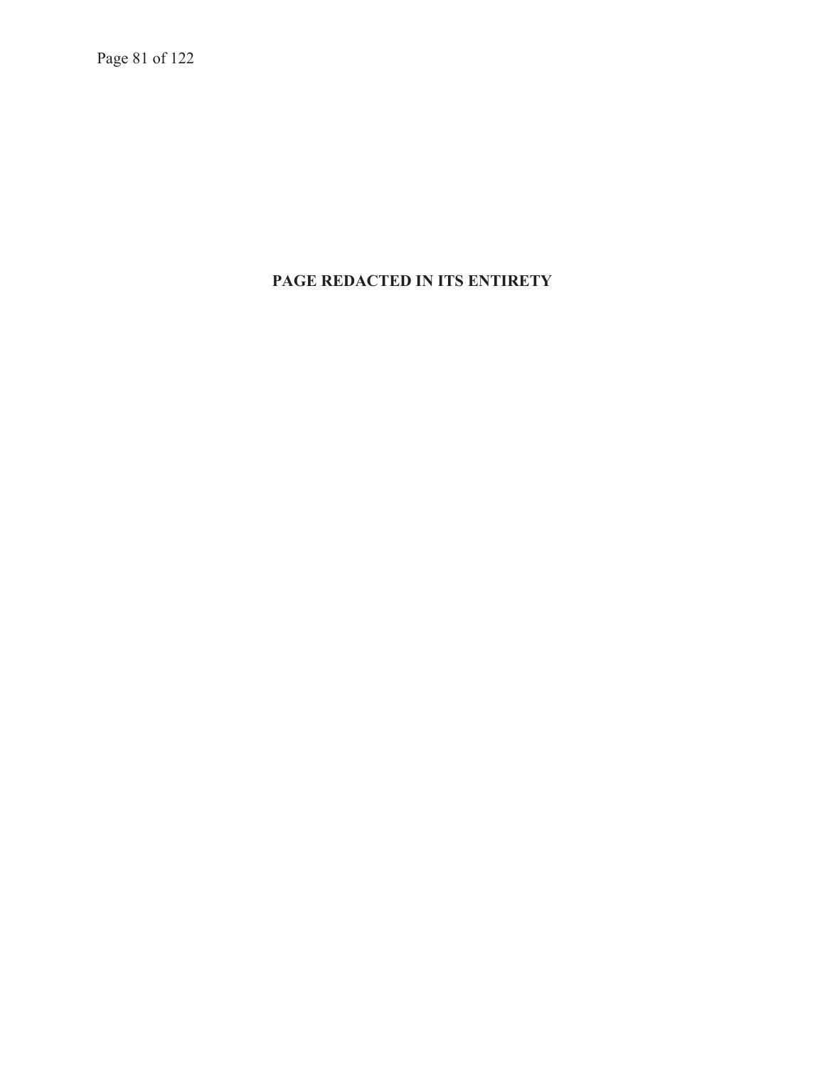**PAGE REDACTED IN ITS ENTIRETY**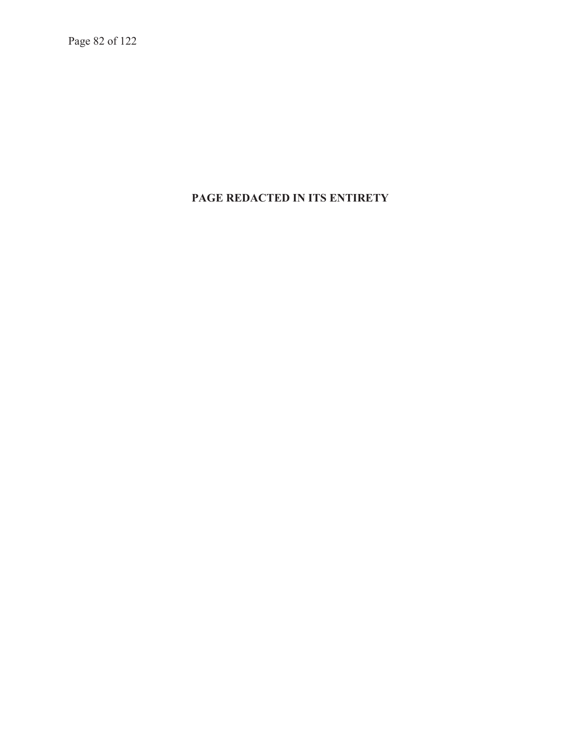**PAGE REDACTED IN ITS ENTIRETY**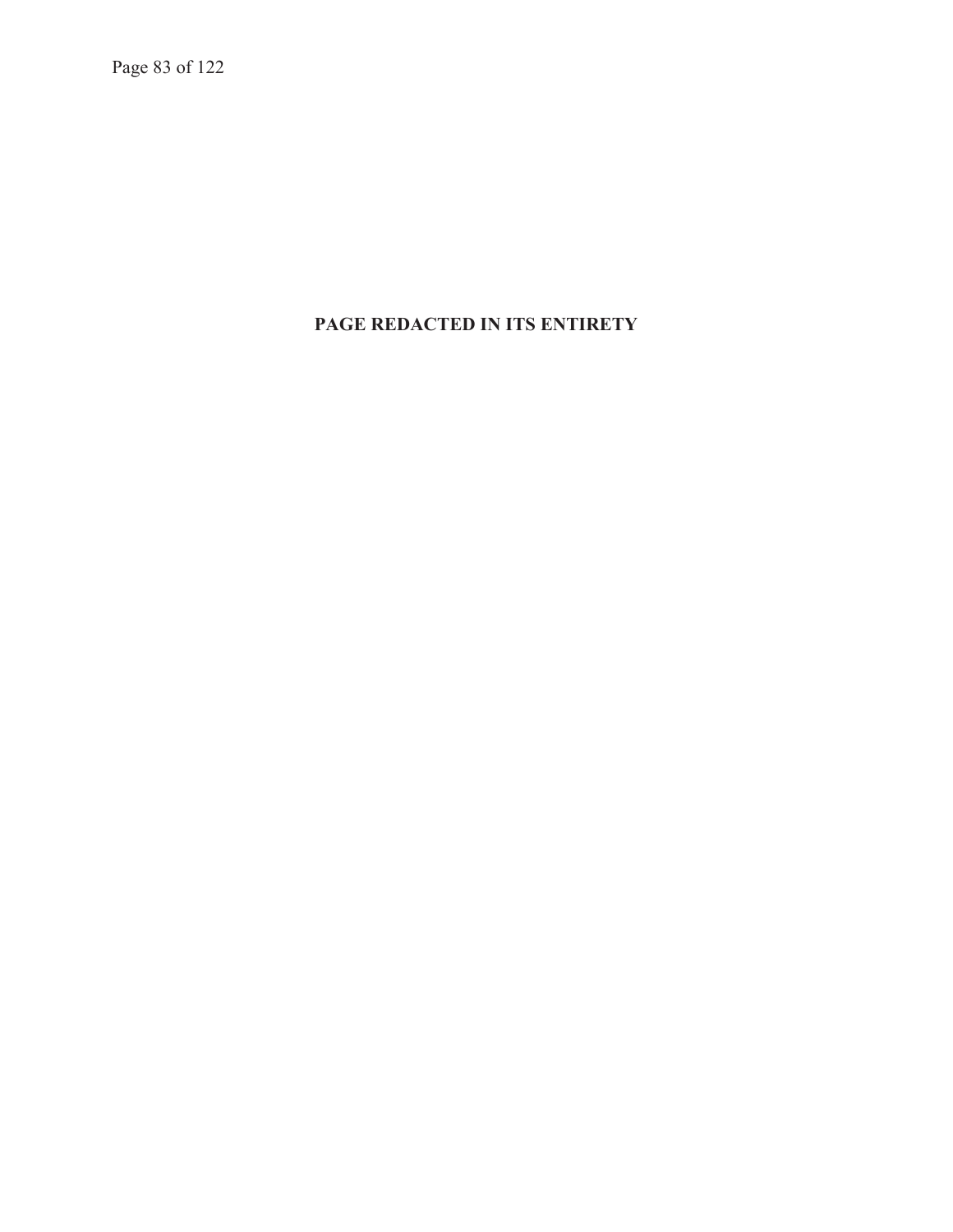**PAGE REDACTED IN ITS ENTIRETY**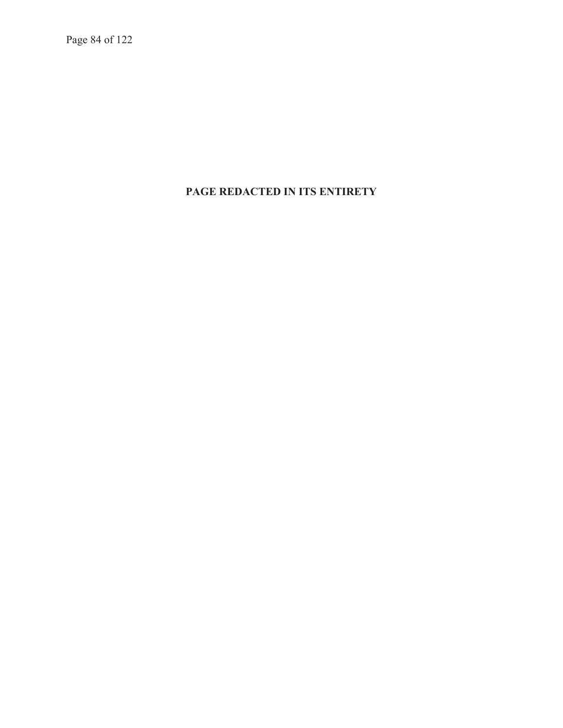**PAGE REDACTED IN ITS ENTIRETY**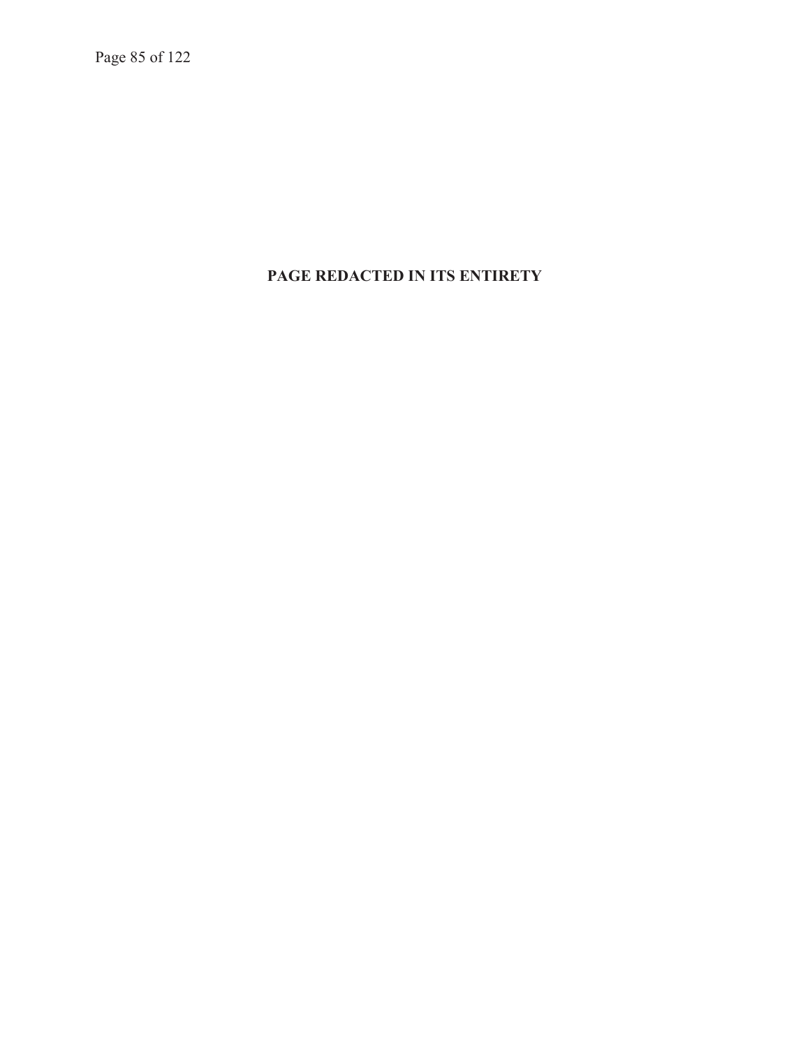**PAGE REDACTED IN ITS ENTIRETY**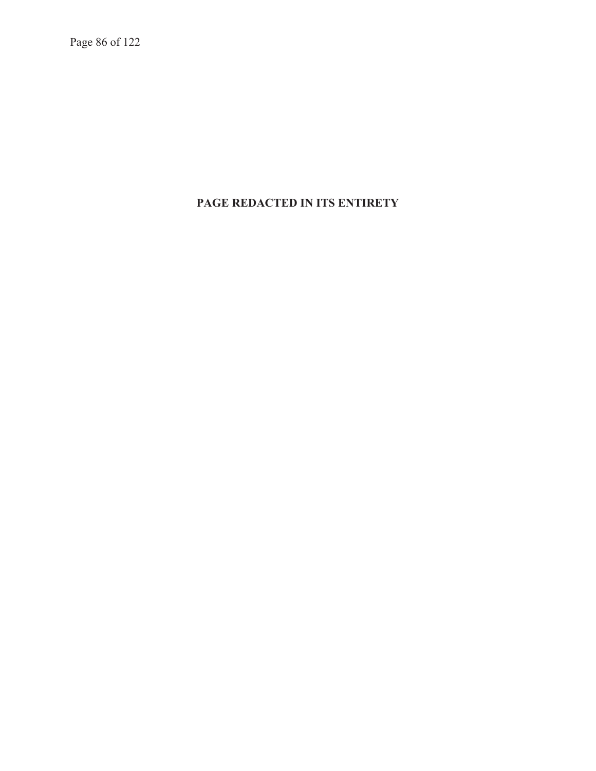**PAGE REDACTED IN ITS ENTIRETY**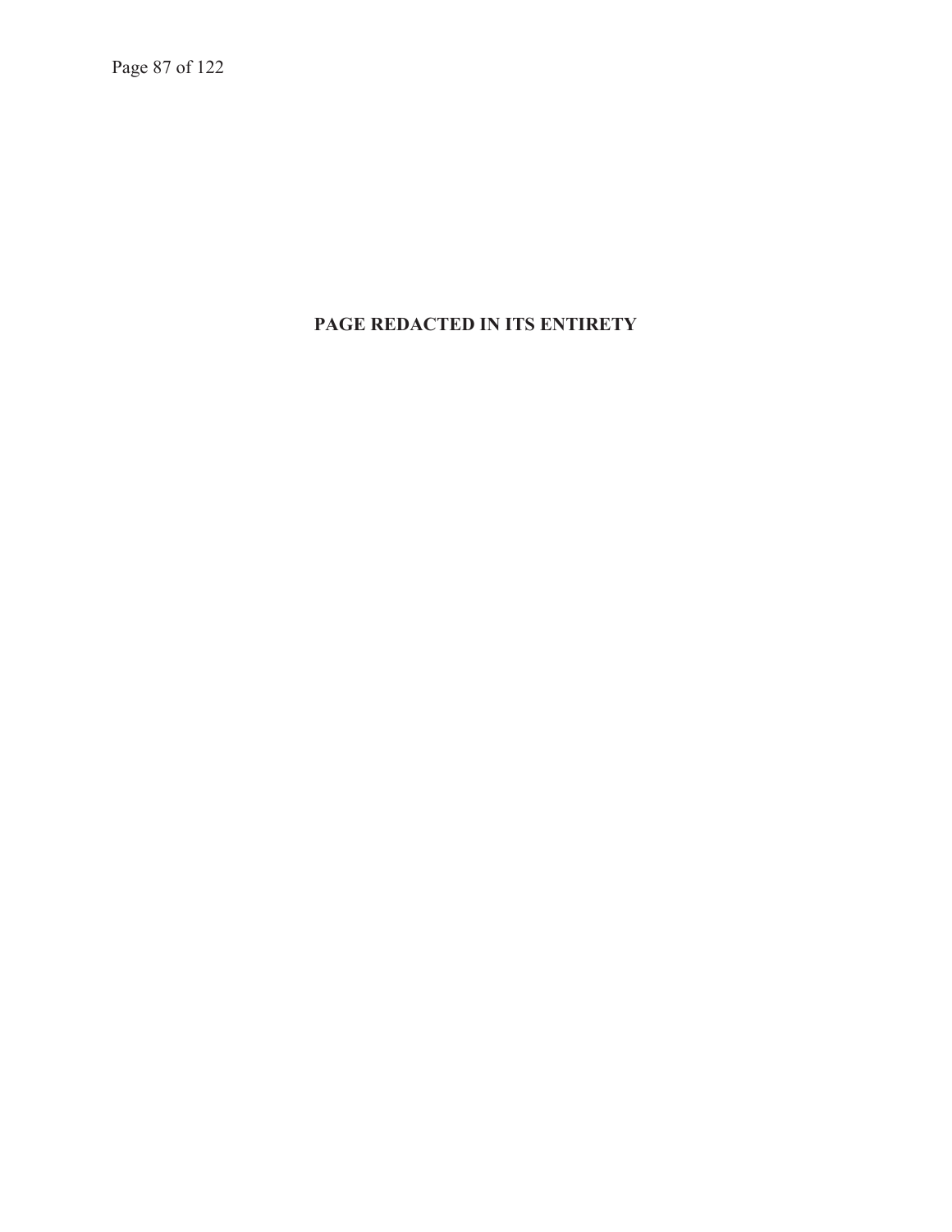**PAGE REDACTED IN ITS ENTIRETY**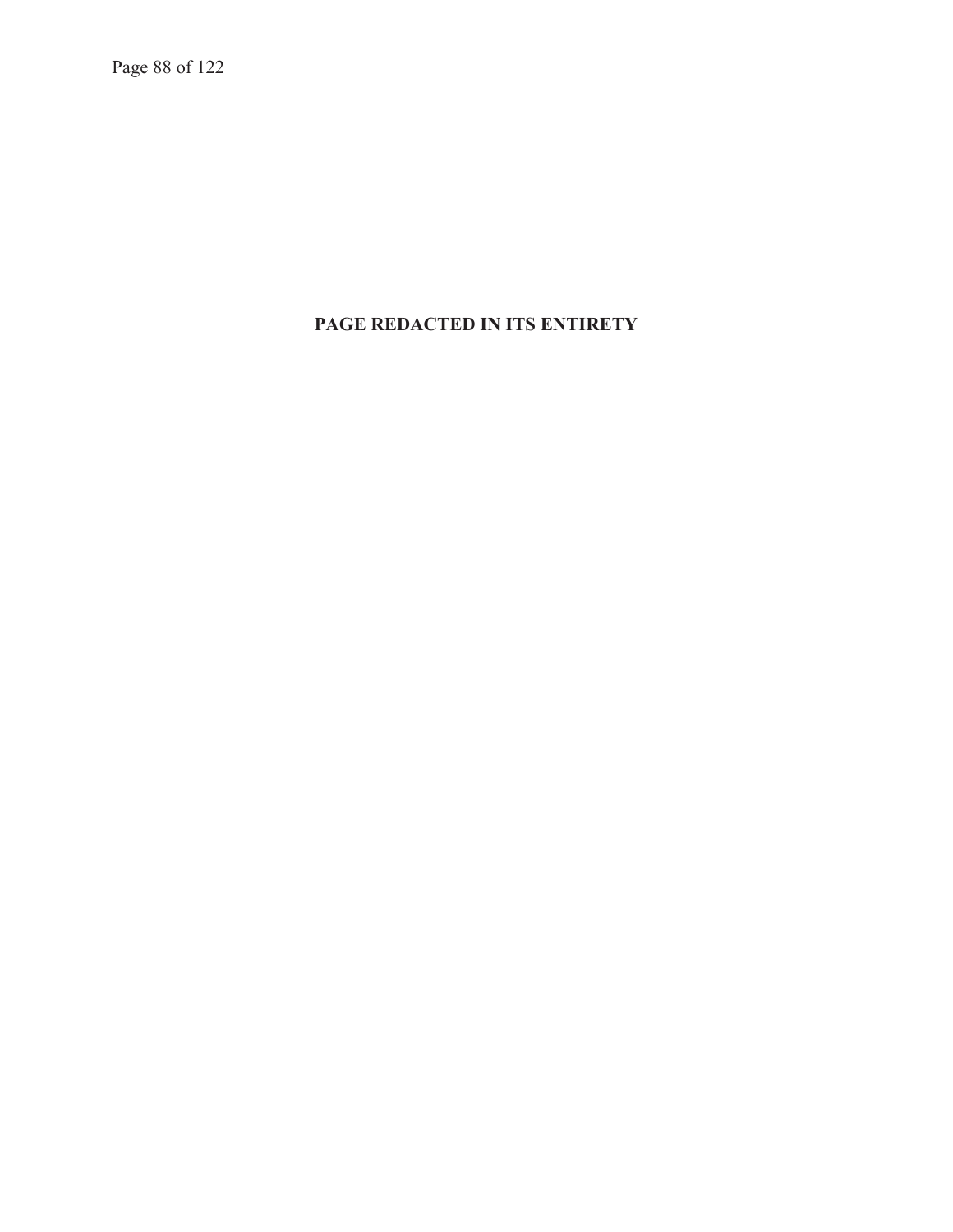**PAGE REDACTED IN ITS ENTIRETY**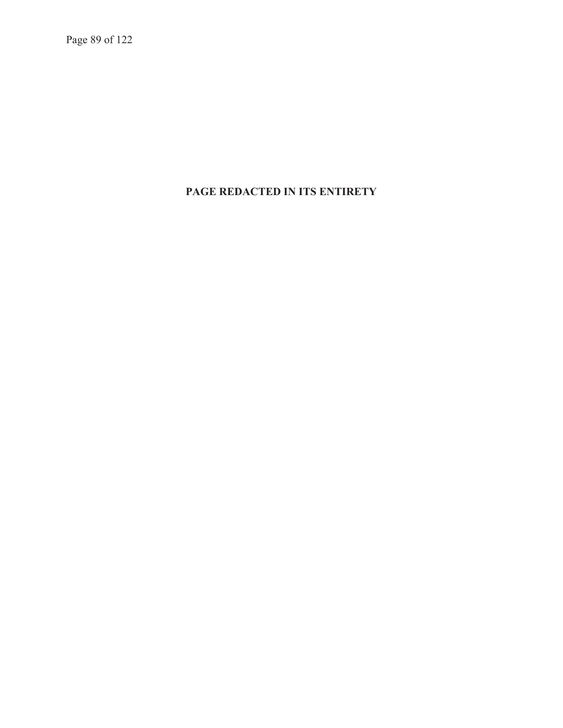**PAGE REDACTED IN ITS ENTIRETY**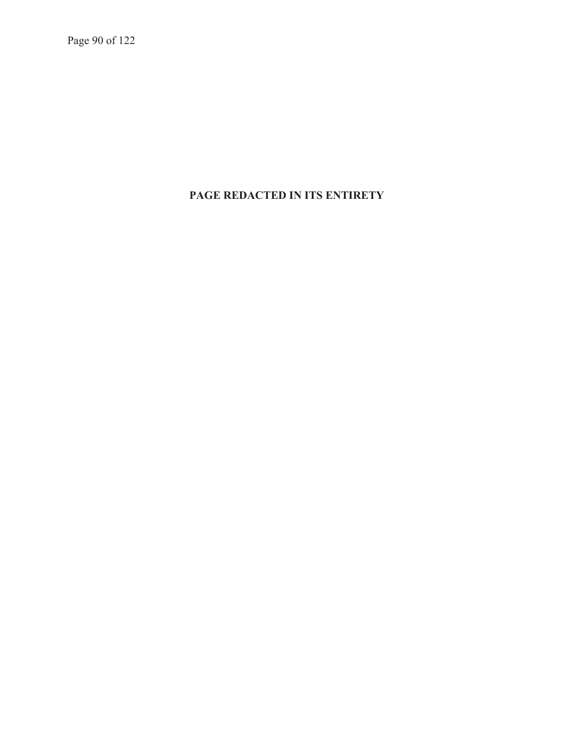**PAGE REDACTED IN ITS ENTIRETY**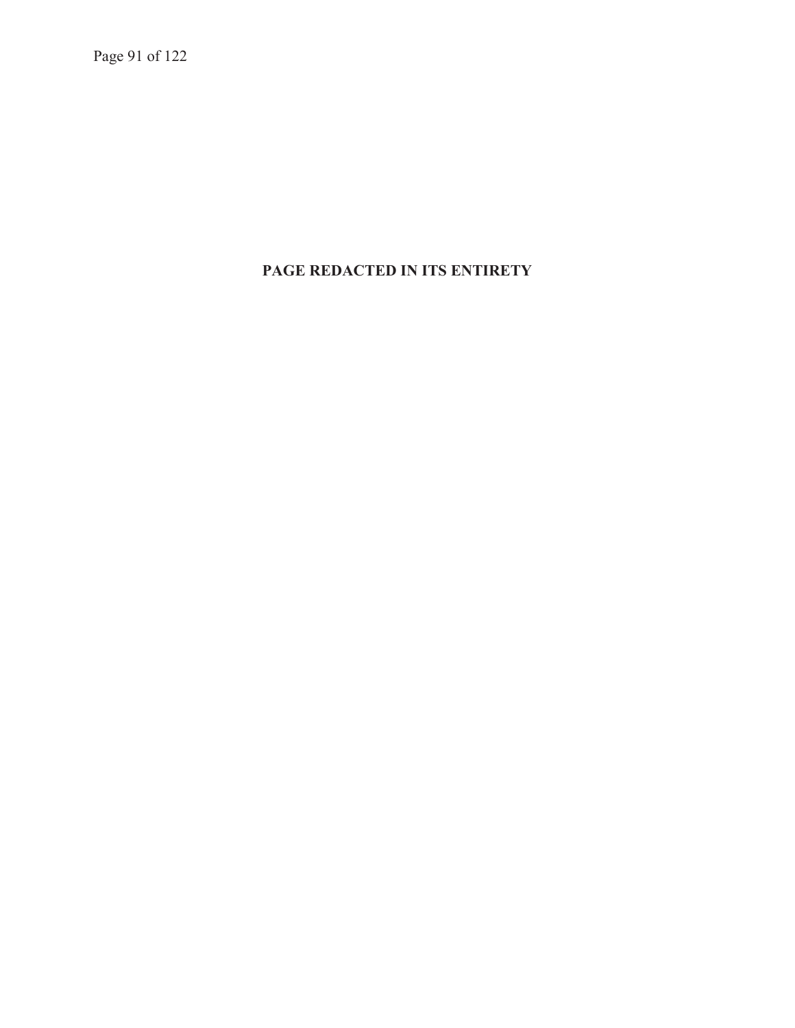**PAGE REDACTED IN ITS ENTIRETY**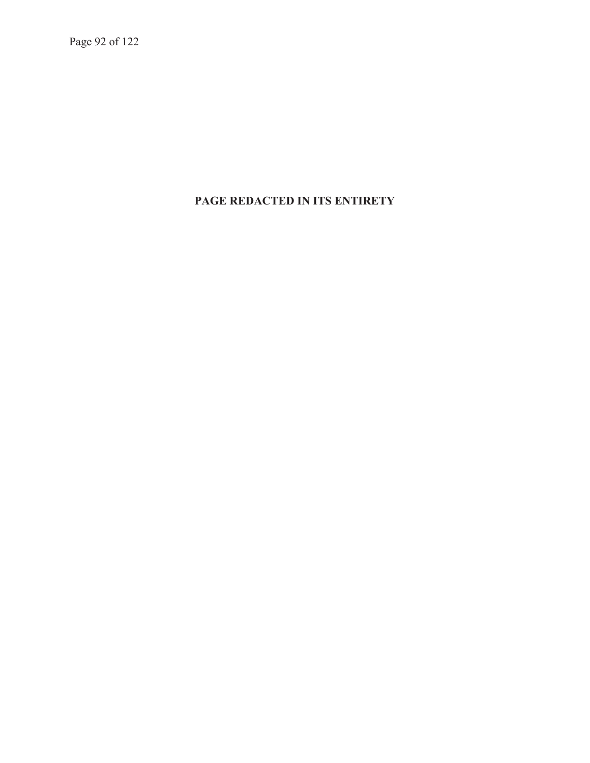**PAGE REDACTED IN ITS ENTIRETY**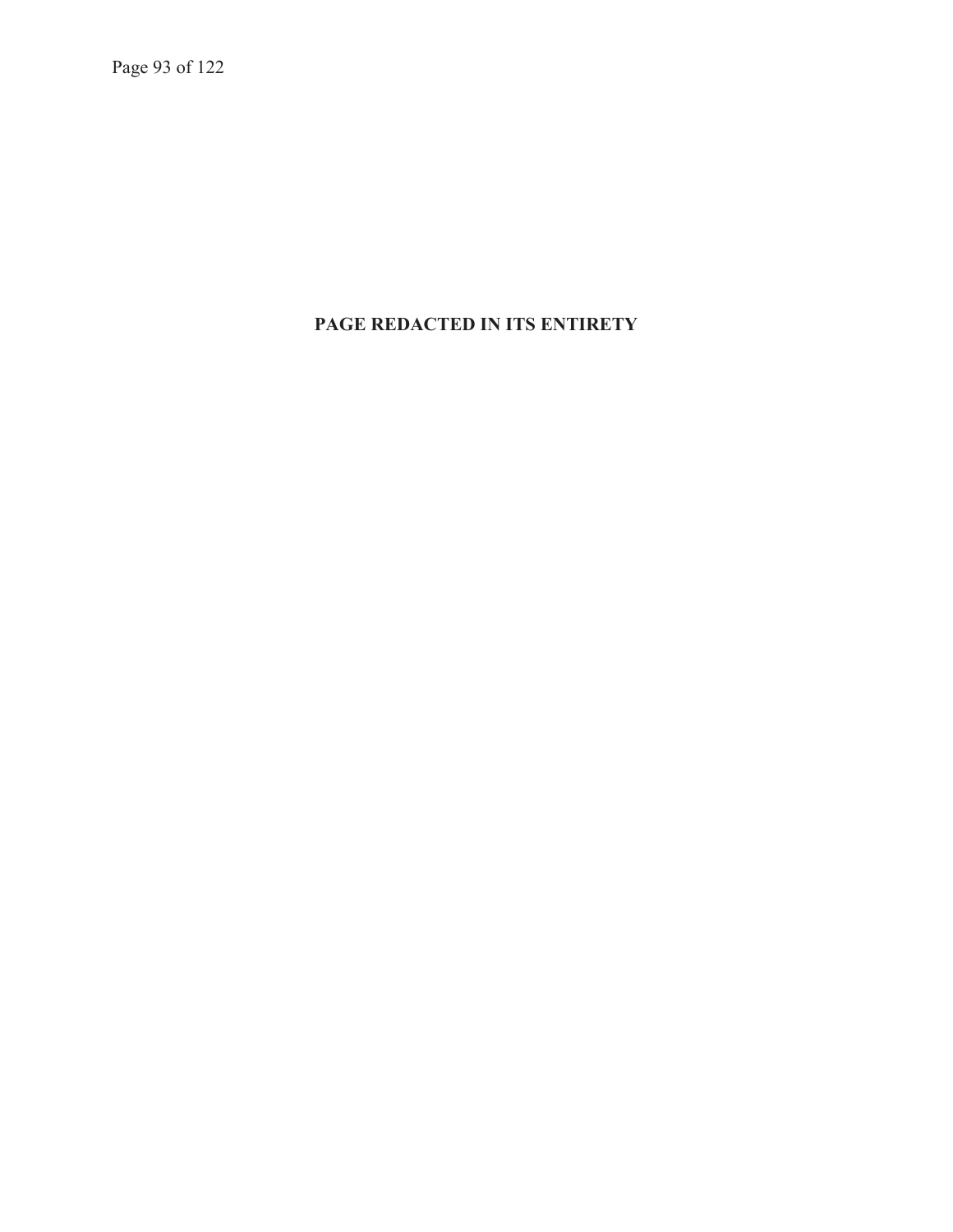**PAGE REDACTED IN ITS ENTIRETY**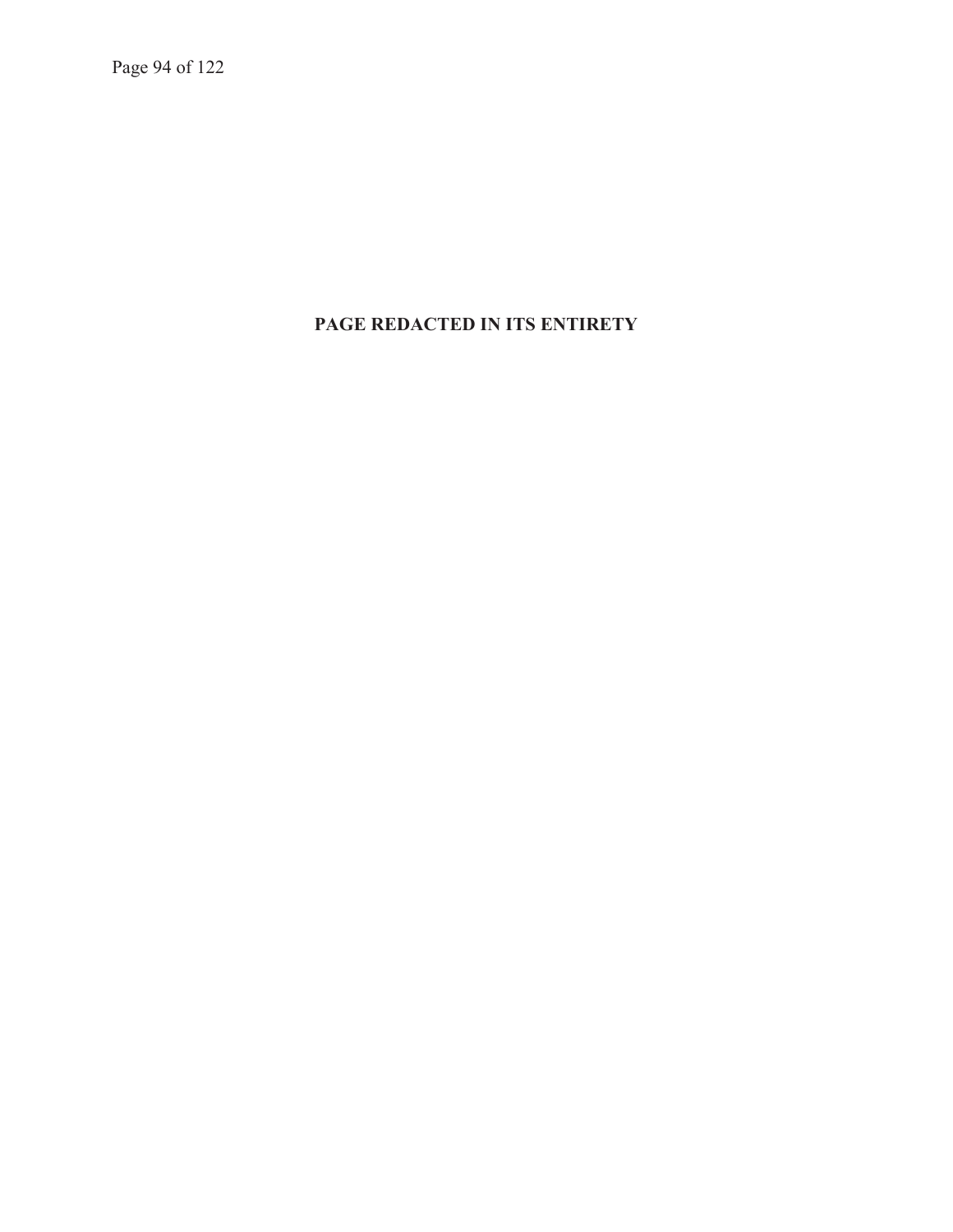**PAGE REDACTED IN ITS ENTIRETY**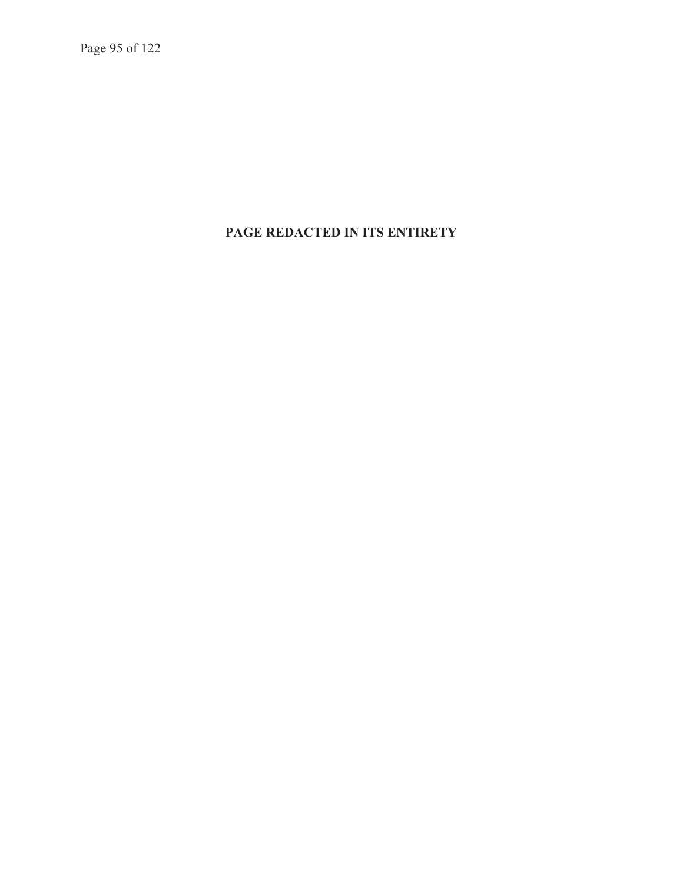**PAGE REDACTED IN ITS ENTIRETY**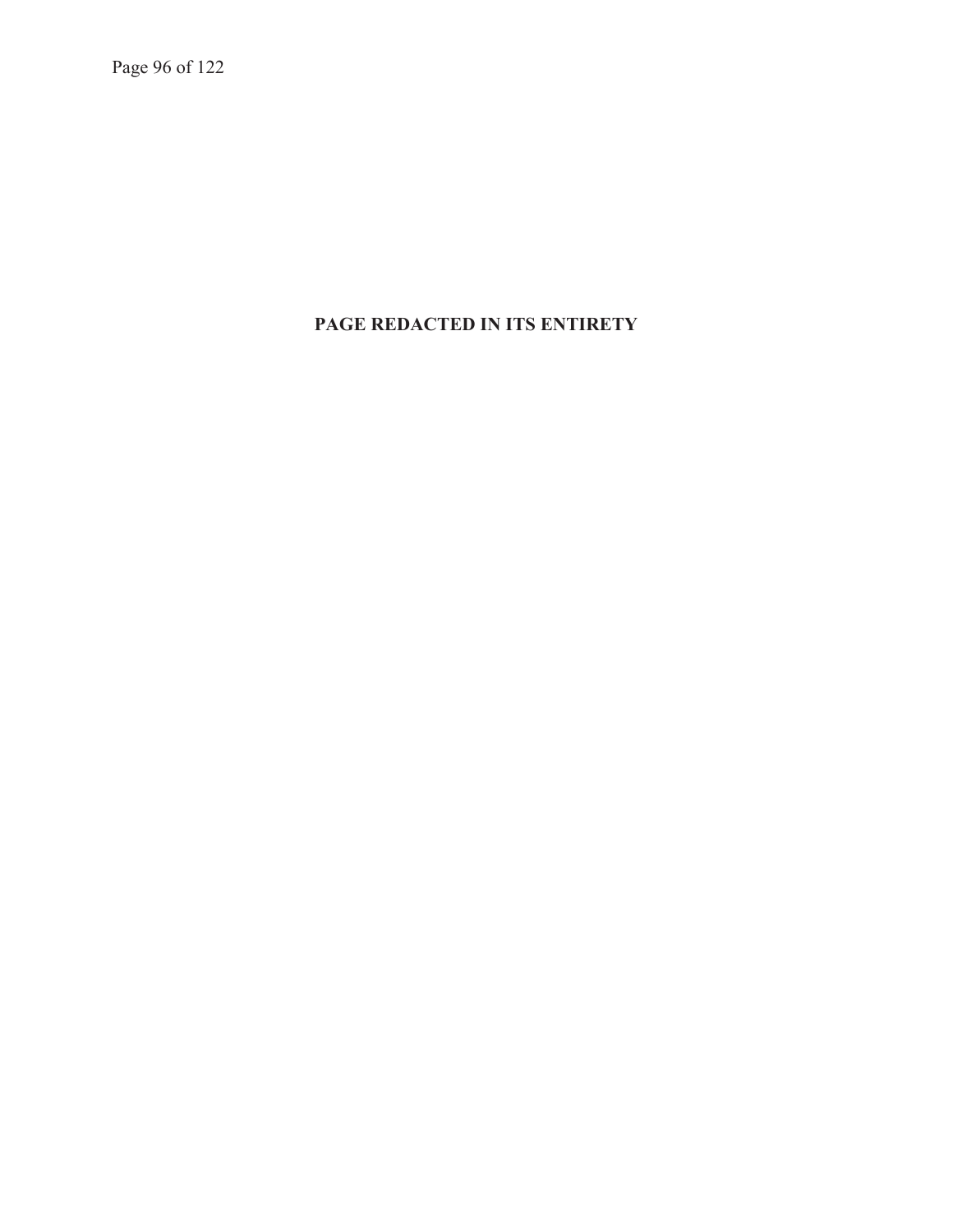**PAGE REDACTED IN ITS ENTIRETY**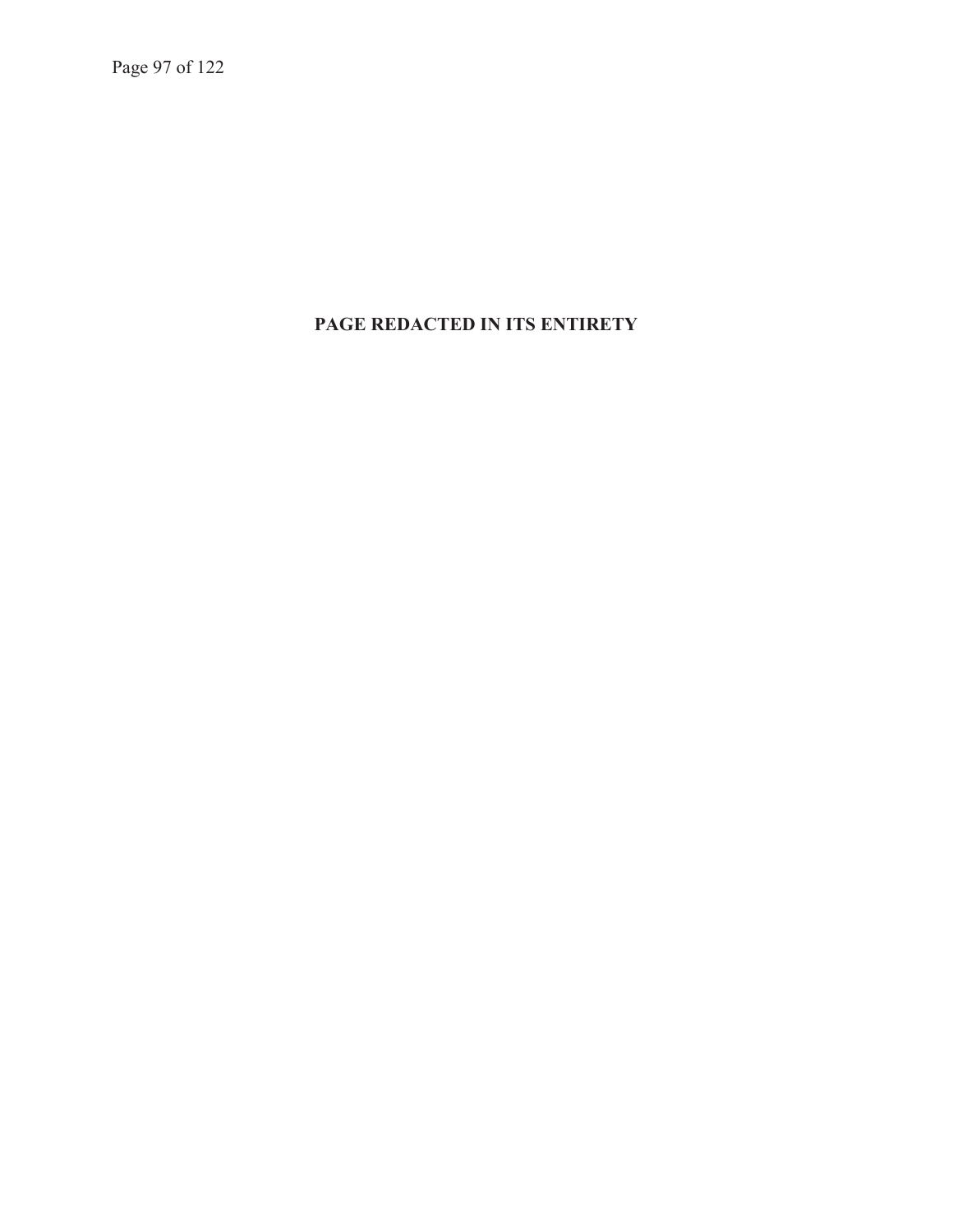**PAGE REDACTED IN ITS ENTIRETY**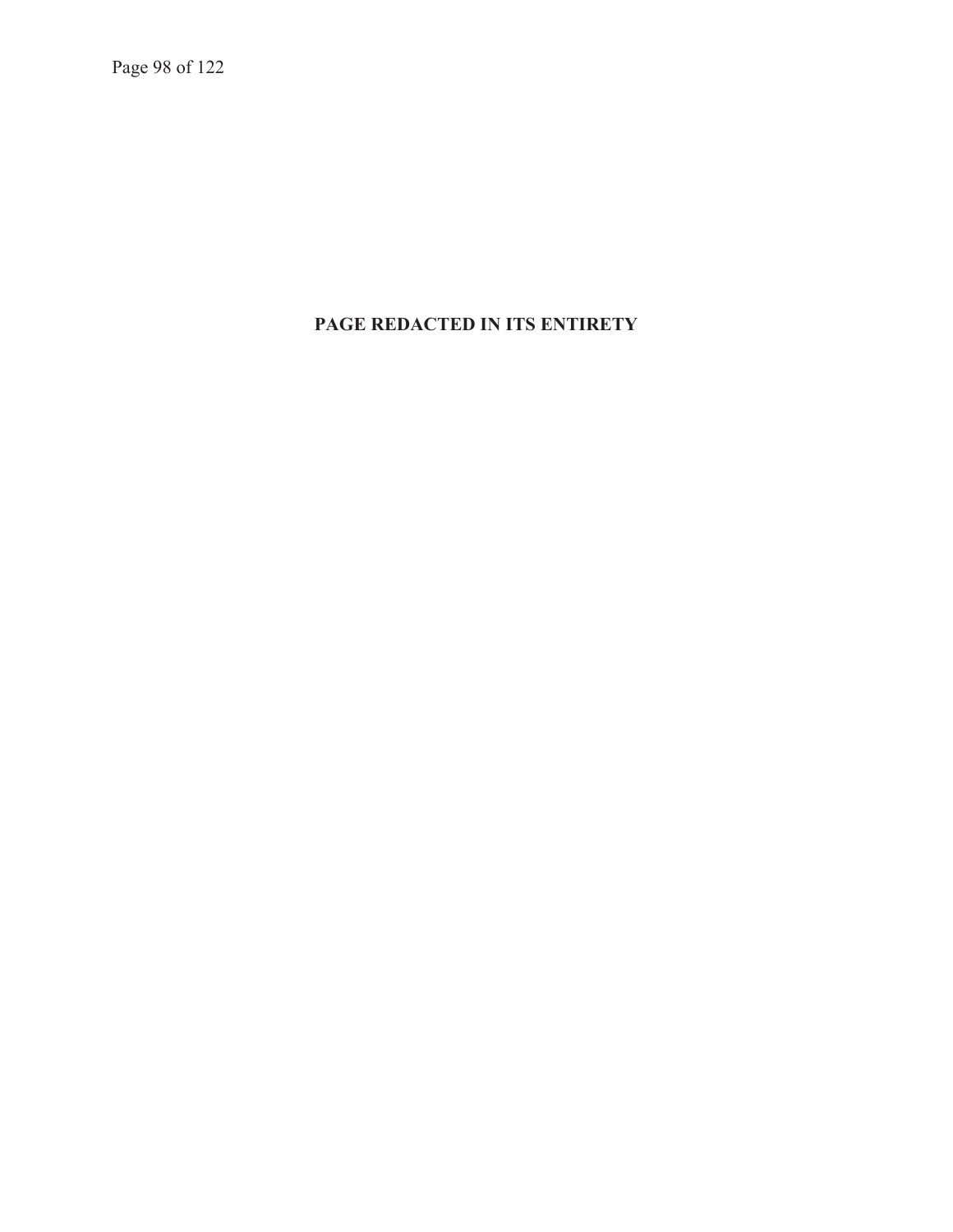**PAGE REDACTED IN ITS ENTIRETY**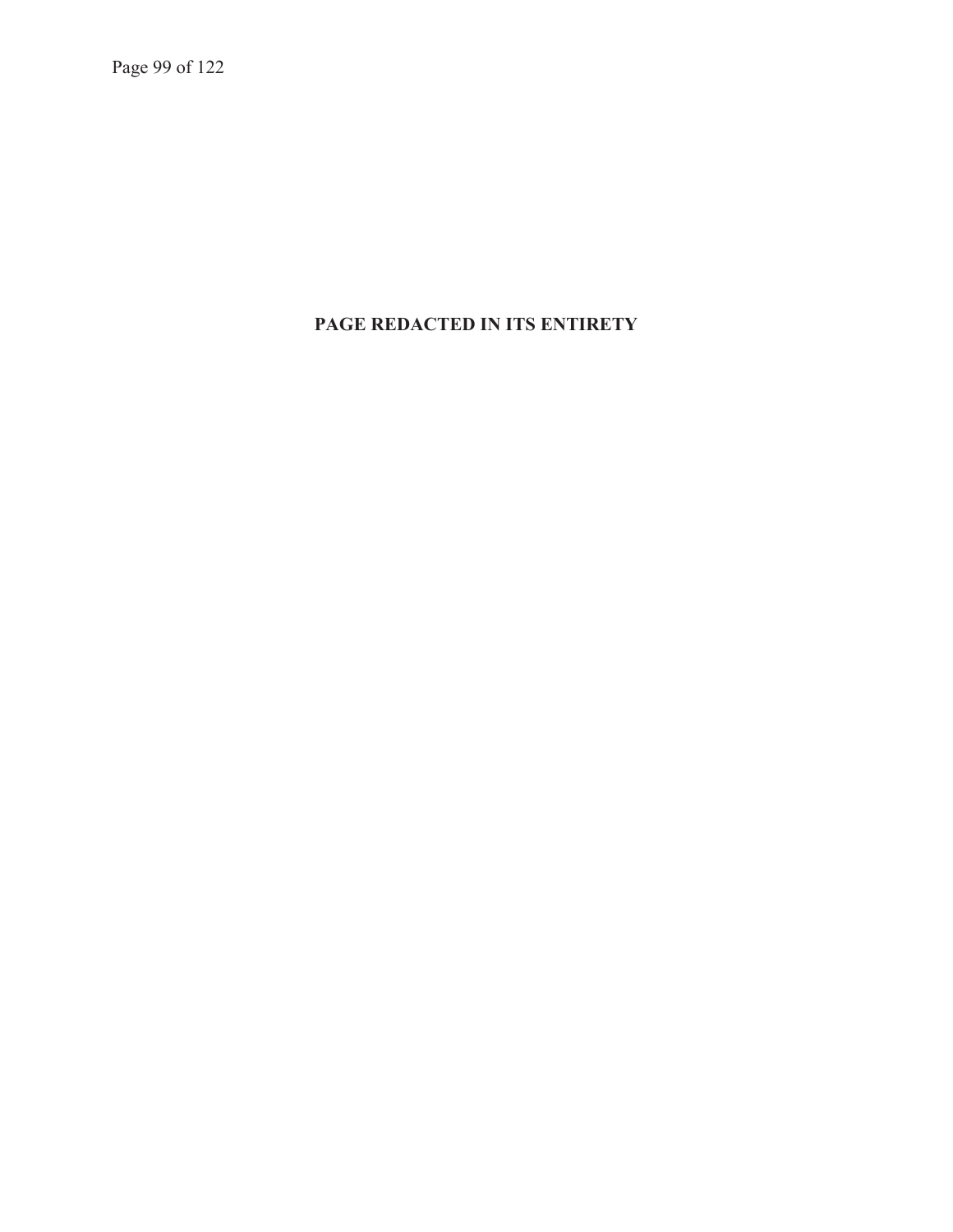**PAGE REDACTED IN ITS ENTIRETY**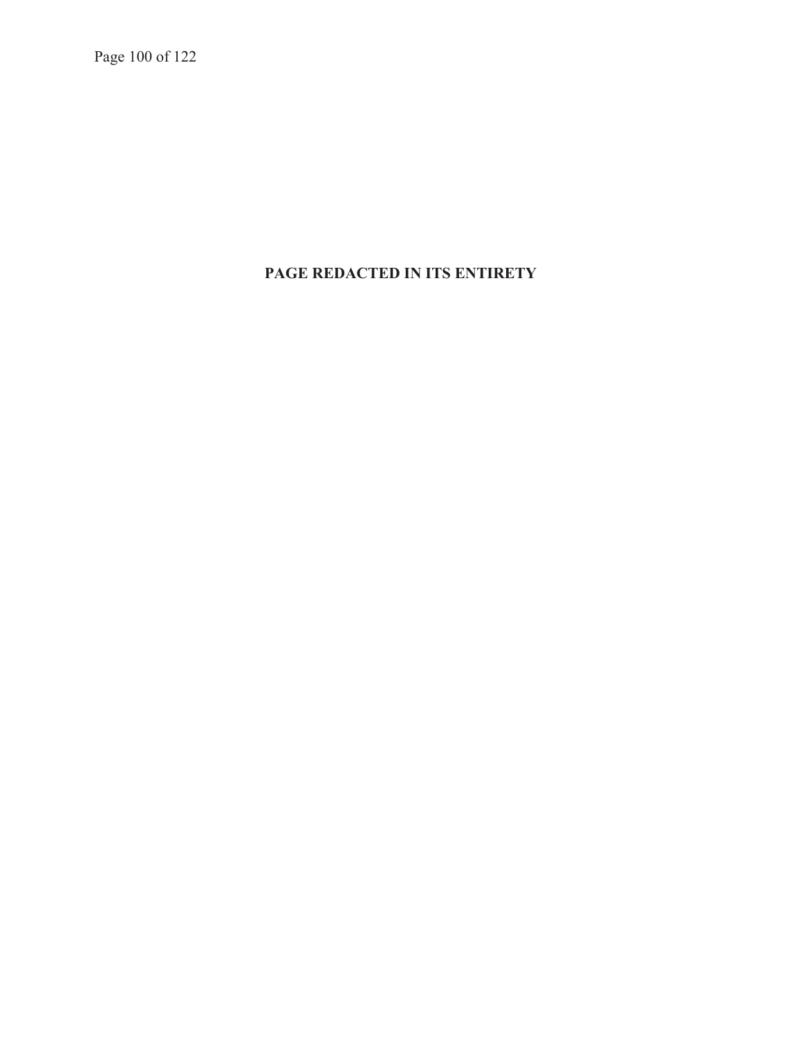**PAGE REDACTED IN ITS ENTIRETY**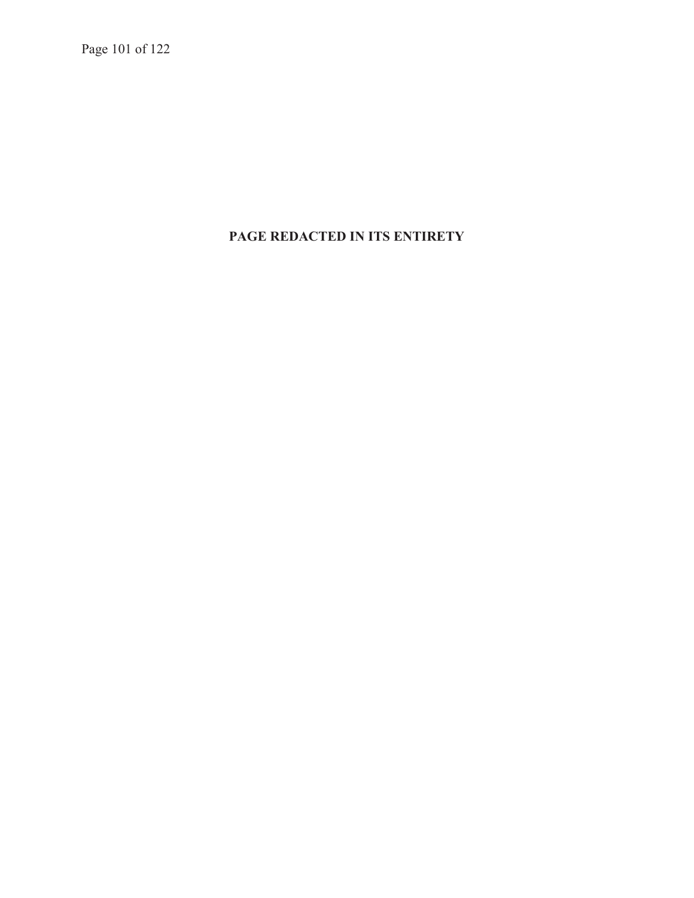**PAGE REDACTED IN ITS ENTIRETY**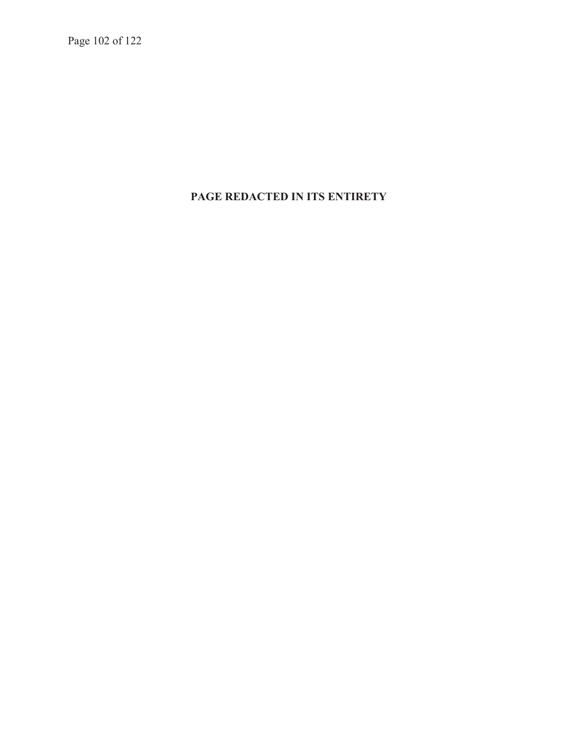**PAGE REDACTED IN ITS ENTIRETY**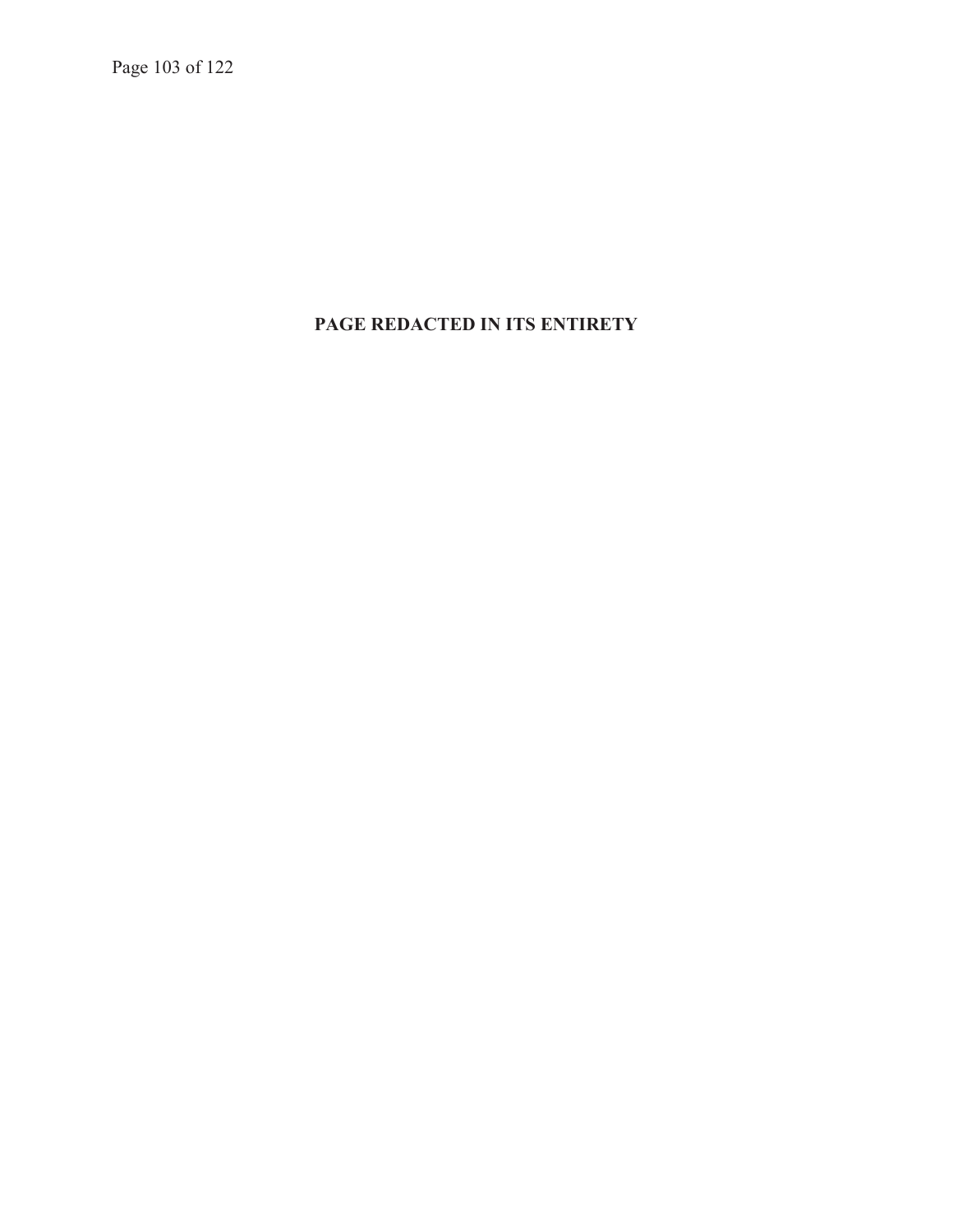**PAGE REDACTED IN ITS ENTIRETY**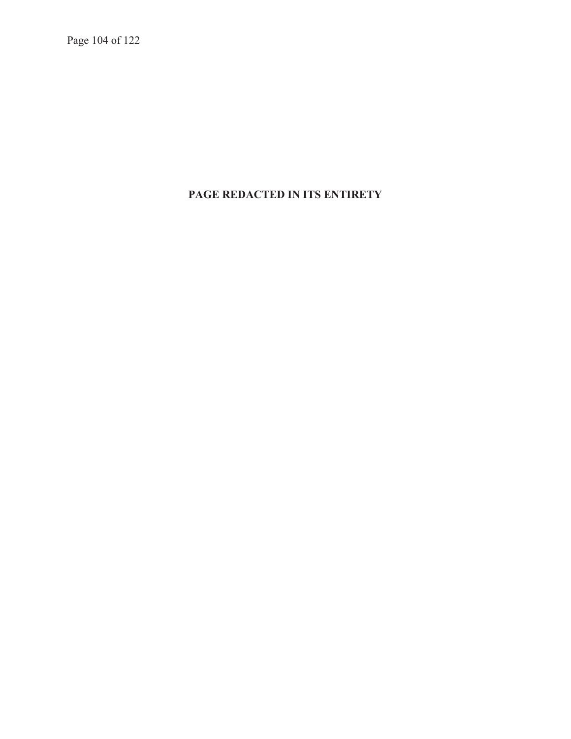**PAGE REDACTED IN ITS ENTIRETY**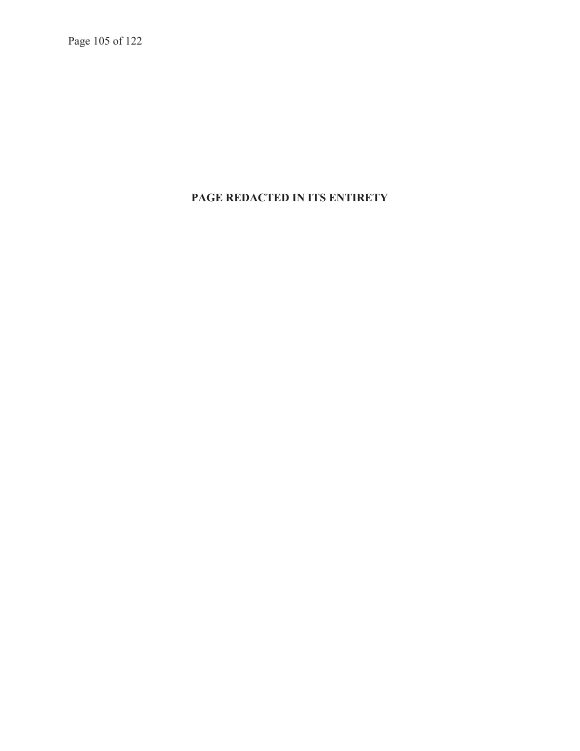**PAGE REDACTED IN ITS ENTIRETY**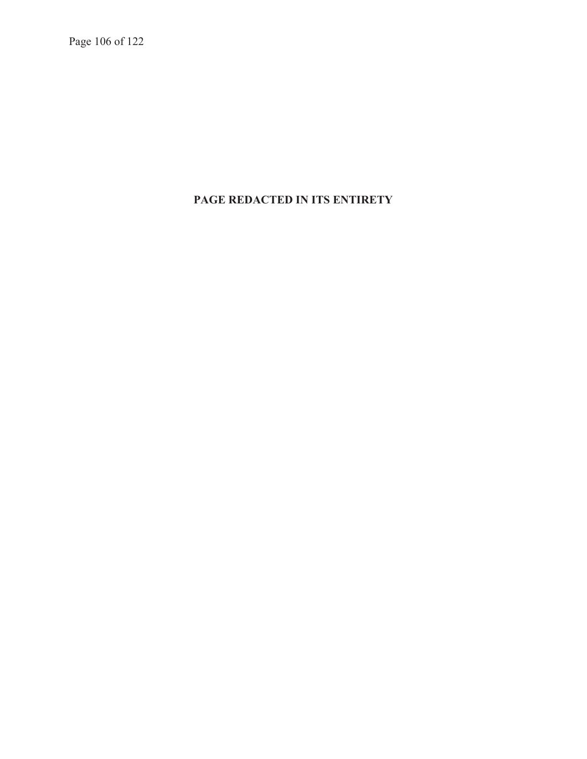**PAGE REDACTED IN ITS ENTIRETY**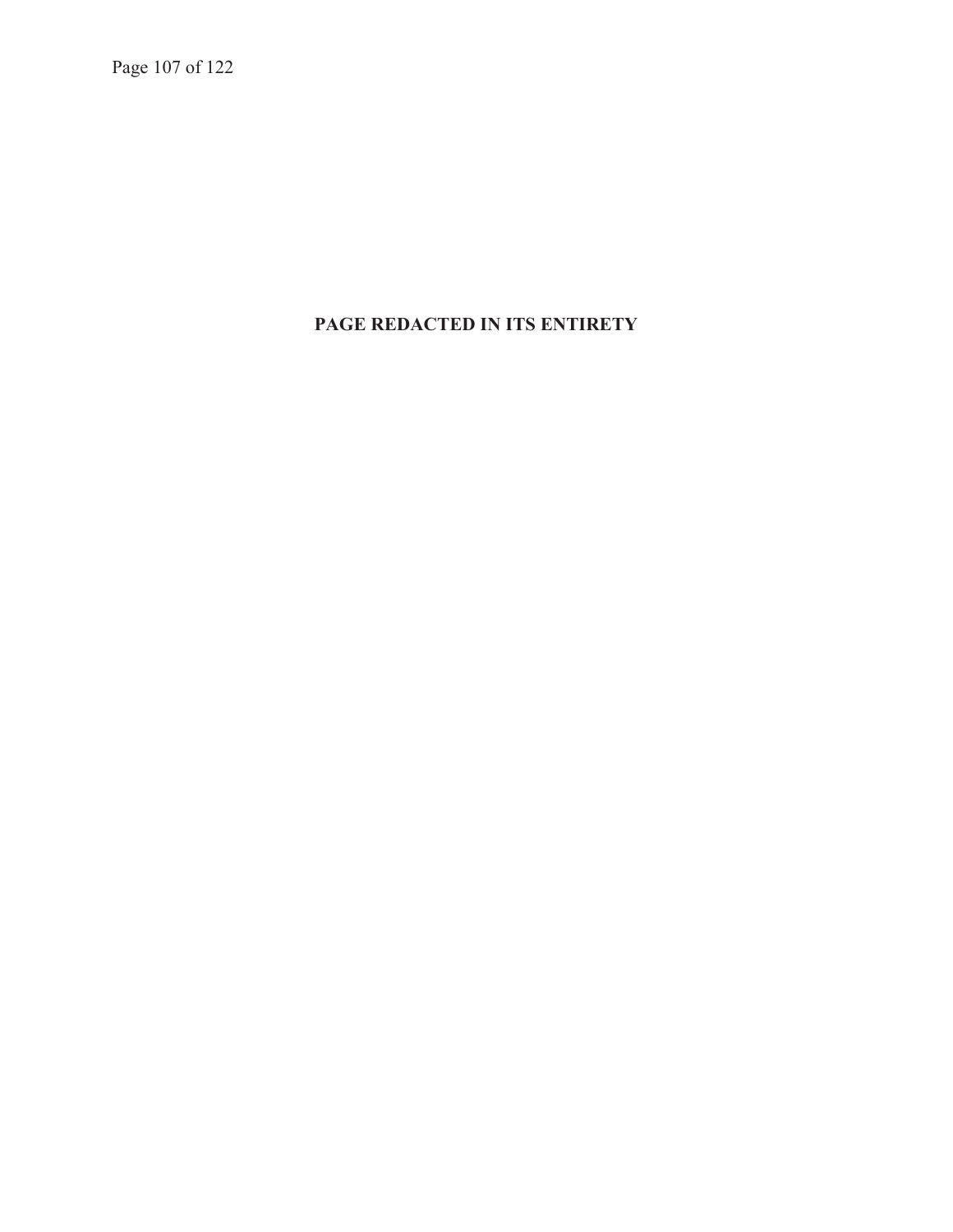**PAGE REDACTED IN ITS ENTIRETY**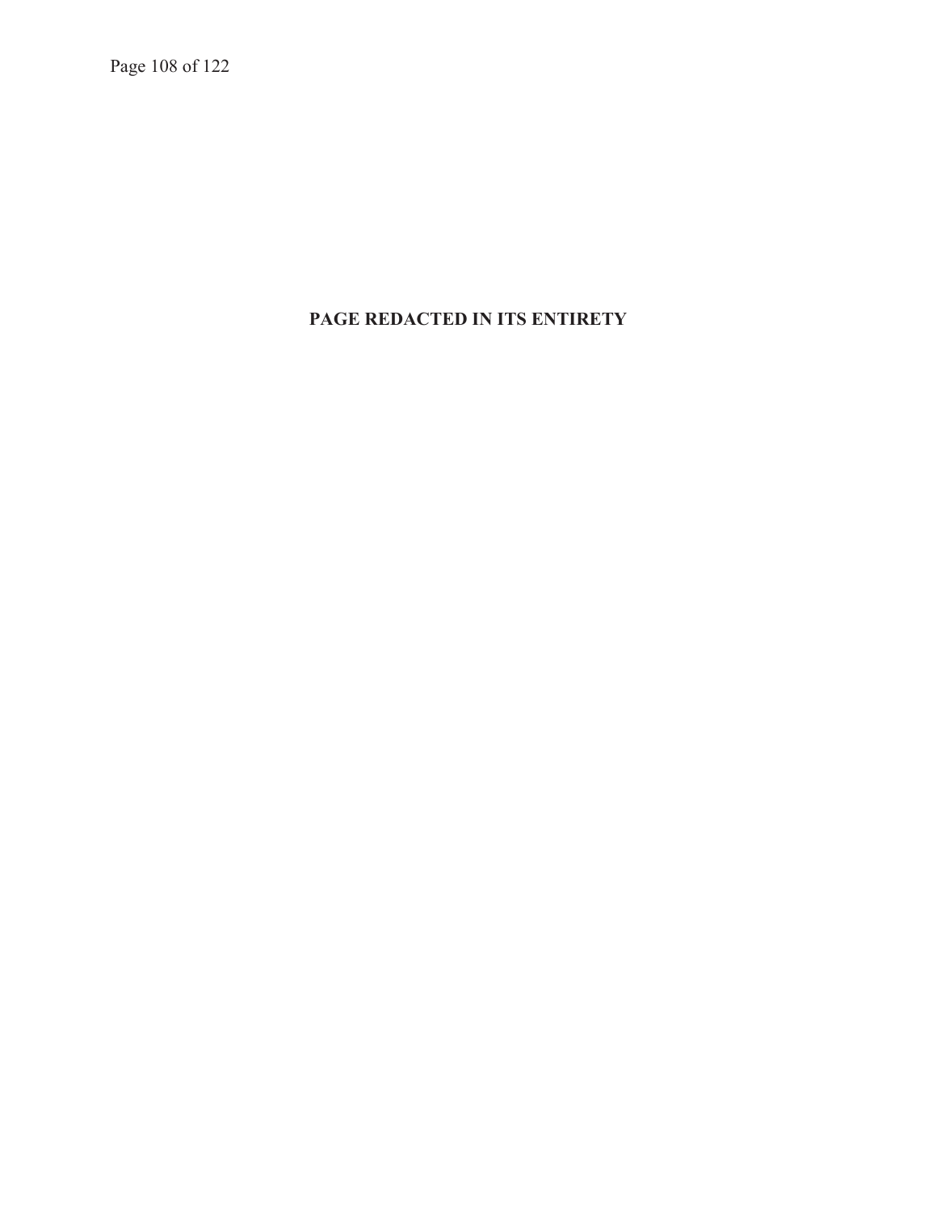**PAGE REDACTED IN ITS ENTIRETY**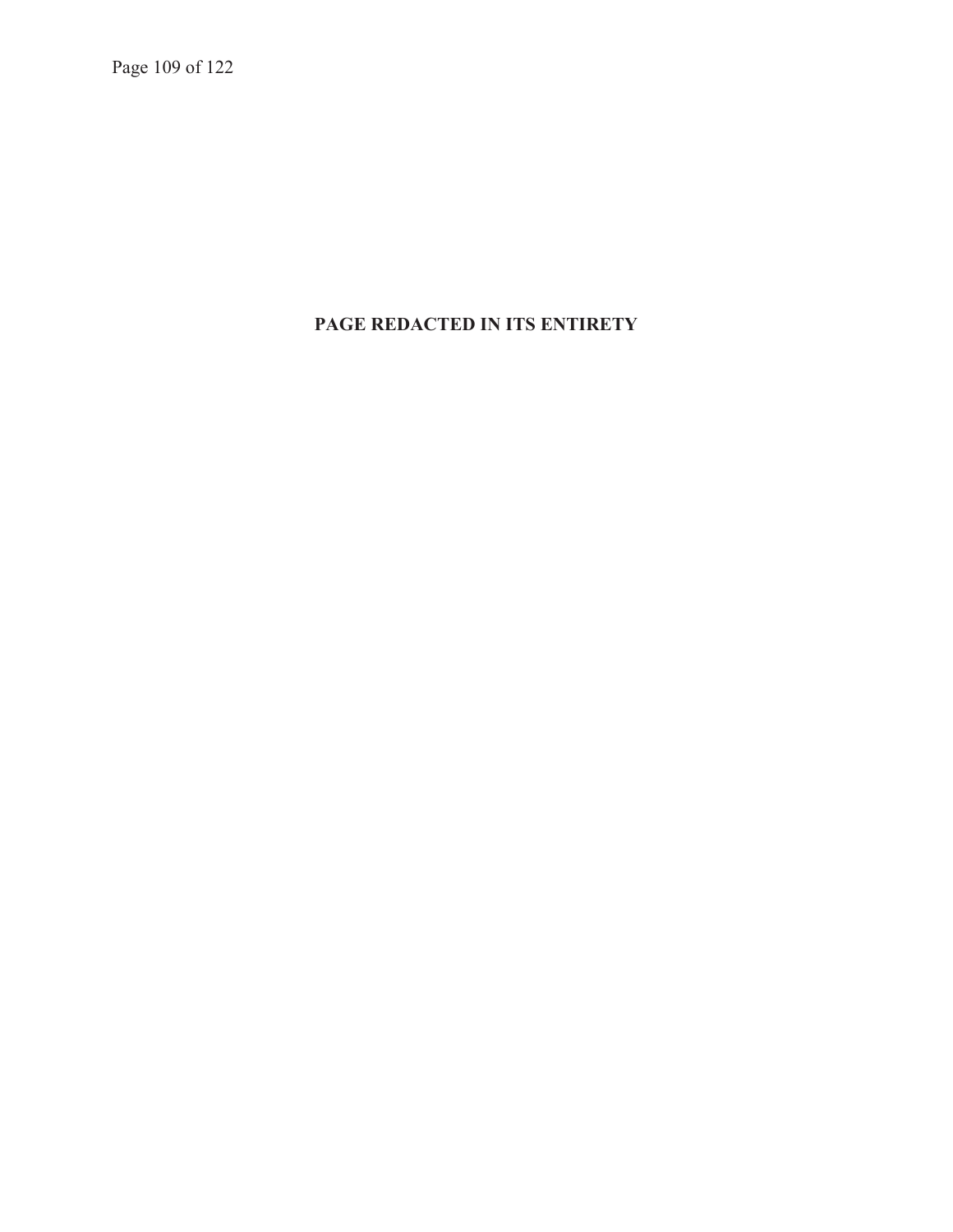**PAGE REDACTED IN ITS ENTIRETY**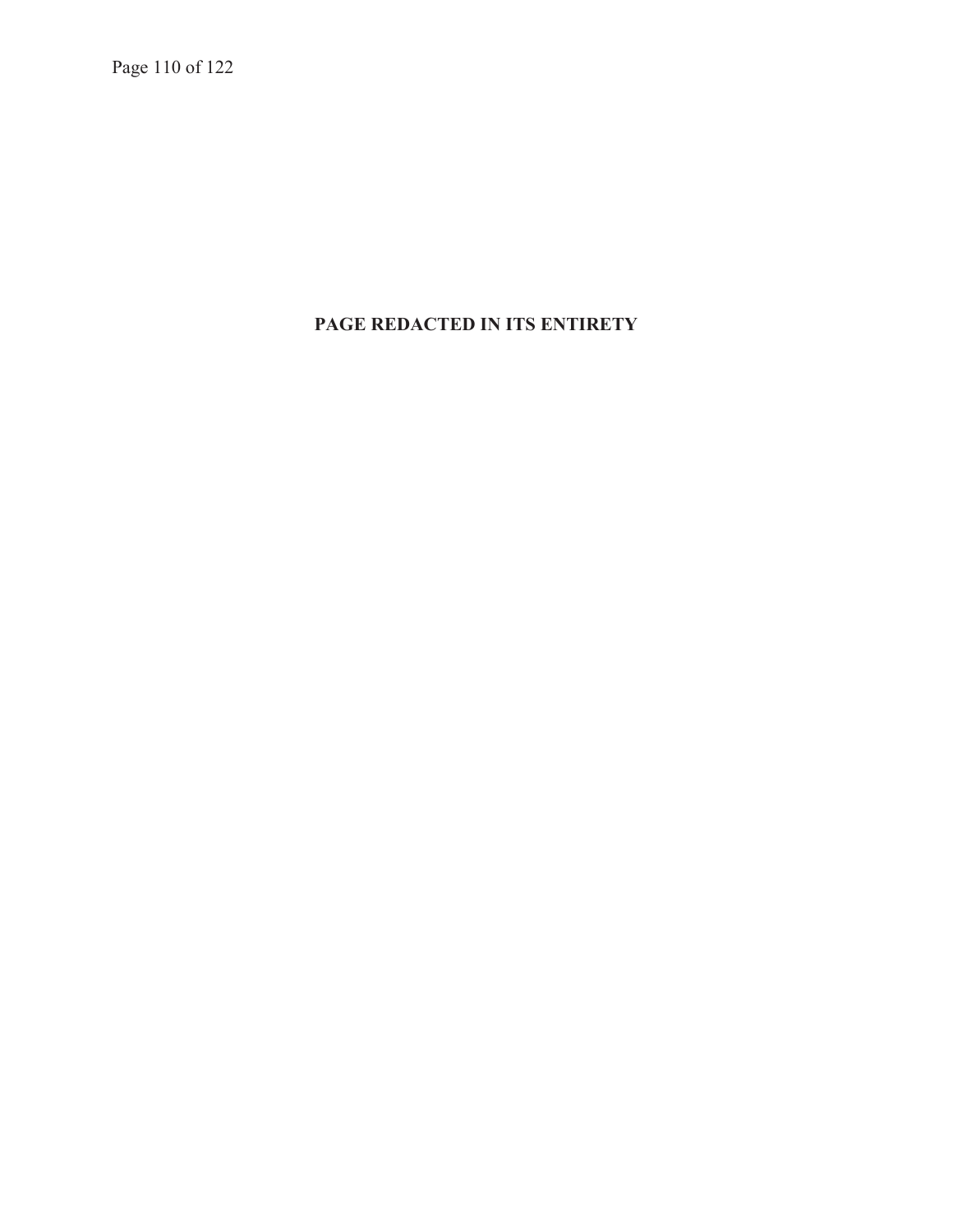**PAGE REDACTED IN ITS ENTIRETY**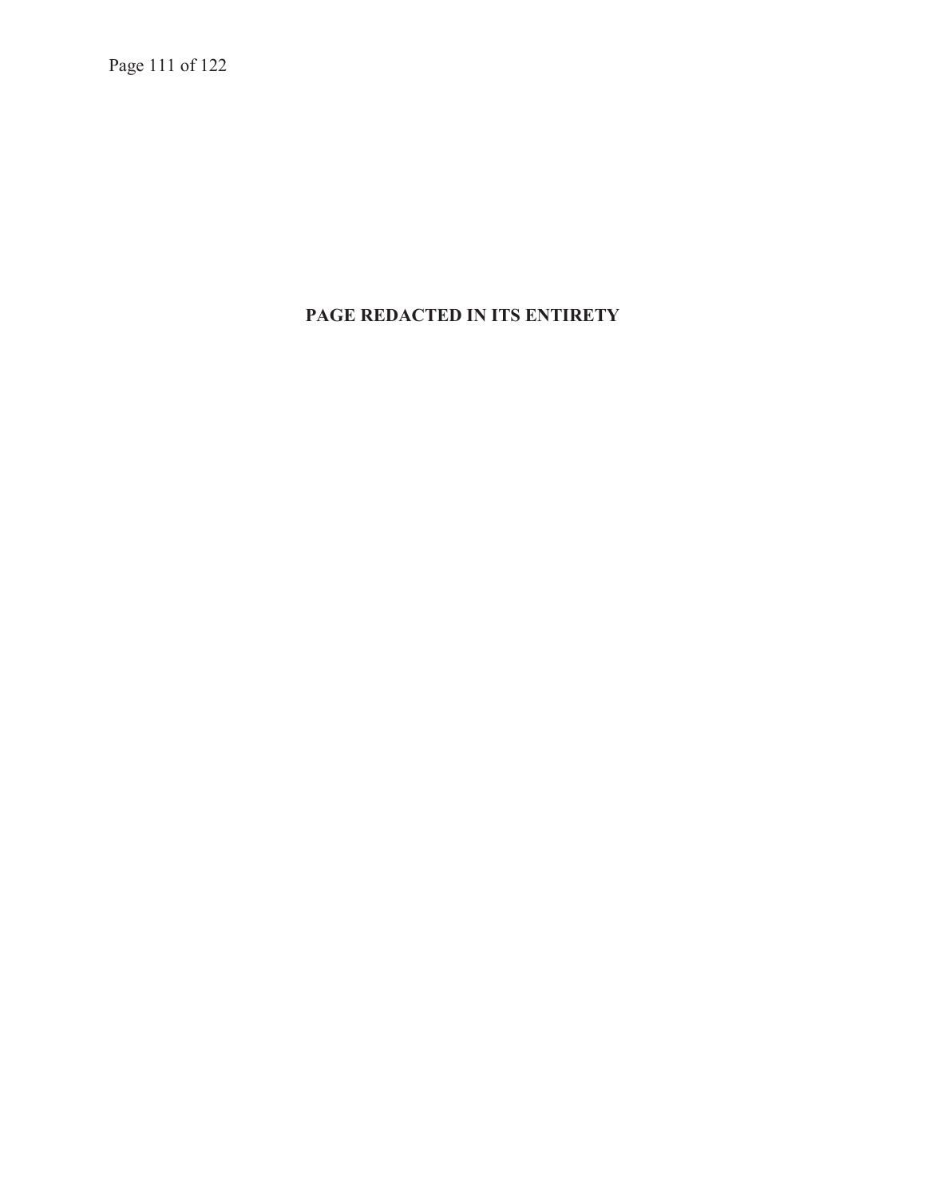**PAGE REDACTED IN ITS ENTIRETY**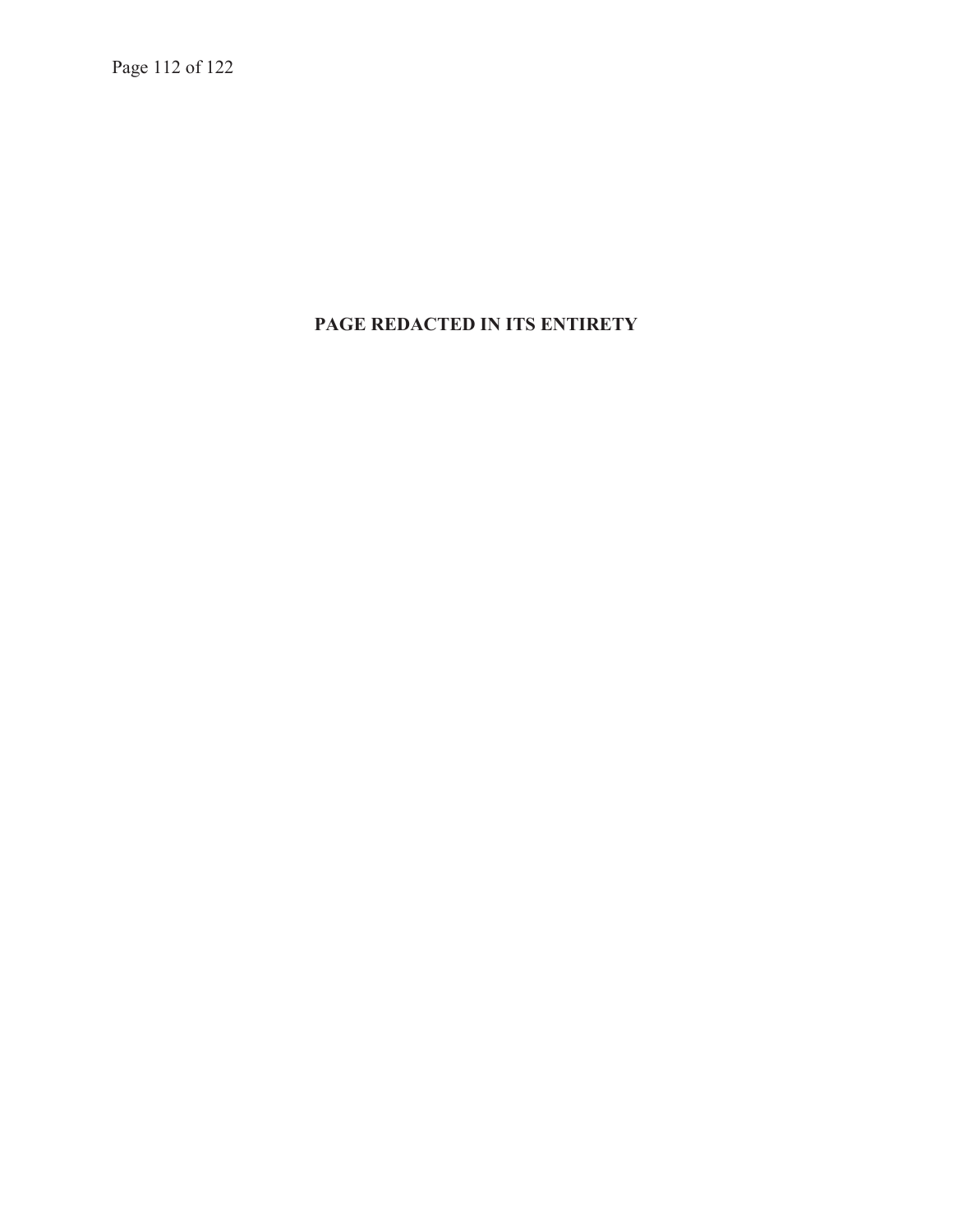**PAGE REDACTED IN ITS ENTIRETY**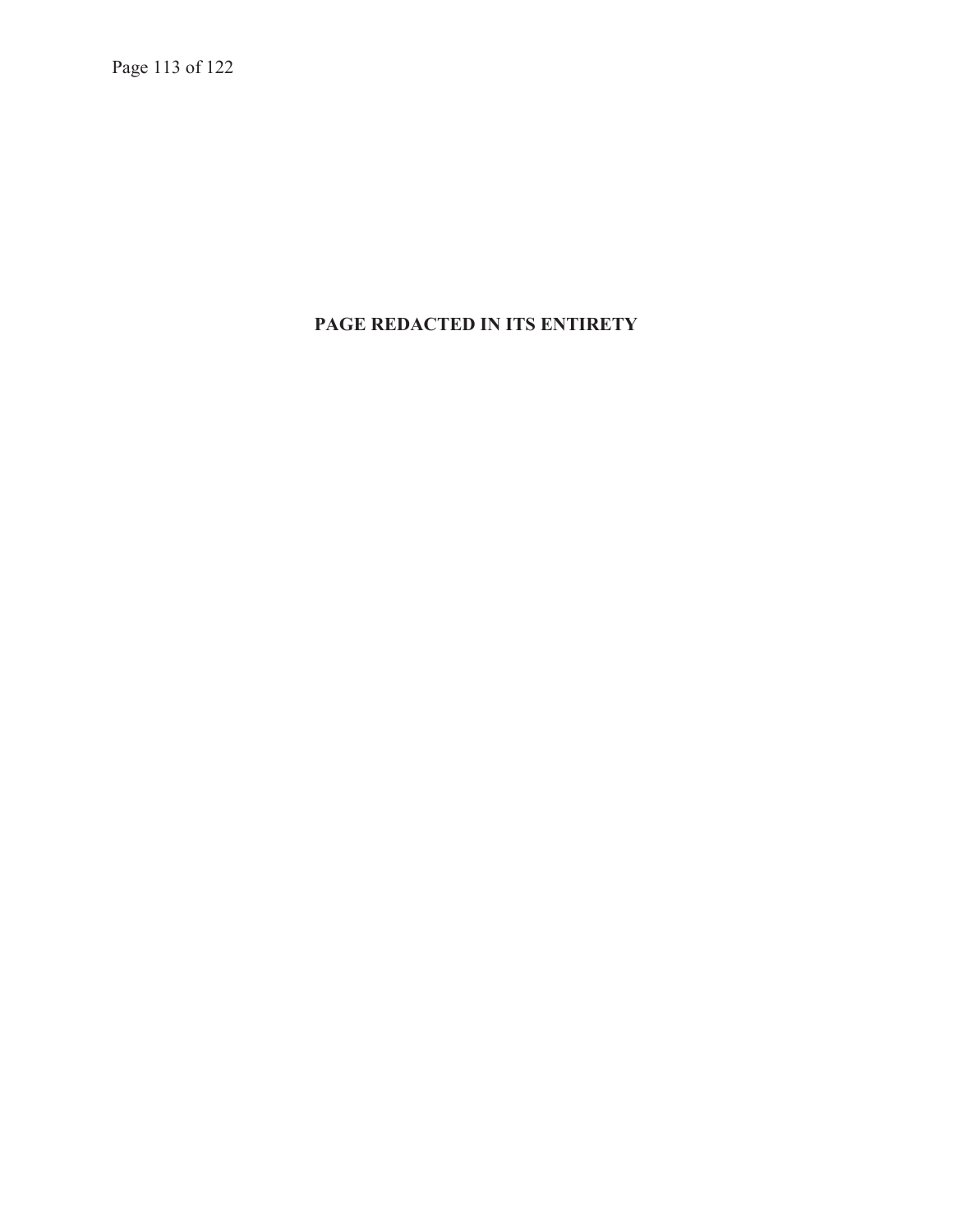**PAGE REDACTED IN ITS ENTIRETY**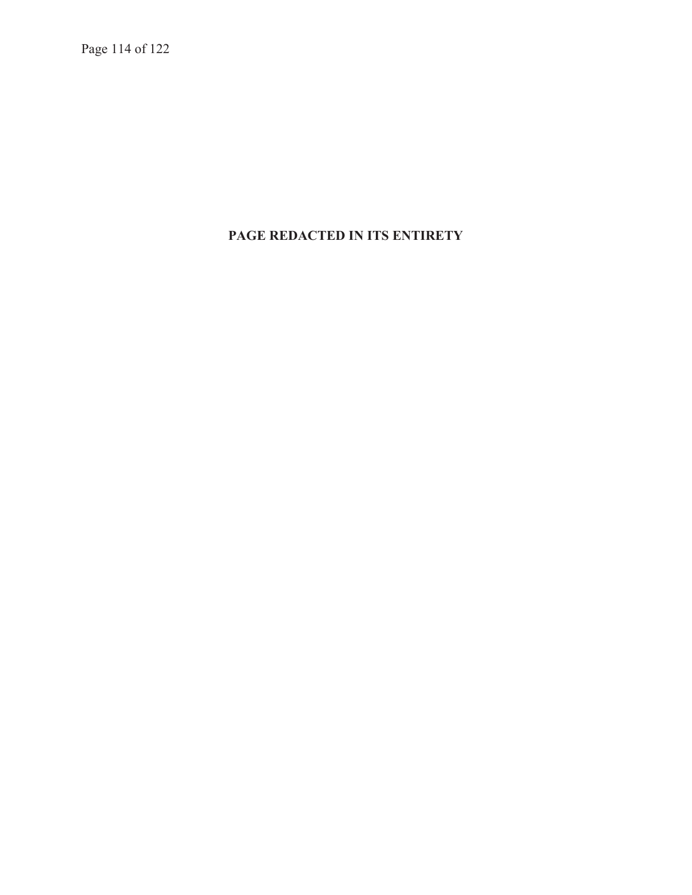**PAGE REDACTED IN ITS ENTIRETY**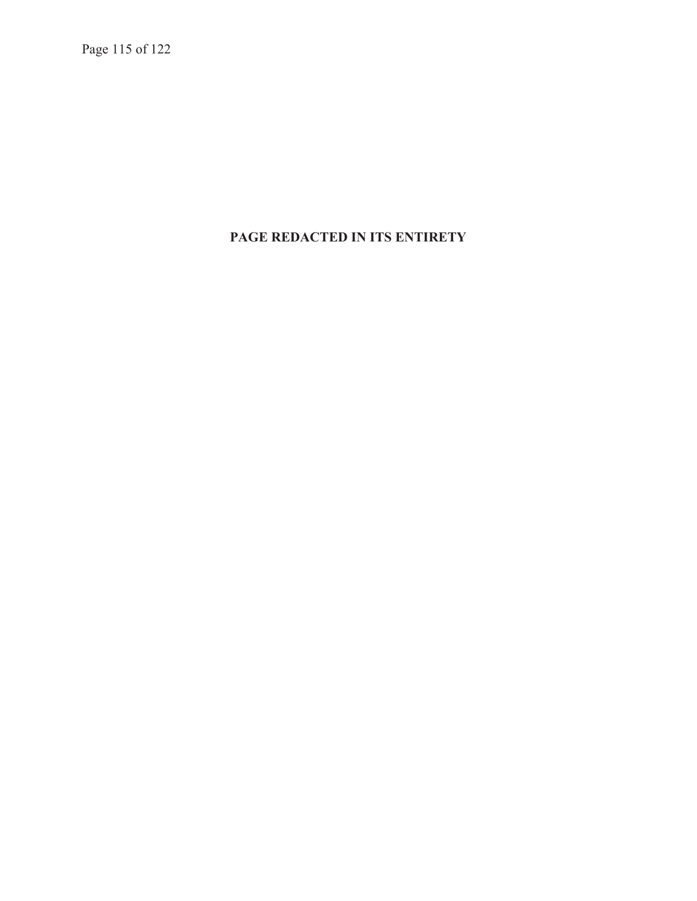**PAGE REDACTED IN ITS ENTIRETY**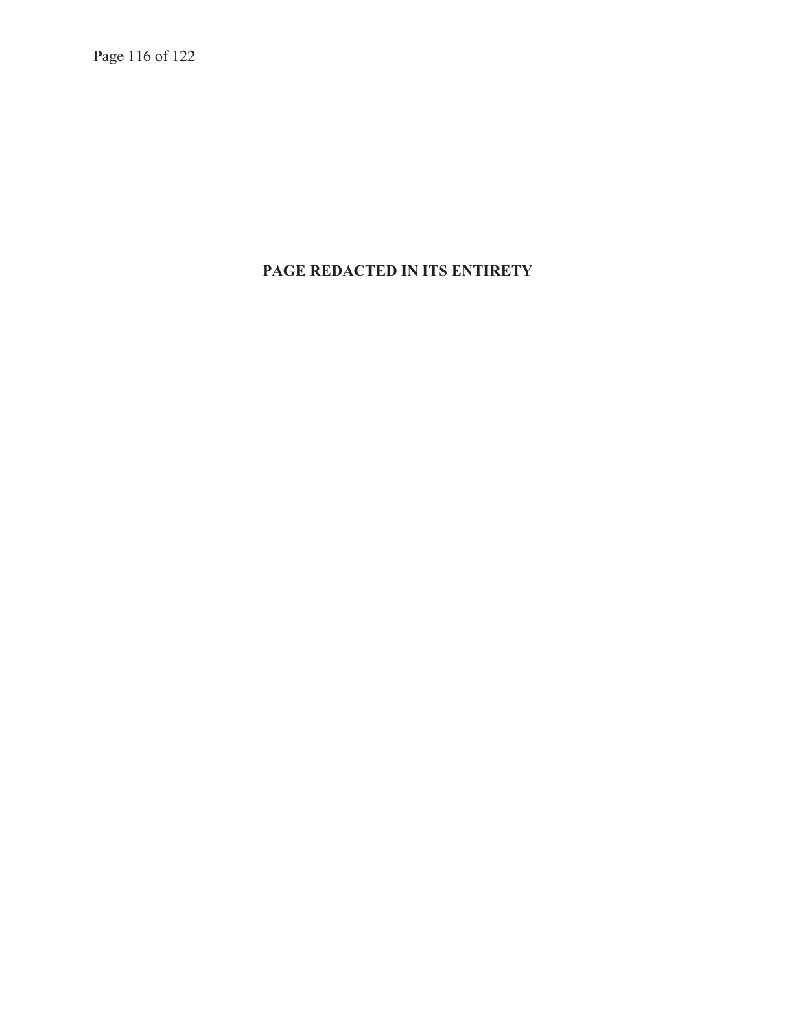**PAGE REDACTED IN ITS ENTIRETY**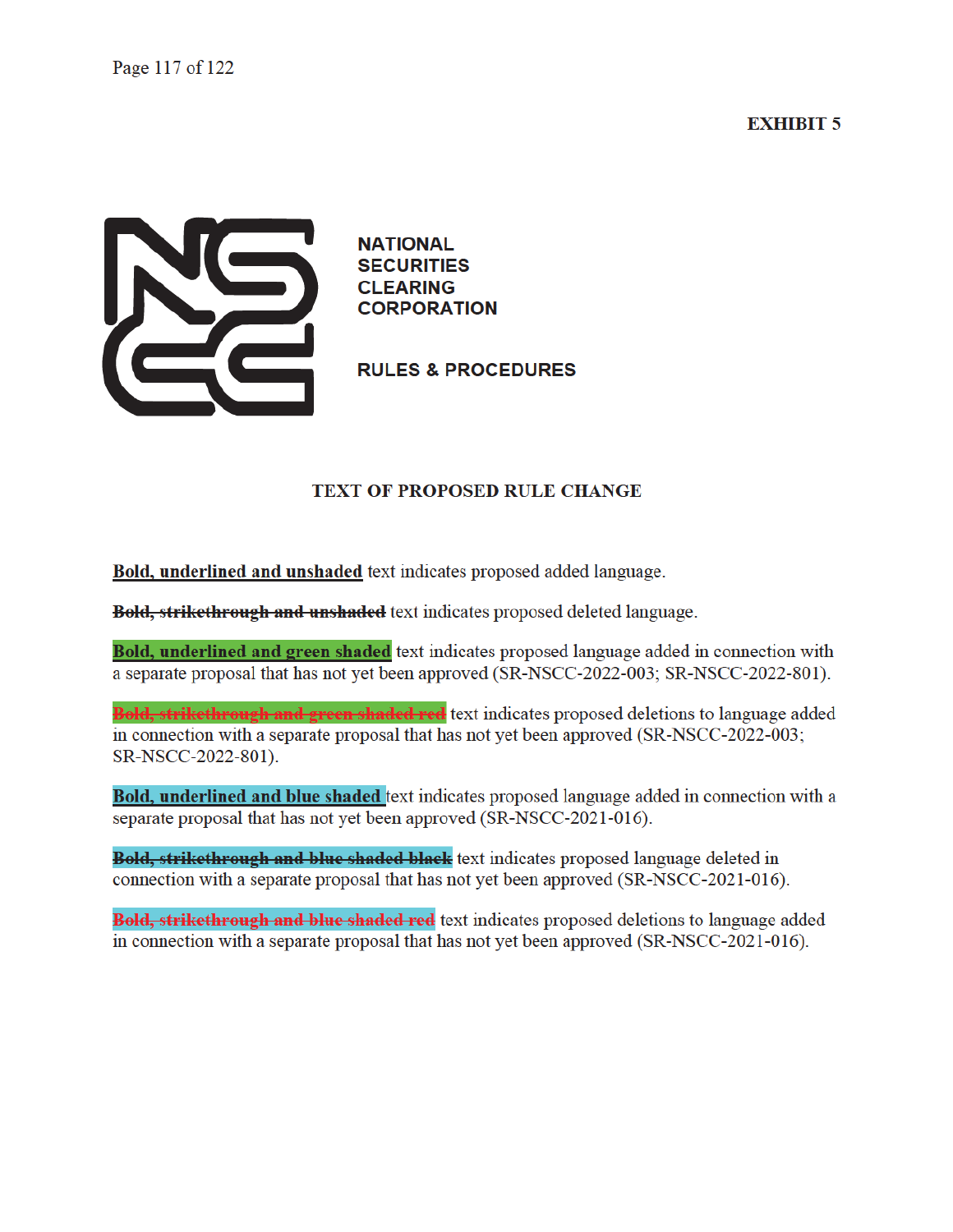**EXHIBIT 5**

NATIONAL
SECURITIES
CLEARING
CORPORATION

RULES & PROCEDURES

**TEXT OF PROPOSED RULE CHANGE**

**<u>Bold, underlined and unshaded</u>** text indicates proposed added language.

**~~Bold, strikethrough and unshaded~~** text indicates proposed deleted language.

**<u>Bold, underlined and green shaded</u>** text indicates proposed language added in connection with a separate proposal that has not yet been approved (SR-NSCC-2022-003; SR-NSCC-2022-801).

**~~Bold, strikethrough and green shaded red~~** text indicates proposed deletions to language added in connection with a separate proposal that has not yet been approved (SR-NSCC-2022-003; SR-NSCC-2022-801).

**<u>Bold, underlined and blue shaded</u>** text indicates proposed language added in connection with a separate proposal that has not yet been approved (SR-NSCC-2021-016).

**~~Bold, strikethrough and blue shaded black~~** text indicates proposed language deleted in connection with a separate proposal that has not yet been approved (SR-NSCC-2021-016).

**~~Bold, strikethrough and blue shaded red~~** text indicates proposed deletions to language added in connection with a separate proposal that has not yet been approved (SR-NSCC-2021-016).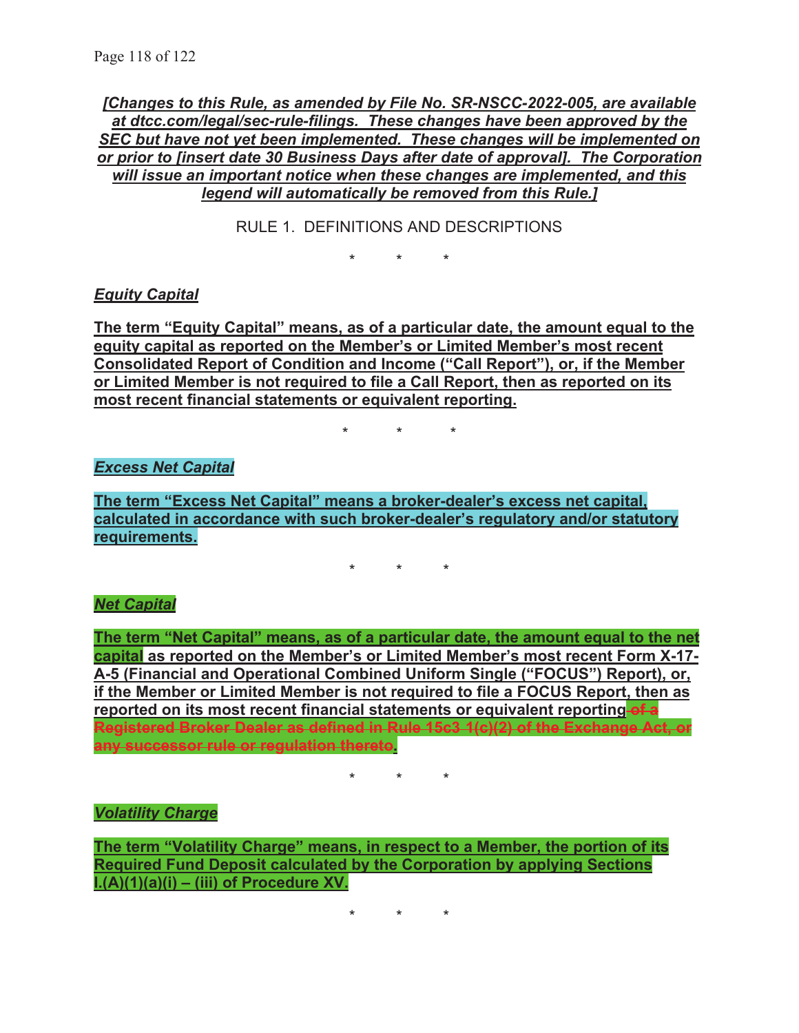***[Changes to this Rule, as amended by File No. SR-NSCC-2022-005, are available at dtcc.com/legal/sec-rule-filings. These changes have been approved by the SEC but have not yet been implemented. These changes will be implemented on or prior to [insert date 30 Business Days after date of approval]. The Corporation will issue an important notice when these changes are implemented, and this legend will automatically be removed from this Rule.]***

RULE 1. DEFINITIONS AND DESCRIPTIONS

\* \* \*

***Equity Capital***

**The term "Equity Capital" means, as of a particular date, the amount equal to the equity capital as reported on the Member's or Limited Member's most recent Consolidated Report of Condition and Income ("Call Report"), or, if the Member or Limited Member is not required to file a Call Report, then as reported on its most recent financial statements or equivalent reporting.**

\* \* \*

***Excess Net Capital***

**The term "Excess Net Capital" means a broker-dealer's excess net capital, calculated in accordance with such broker-dealer's regulatory and/or statutory requirements.**

\* \* \*

***Net Capital***

**The term "Net Capital" means, as of a particular date, the amount equal to the net capital as reported on the Member's or Limited Member's most recent Form X-17-A-5 (Financial and Operational Combined Uniform Single ("FOCUS") Report), or, if the Member or Limited Member is not required to file a FOCUS Report, then as reported on its most recent financial statements or equivalent reporting ~~of a Registered Broker Dealer as defined in Rule 15c3 1(c)(2) of the Exchange Act, or any successor rule or regulation thereto~~.**

\* \* \*

***Volatility Charge***

**The term "Volatility Charge" means, in respect to a Member, the portion of its Required Fund Deposit calculated by the Corporation by applying Sections I.(A)(1)(a)(i) – (iii) of Procedure XV.**

\* \* \*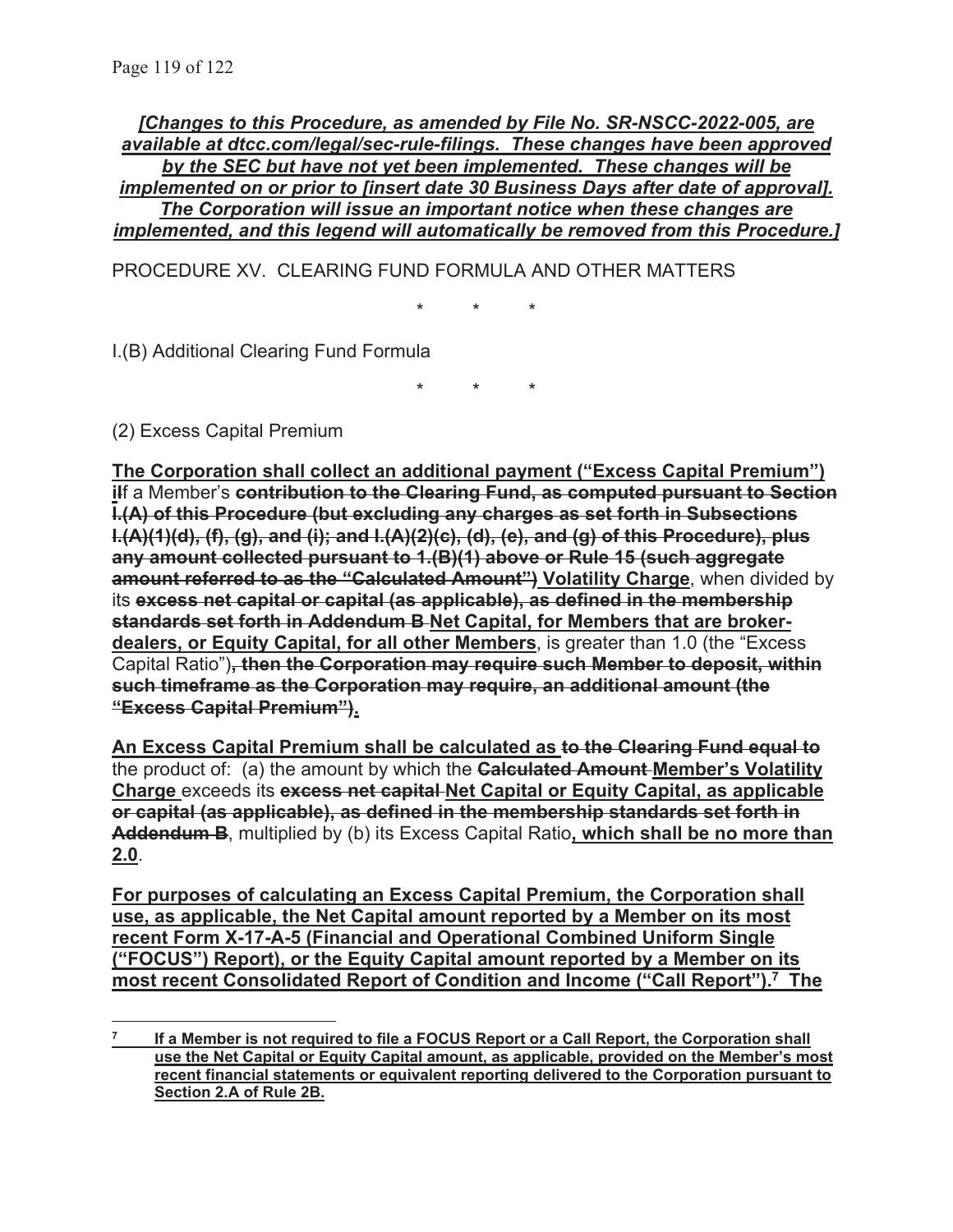***[Changes to this Procedure, as amended by File No. SR-NSCC-2022-005, are available at dtcc.com/legal/sec-rule-filings. These changes have been approved by the SEC but have not yet been implemented. These changes will be implemented on or prior to [insert date 30 Business Days after date of approval]. The Corporation will issue an important notice when these changes are implemented, and this legend will automatically be removed from this Procedure.]***

PROCEDURE XV. CLEARING FUND FORMULA AND OTHER MATTERS

\* \* \*

I.(B) Additional Clearing Fund Formula

\* \* \*

(2) Excess Capital Premium

<u>**The Corporation shall collect an additional payment ("Excess Capital Premium") i**</u>~~I~~f a Member's ~~**contribution to the Clearing Fund, as computed pursuant to Section I.(A) of this Procedure (but excluding any charges as set forth in Subsections I.(A)(1)(d), (f), (g), and (i); and I.(A)(2)(c), (d), (e), and (g) of this Procedure), plus any amount collected pursuant to 1.(B)(1) above or Rule 15 (such aggregate amount referred to as the "Calculated Amount")**~~ <u>**Volatility Charge**</u>, when divided by its ~~**excess net capital or capital (as applicable), as defined in the membership standards set forth in Addendum B**~~ <u>**Net Capital, for Members that are broker-dealers, or Equity Capital, for all other Members**</u>, is greater than 1.0 (the "Excess Capital Ratio")~~**, then the Corporation may require such Member to deposit, within such timeframe as the Corporation may require, an additional amount (the "Excess Capital Premium")**~~<u>**.**</u>

<u>**An Excess Capital Premium shall be calculated as**</u> ~~**to the Clearing Fund equal to**~~ the product of: (a) the amount by which the ~~**Calculated Amount**~~ <u>**Member's Volatility Charge**</u> exceeds its ~~**excess net capital**~~ <u>**Net Capital or Equity Capital, as applicable**</u> ~~**or capital (as applicable), as defined in the membership standards set forth in Addendum B**~~, multiplied by (b) its Excess Capital Ratio<u>**, which shall be no more than 2.0**</u>.

<u>**For purposes of calculating an Excess Capital Premium, the Corporation shall use, as applicable, the Net Capital amount reported by a Member on its most recent Form X-17-A-5 (Financial and Operational Combined Uniform Single ("FOCUS") Report), or the Equity Capital amount reported by a Member on its most recent Consolidated Report of Condition and Income ("Call Report").[7] The**</u>

---

[7] <u>**If a Member is not required to file a FOCUS Report or a Call Report, the Corporation shall use the Net Capital or Equity Capital amount, as applicable, provided on the Member's most recent financial statements or equivalent reporting delivered to the Corporation pursuant to Section 2.A of Rule 2B.**</u>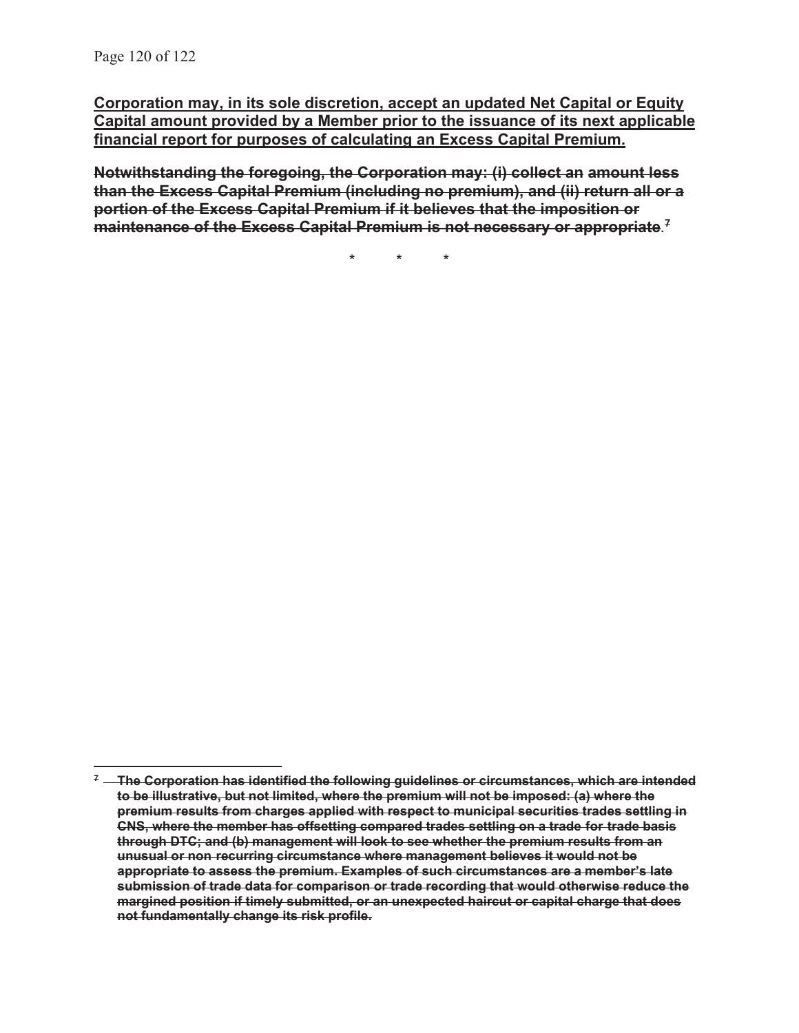<u>**Corporation may, in its sole discretion, accept an updated Net Capital or Equity Capital amount provided by a Member prior to the issuance of its next applicable financial report for purposes of calculating an Excess Capital Premium.**</u>

~~**Notwithstanding the foregoing, the Corporation may: (i) collect an amount less than the Excess Capital Premium (including no premium), and (ii) return all or a portion of the Excess Capital Premium if it believes that the imposition or maintenance of the Excess Capital Premium is not necessary or appropriate**~~. ~~[7]~~

\* \* \*

~~[7]~~ ~~**The Corporation has identified the following guidelines or circumstances, which are intended to be illustrative, but not limited, where the premium will not be imposed: (a) where the premium results from charges applied with respect to municipal securities trades settling in CNS, where the member has offsetting compared trades settling on a trade for trade basis through DTC; and (b) management will look to see whether the premium results from an unusual or non recurring circumstance where management believes it would not be appropriate to assess the premium. Examples of such circumstances are a member's late submission of trade data for comparison or trade recording that would otherwise reduce the margined position if timely submitted, or an unexpected haircut or capital charge that does not fundamentally change its risk profile.**~~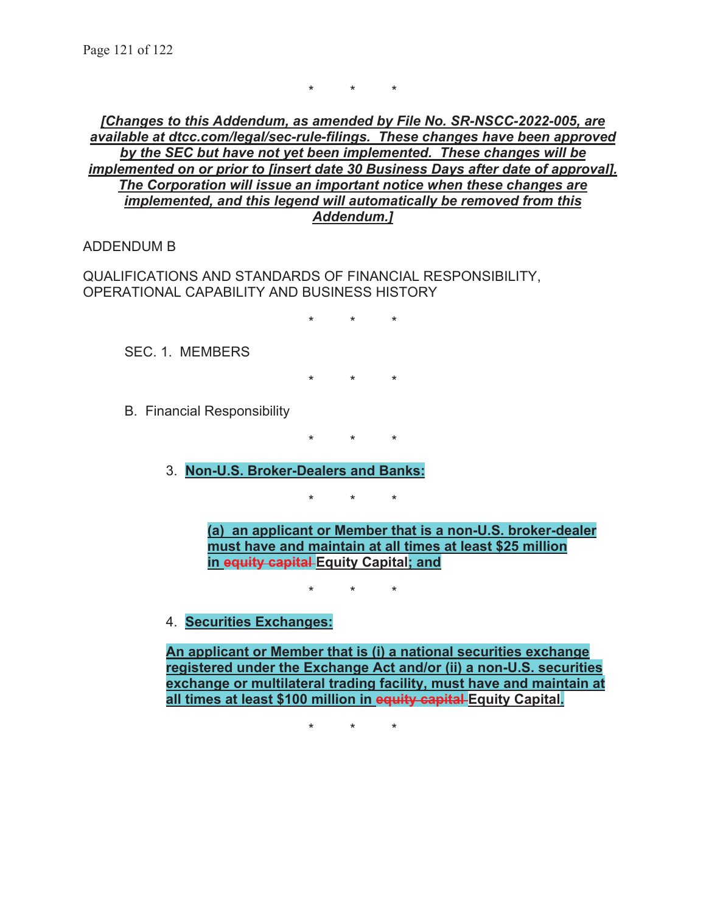* * *

***[Changes to this Addendum, as amended by File No. SR-NSCC-2022-005, are available at dtcc.com/legal/sec-rule-filings. These changes have been approved by the SEC but have not yet been implemented. These changes will be implemented on or prior to [insert date 30 Business Days after date of approval]. The Corporation will issue an important notice when these changes are implemented, and this legend will automatically be removed from this Addendum.]***

ADDENDUM B

QUALIFICATIONS AND STANDARDS OF FINANCIAL RESPONSIBILITY, OPERATIONAL CAPABILITY AND BUSINESS HISTORY

* * *

SEC. 1. MEMBERS

* * *

B. Financial Responsibility

* * *

3. **Non-U.S. Broker-Dealers and Banks:**

* * *

**(a) an applicant or Member that is a non-U.S. broker-dealer must have and maintain at all times at least $25 million in ~~equity capital~~ Equity Capital; and**

* * *

4. **Securities Exchanges:**

**An applicant or Member that is (i) a national securities exchange registered under the Exchange Act and/or (ii) a non-U.S. securities exchange or multilateral trading facility, must have and maintain at all times at least $100 million in ~~equity capital~~ Equity Capital.**

* * *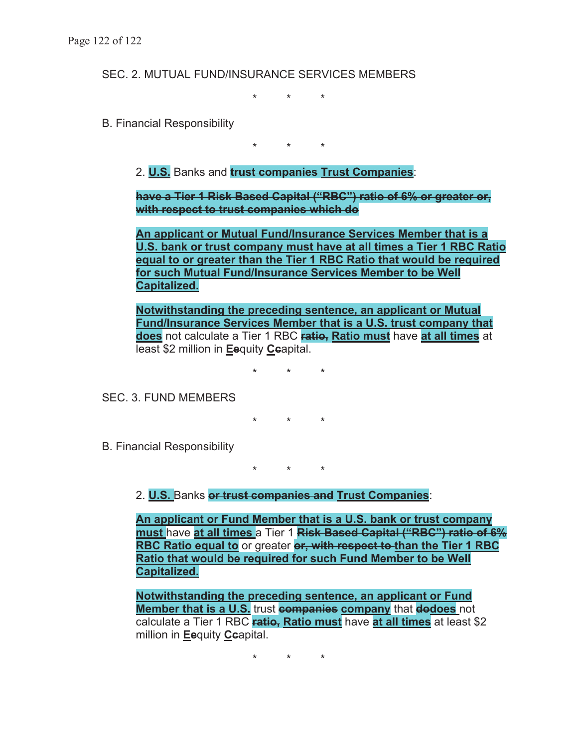SEC. 2. MUTUAL FUND/INSURANCE SERVICES MEMBERS

\*          \*          \*

B. Financial Responsibility

\*          \*          \*

2. **U.S.** Banks and ~~trust companies~~ **Trust Companies**:

~~have a Tier 1 Risk Based Capital ("RBC") ratio of 6% or greater or, with respect to trust companies which do~~

**An applicant or Mutual Fund/Insurance Services Member that is a U.S. bank or trust company must have at all times a Tier 1 RBC Ratio equal to or greater than the Tier 1 RBC Ratio that would be required for such Mutual Fund/Insurance Services Member to be Well Capitalized.**

**Notwithstanding the preceding sentence, an applicant or Mutual Fund/Insurance Services Member that is a U.S. trust company that does** not calculate a Tier 1 RBC ~~ratio,~~ **Ratio must** have **at all times** at least $2 million in **E**~~e~~quity **C**~~c~~apital.

\*          \*          \*

SEC. 3. FUND MEMBERS

\*          \*          \*

B. Financial Responsibility

\*          \*          \*

2. **U.S.** Banks ~~or trust companies and~~ **Trust Companies**:

**An applicant or Fund Member that is a U.S. bank or trust company must** have **at all times** a Tier 1 ~~Risk Based Capital ("RBC") ratio of 6%~~ **RBC Ratio equal to** or greater ~~or, with respect to~~ **than the Tier 1 RBC Ratio that would be required for such Fund Member to be Well Capitalized.**

**Notwithstanding the preceding sentence, an applicant or Fund Member that is a U.S.** trust ~~companies~~ **company** that ~~do~~**does** not calculate a Tier 1 RBC ~~ratio,~~ **Ratio must** have **at all times** at least $2 million in **E**~~e~~quity **C**~~c~~apital.

\*          \*          \*